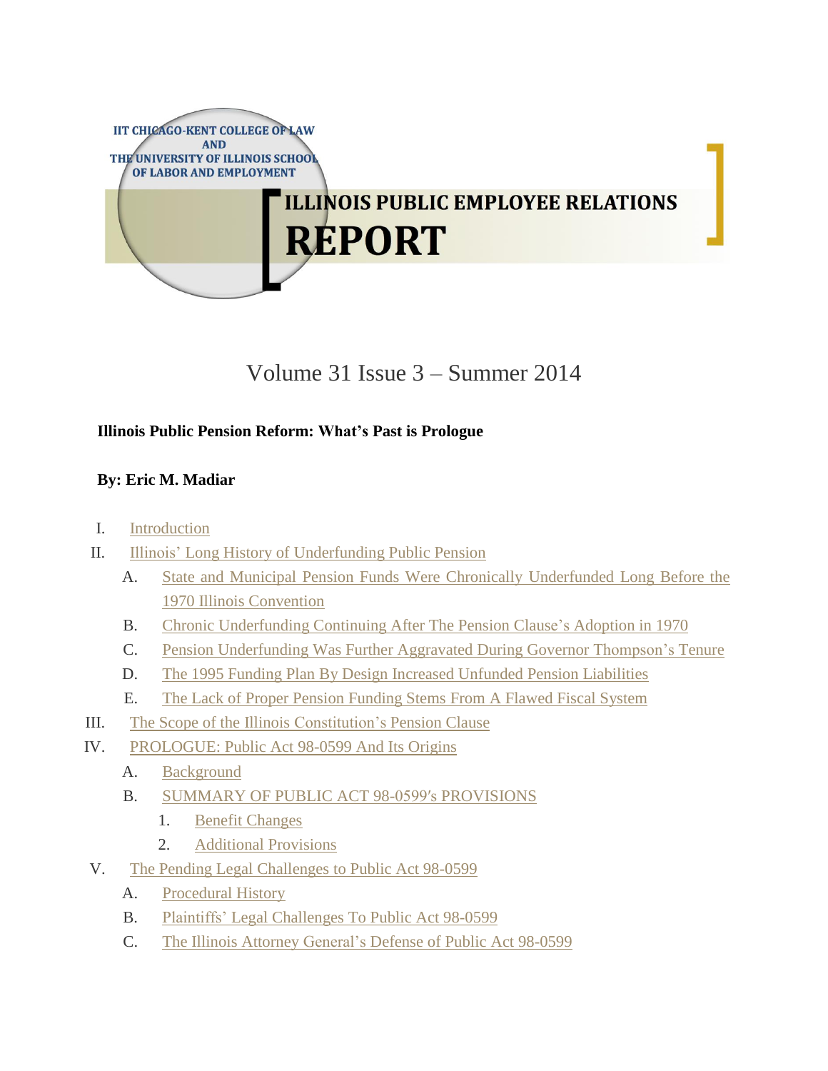IIT CHICAGO-KENT COLLEGE OF LAW
AND
THE UNIVERSITY OF ILLINOIS SCHOOL
OF LABOR AND EMPLOYMENT

# ILLINOIS PUBLIC EMPLOYEE RELATIONS REPORT

Volume 31 Issue 3 – Summer 2014

## Illinois Public Pension Reform: What's Past is Prologue

**By: Eric M. Madiar**

I. Introduction

II. Illinois' Long History of Underfunding Public Pension

  A. State and Municipal Pension Funds Were Chronically Underfunded Long Before the 1970 Illinois Convention

  B. Chronic Underfunding Continuing After The Pension Clause's Adoption in 1970

  C. Pension Underfunding Was Further Aggravated During Governor Thompson's Tenure

  D. The 1995 Funding Plan By Design Increased Unfunded Pension Liabilities

  E. The Lack of Proper Pension Funding Stems From A Flawed Fiscal System

III. The Scope of the Illinois Constitution's Pension Clause

IV. PROLOGUE: Public Act 98-0599 And Its Origins

  A. Background

  B. SUMMARY OF PUBLIC ACT 98-0599's PROVISIONS

    1. Benefit Changes

    2. Additional Provisions

V. The Pending Legal Challenges to Public Act 98-0599

  A. Procedural History

  B. Plaintiffs' Legal Challenges To Public Act 98-0599

  C. The Illinois Attorney General's Defense of Public Act 98-0599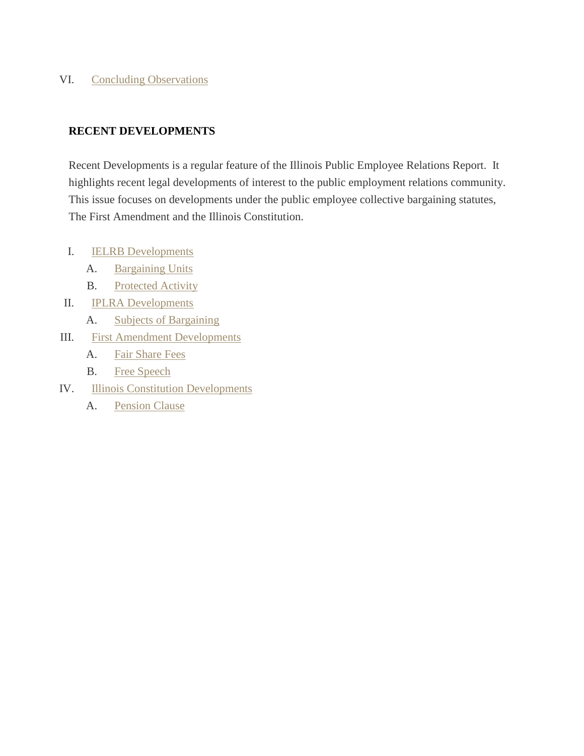VI. Concluding Observations

**RECENT DEVELOPMENTS**

Recent Developments is a regular feature of the Illinois Public Employee Relations Report. It highlights recent legal developments of interest to the public employment relations community. This issue focuses on developments under the public employee collective bargaining statutes, The First Amendment and the Illinois Constitution.

I. IELRB Developments
   - A. Bargaining Units
   - B. Protected Activity

II. IPLRA Developments
   - A. Subjects of Bargaining

III. First Amendment Developments
   - A. Fair Share Fees
   - B. Free Speech

IV. Illinois Constitution Developments
   - A. Pension Clause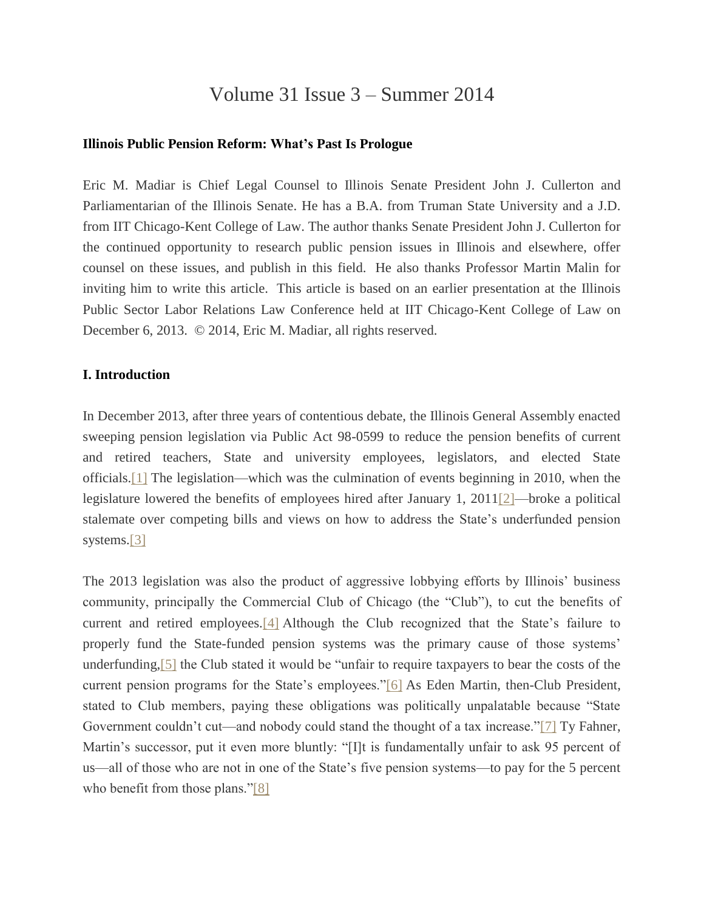# Volume 31 Issue 3 – Summer 2014

**Illinois Public Pension Reform: What's Past Is Prologue**

Eric M. Madiar is Chief Legal Counsel to Illinois Senate President John J. Cullerton and Parliamentarian of the Illinois Senate. He has a B.A. from Truman State University and a J.D. from IIT Chicago-Kent College of Law. The author thanks Senate President John J. Cullerton for the continued opportunity to research public pension issues in Illinois and elsewhere, offer counsel on these issues, and publish in this field. He also thanks Professor Martin Malin for inviting him to write this article. This article is based on an earlier presentation at the Illinois Public Sector Labor Relations Law Conference held at IIT Chicago-Kent College of Law on December 6, 2013. © 2014, Eric M. Madiar, all rights reserved.

**I. Introduction**

In December 2013, after three years of contentious debate, the Illinois General Assembly enacted sweeping pension legislation via Public Act 98-0599 to reduce the pension benefits of current and retired teachers, State and university employees, legislators, and elected State officials.[1] The legislation—which was the culmination of events beginning in 2010, when the legislature lowered the benefits of employees hired after January 1, 2011[2]—broke a political stalemate over competing bills and views on how to address the State's underfunded pension systems.[3]

The 2013 legislation was also the product of aggressive lobbying efforts by Illinois' business community, principally the Commercial Club of Chicago (the "Club"), to cut the benefits of current and retired employees.[4] Although the Club recognized that the State's failure to properly fund the State-funded pension systems was the primary cause of those systems' underfunding,[5] the Club stated it would be "unfair to require taxpayers to bear the costs of the current pension programs for the State's employees."[6] As Eden Martin, then-Club President, stated to Club members, paying these obligations was politically unpalatable because "State Government couldn't cut—and nobody could stand the thought of a tax increase."[7] Ty Fahner, Martin's successor, put it even more bluntly: "[I]t is fundamentally unfair to ask 95 percent of us—all of those who are not in one of the State's five pension systems—to pay for the 5 percent who benefit from those plans."[8]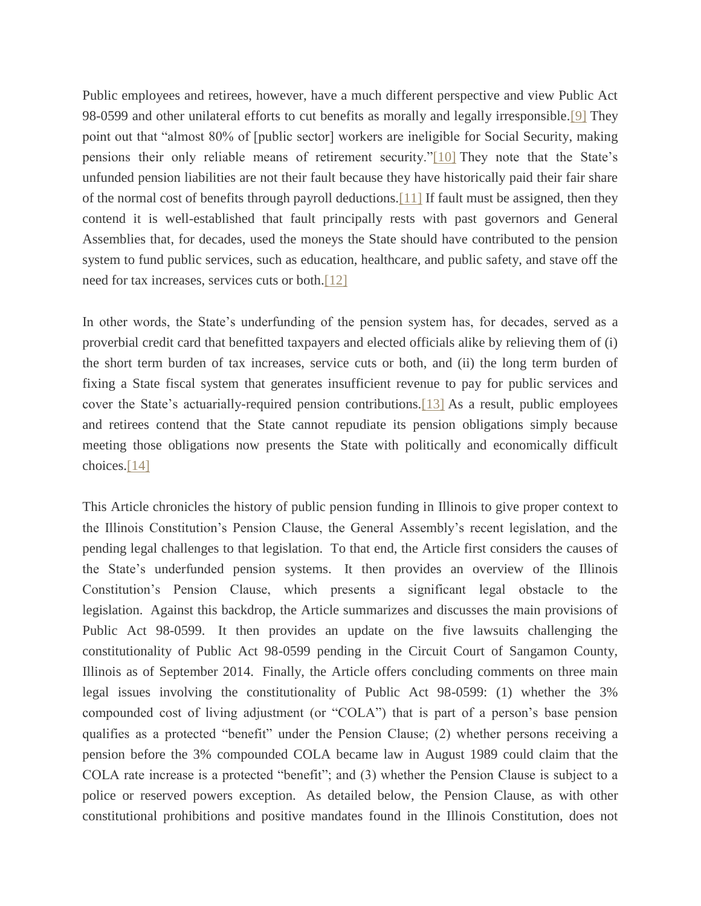Public employees and retirees, however, have a much different perspective and view Public Act 98-0599 and other unilateral efforts to cut benefits as morally and legally irresponsible.[9] They point out that "almost 80% of [public sector] workers are ineligible for Social Security, making pensions their only reliable means of retirement security."[10] They note that the State's unfunded pension liabilities are not their fault because they have historically paid their fair share of the normal cost of benefits through payroll deductions.[11] If fault must be assigned, then they contend it is well-established that fault principally rests with past governors and General Assemblies that, for decades, used the moneys the State should have contributed to the pension system to fund public services, such as education, healthcare, and public safety, and stave off the need for tax increases, services cuts or both.[12]

In other words, the State's underfunding of the pension system has, for decades, served as a proverbial credit card that benefitted taxpayers and elected officials alike by relieving them of (i) the short term burden of tax increases, service cuts or both, and (ii) the long term burden of fixing a State fiscal system that generates insufficient revenue to pay for public services and cover the State's actuarially-required pension contributions.[13] As a result, public employees and retirees contend that the State cannot repudiate its pension obligations simply because meeting those obligations now presents the State with politically and economically difficult choices.[14]

This Article chronicles the history of public pension funding in Illinois to give proper context to the Illinois Constitution's Pension Clause, the General Assembly's recent legislation, and the pending legal challenges to that legislation. To that end, the Article first considers the causes of the State's underfunded pension systems. It then provides an overview of the Illinois Constitution's Pension Clause, which presents a significant legal obstacle to the legislation. Against this backdrop, the Article summarizes and discusses the main provisions of Public Act 98-0599. It then provides an update on the five lawsuits challenging the constitutionality of Public Act 98-0599 pending in the Circuit Court of Sangamon County, Illinois as of September 2014. Finally, the Article offers concluding comments on three main legal issues involving the constitutionality of Public Act 98-0599: (1) whether the 3% compounded cost of living adjustment (or "COLA") that is part of a person's base pension qualifies as a protected "benefit" under the Pension Clause; (2) whether persons receiving a pension before the 3% compounded COLA became law in August 1989 could claim that the COLA rate increase is a protected "benefit"; and (3) whether the Pension Clause is subject to a police or reserved powers exception. As detailed below, the Pension Clause, as with other constitutional prohibitions and positive mandates found in the Illinois Constitution, does not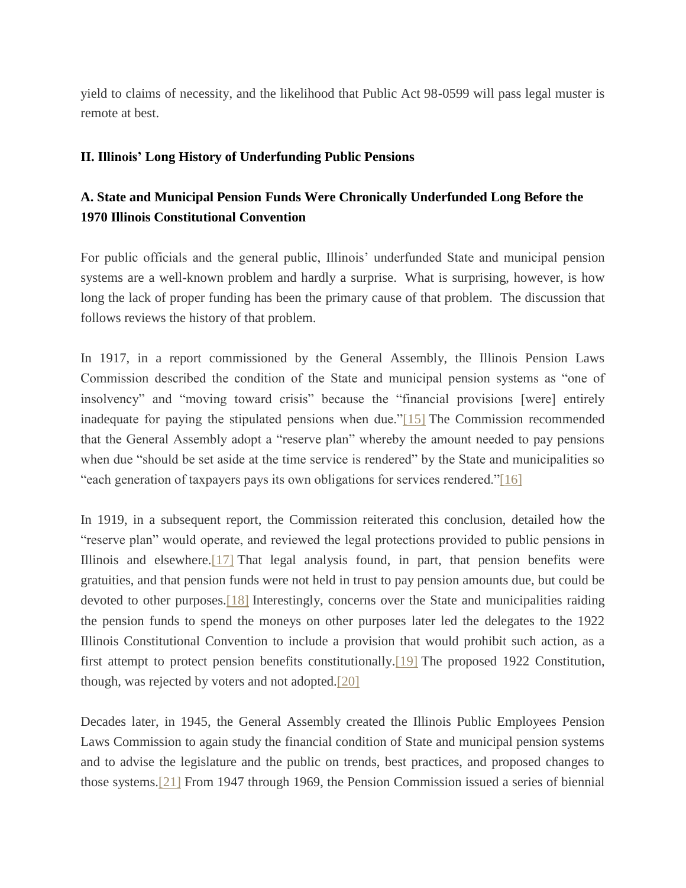yield to claims of necessity, and the likelihood that Public Act 98-0599 will pass legal muster is remote at best.

## II. Illinois' Long History of Underfunding Public Pensions

### A. State and Municipal Pension Funds Were Chronically Underfunded Long Before the 1970 Illinois Constitutional Convention

For public officials and the general public, Illinois' underfunded State and municipal pension systems are a well-known problem and hardly a surprise. What is surprising, however, is how long the lack of proper funding has been the primary cause of that problem. The discussion that follows reviews the history of that problem.

In 1917, in a report commissioned by the General Assembly, the Illinois Pension Laws Commission described the condition of the State and municipal pension systems as "one of insolvency" and "moving toward crisis" because the "financial provisions [were] entirely inadequate for paying the stipulated pensions when due."[15] The Commission recommended that the General Assembly adopt a "reserve plan" whereby the amount needed to pay pensions when due "should be set aside at the time service is rendered" by the State and municipalities so "each generation of taxpayers pays its own obligations for services rendered."[16]

In 1919, in a subsequent report, the Commission reiterated this conclusion, detailed how the "reserve plan" would operate, and reviewed the legal protections provided to public pensions in Illinois and elsewhere.[17] That legal analysis found, in part, that pension benefits were gratuities, and that pension funds were not held in trust to pay pension amounts due, but could be devoted to other purposes.[18] Interestingly, concerns over the State and municipalities raiding the pension funds to spend the moneys on other purposes later led the delegates to the 1922 Illinois Constitutional Convention to include a provision that would prohibit such action, as a first attempt to protect pension benefits constitutionally.[19] The proposed 1922 Constitution, though, was rejected by voters and not adopted.[20]

Decades later, in 1945, the General Assembly created the Illinois Public Employees Pension Laws Commission to again study the financial condition of State and municipal pension systems and to advise the legislature and the public on trends, best practices, and proposed changes to those systems.[21] From 1947 through 1969, the Pension Commission issued a series of biennial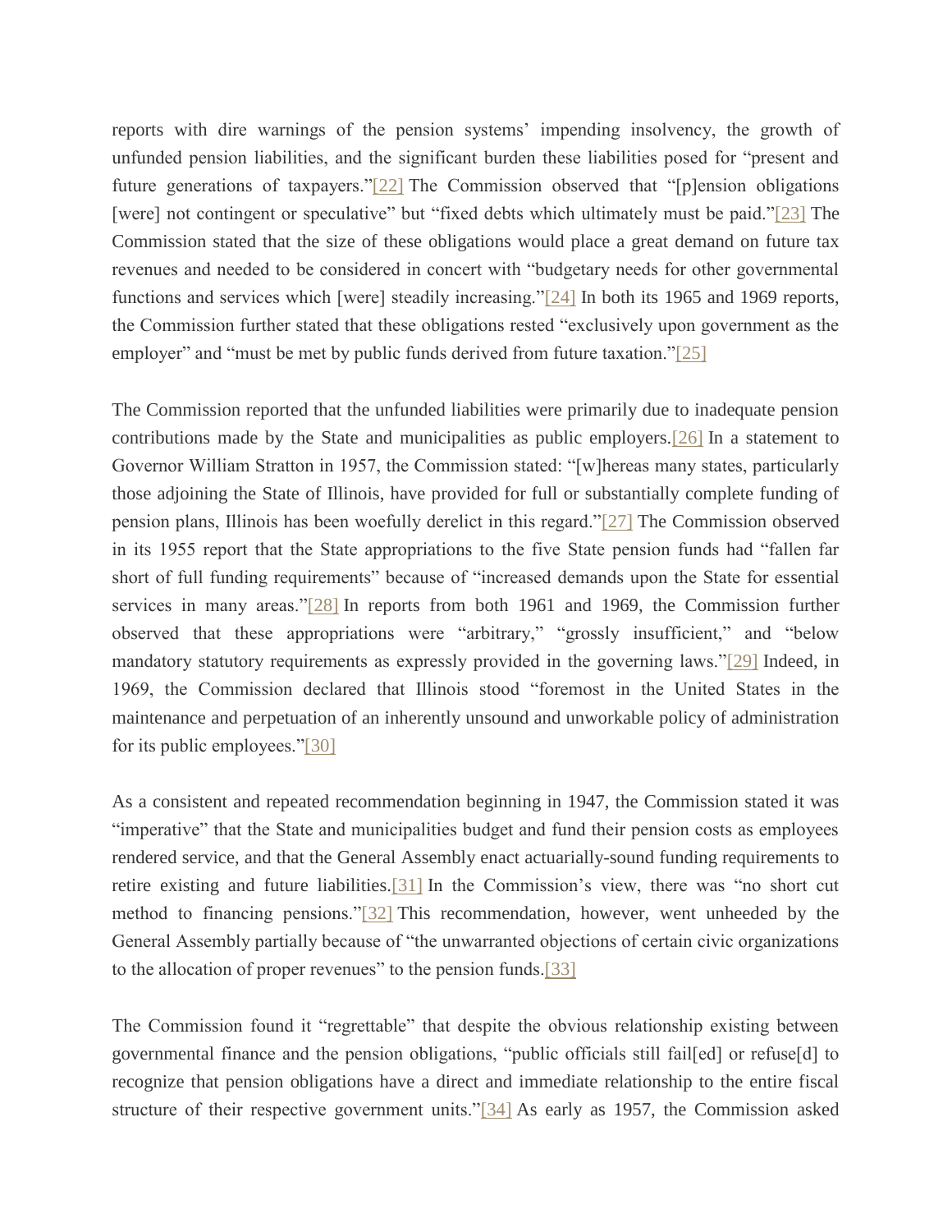reports with dire warnings of the pension systems' impending insolvency, the growth of unfunded pension liabilities, and the significant burden these liabilities posed for "present and future generations of taxpayers."[22] The Commission observed that "[p]ension obligations [were] not contingent or speculative" but "fixed debts which ultimately must be paid."[23] The Commission stated that the size of these obligations would place a great demand on future tax revenues and needed to be considered in concert with "budgetary needs for other governmental functions and services which [were] steadily increasing."[24] In both its 1965 and 1969 reports, the Commission further stated that these obligations rested "exclusively upon government as the employer" and "must be met by public funds derived from future taxation."[25]

The Commission reported that the unfunded liabilities were primarily due to inadequate pension contributions made by the State and municipalities as public employers.[26] In a statement to Governor William Stratton in 1957, the Commission stated: "[w]hereas many states, particularly those adjoining the State of Illinois, have provided for full or substantially complete funding of pension plans, Illinois has been woefully derelict in this regard."[27] The Commission observed in its 1955 report that the State appropriations to the five State pension funds had "fallen far short of full funding requirements" because of "increased demands upon the State for essential services in many areas."[28] In reports from both 1961 and 1969, the Commission further observed that these appropriations were "arbitrary," "grossly insufficient," and "below mandatory statutory requirements as expressly provided in the governing laws."[29] Indeed, in 1969, the Commission declared that Illinois stood "foremost in the United States in the maintenance and perpetuation of an inherently unsound and unworkable policy of administration for its public employees."[30]

As a consistent and repeated recommendation beginning in 1947, the Commission stated it was "imperative" that the State and municipalities budget and fund their pension costs as employees rendered service, and that the General Assembly enact actuarially-sound funding requirements to retire existing and future liabilities.[31] In the Commission's view, there was "no short cut method to financing pensions."[32] This recommendation, however, went unheeded by the General Assembly partially because of "the unwarranted objections of certain civic organizations to the allocation of proper revenues" to the pension funds.[33]

The Commission found it "regrettable" that despite the obvious relationship existing between governmental finance and the pension obligations, "public officials still fail[ed] or refuse[d] to recognize that pension obligations have a direct and immediate relationship to the entire fiscal structure of their respective government units."[34] As early as 1957, the Commission asked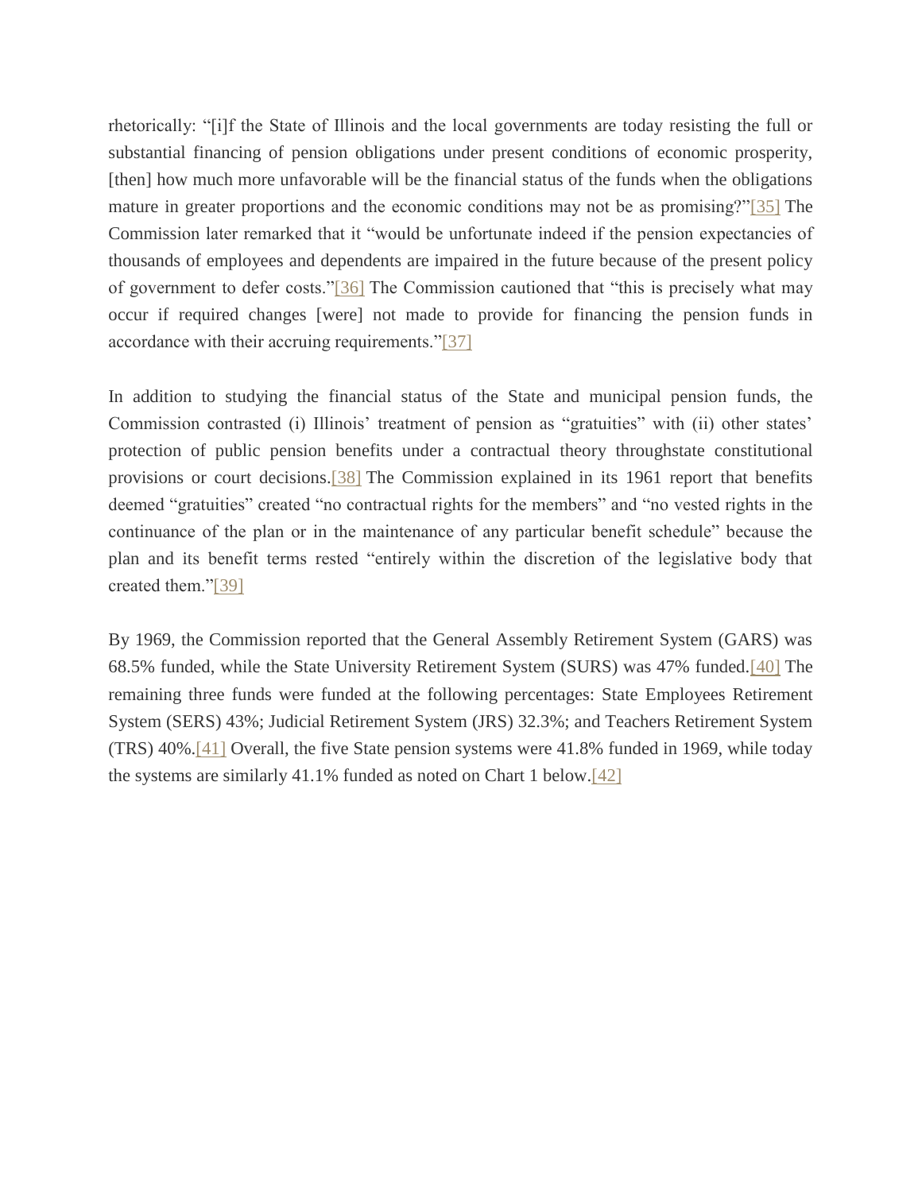rhetorically: "[i]f the State of Illinois and the local governments are today resisting the full or substantial financing of pension obligations under present conditions of economic prosperity, [then] how much more unfavorable will be the financial status of the funds when the obligations mature in greater proportions and the economic conditions may not be as promising?"[35] The Commission later remarked that it "would be unfortunate indeed if the pension expectancies of thousands of employees and dependents are impaired in the future because of the present policy of government to defer costs."[36] The Commission cautioned that "this is precisely what may occur if required changes [were] not made to provide for financing the pension funds in accordance with their accruing requirements."[37]

In addition to studying the financial status of the State and municipal pension funds, the Commission contrasted (i) Illinois' treatment of pension as "gratuities" with (ii) other states' protection of public pension benefits under a contractual theory throughstate constitutional provisions or court decisions.[38] The Commission explained in its 1961 report that benefits deemed "gratuities" created "no contractual rights for the members" and "no vested rights in the continuance of the plan or in the maintenance of any particular benefit schedule" because the plan and its benefit terms rested "entirely within the discretion of the legislative body that created them."[39]

By 1969, the Commission reported that the General Assembly Retirement System (GARS) was 68.5% funded, while the State University Retirement System (SURS) was 47% funded.[40] The remaining three funds were funded at the following percentages: State Employees Retirement System (SERS) 43%; Judicial Retirement System (JRS) 32.3%; and Teachers Retirement System (TRS) 40%.[41] Overall, the five State pension systems were 41.8% funded in 1969, while today the systems are similarly 41.1% funded as noted on Chart 1 below.[42]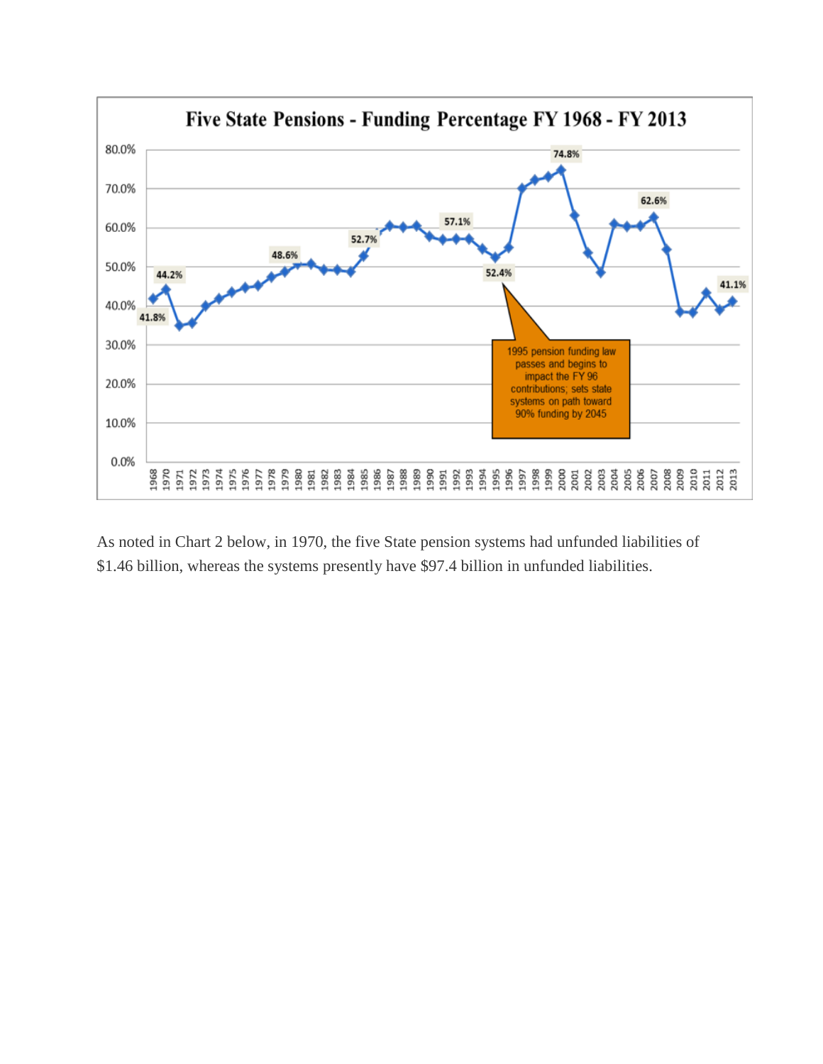**Five State Pensions - Funding Percentage FY 1968 - FY 2013**

1995 pension funding law passes and begins to impact the FY 96 contributions; sets state systems on path toward 90% funding by 2045

As noted in Chart 2 below, in 1970, the five State pension systems had unfunded liabilities of $1.46 billion, whereas the systems presently have $97.4 billion in unfunded liabilities.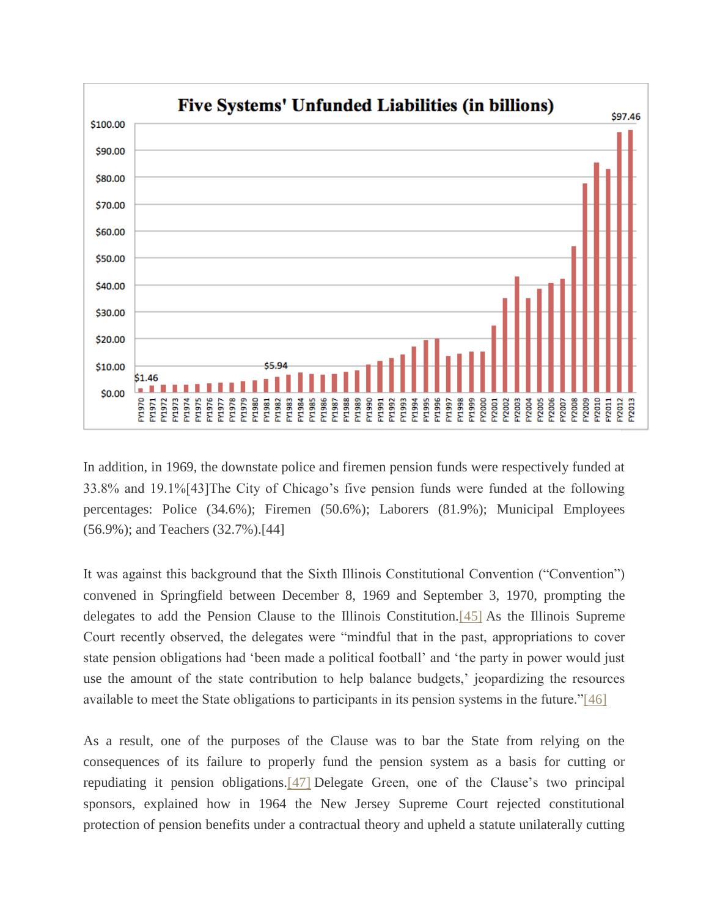**Five Systems' Unfunded Liabilities (in billions)**

In addition, in 1969, the downstate police and firemen pension funds were respectively funded at 33.8% and 19.1%[43]The City of Chicago's five pension funds were funded at the following percentages: Police (34.6%); Firemen (50.6%); Laborers (81.9%); Municipal Employees (56.9%); and Teachers (32.7%).[44]

It was against this background that the Sixth Illinois Constitutional Convention ("Convention") convened in Springfield between December 8, 1969 and September 3, 1970, prompting the delegates to add the Pension Clause to the Illinois Constitution.[45] As the Illinois Supreme Court recently observed, the delegates were "mindful that in the past, appropriations to cover state pension obligations had 'been made a political football' and 'the party in power would just use the amount of the state contribution to help balance budgets,' jeopardizing the resources available to meet the State obligations to participants in its pension systems in the future."[46]

As a result, one of the purposes of the Clause was to bar the State from relying on the consequences of its failure to properly fund the pension system as a basis for cutting or repudiating it pension obligations.[47] Delegate Green, one of the Clause's two principal sponsors, explained how in 1964 the New Jersey Supreme Court rejected constitutional protection of pension benefits under a contractual theory and upheld a statute unilaterally cutting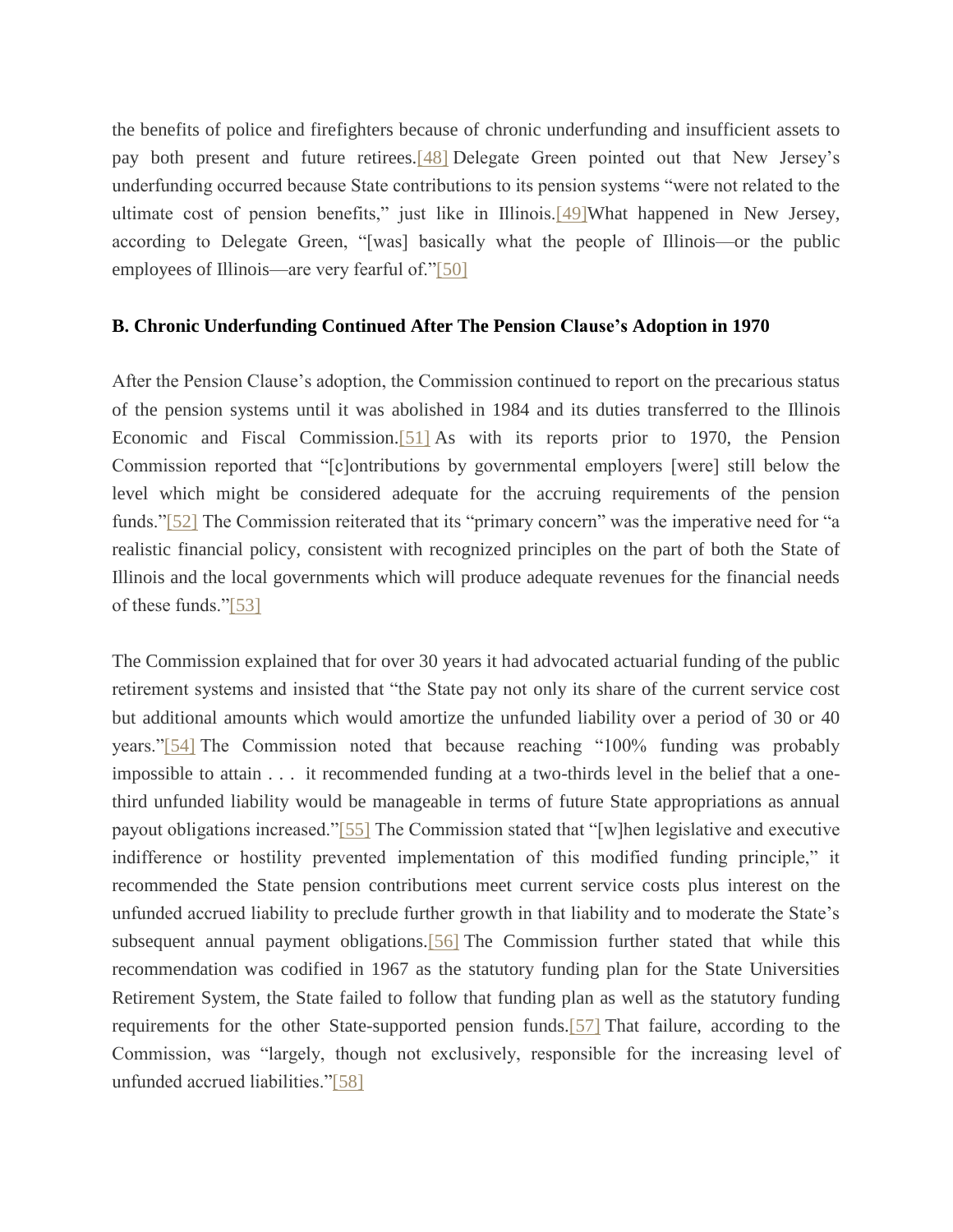the benefits of police and firefighters because of chronic underfunding and insufficient assets to pay both present and future retirees.[48] Delegate Green pointed out that New Jersey's underfunding occurred because State contributions to its pension systems "were not related to the ultimate cost of pension benefits," just like in Illinois.[49]What happened in New Jersey, according to Delegate Green, "[was] basically what the people of Illinois—or the public employees of Illinois—are very fearful of."[50]

**B. Chronic Underfunding Continued After The Pension Clause's Adoption in 1970**

After the Pension Clause's adoption, the Commission continued to report on the precarious status of the pension systems until it was abolished in 1984 and its duties transferred to the Illinois Economic and Fiscal Commission.[51] As with its reports prior to 1970, the Pension Commission reported that "[c]ontributions by governmental employers [were] still below the level which might be considered adequate for the accruing requirements of the pension funds."[52] The Commission reiterated that its "primary concern" was the imperative need for "a realistic financial policy, consistent with recognized principles on the part of both the State of Illinois and the local governments which will produce adequate revenues for the financial needs of these funds."[53]

The Commission explained that for over 30 years it had advocated actuarial funding of the public retirement systems and insisted that "the State pay not only its share of the current service cost but additional amounts which would amortize the unfunded liability over a period of 30 or 40 years."[54] The Commission noted that because reaching "100% funding was probably impossible to attain . . . it recommended funding at a two-thirds level in the belief that a one-third unfunded liability would be manageable in terms of future State appropriations as annual payout obligations increased."[55] The Commission stated that "[w]hen legislative and executive indifference or hostility prevented implementation of this modified funding principle," it recommended the State pension contributions meet current service costs plus interest on the unfunded accrued liability to preclude further growth in that liability and to moderate the State's subsequent annual payment obligations.[56] The Commission further stated that while this recommendation was codified in 1967 as the statutory funding plan for the State Universities Retirement System, the State failed to follow that funding plan as well as the statutory funding requirements for the other State-supported pension funds.[57] That failure, according to the Commission, was "largely, though not exclusively, responsible for the increasing level of unfunded accrued liabilities."[58]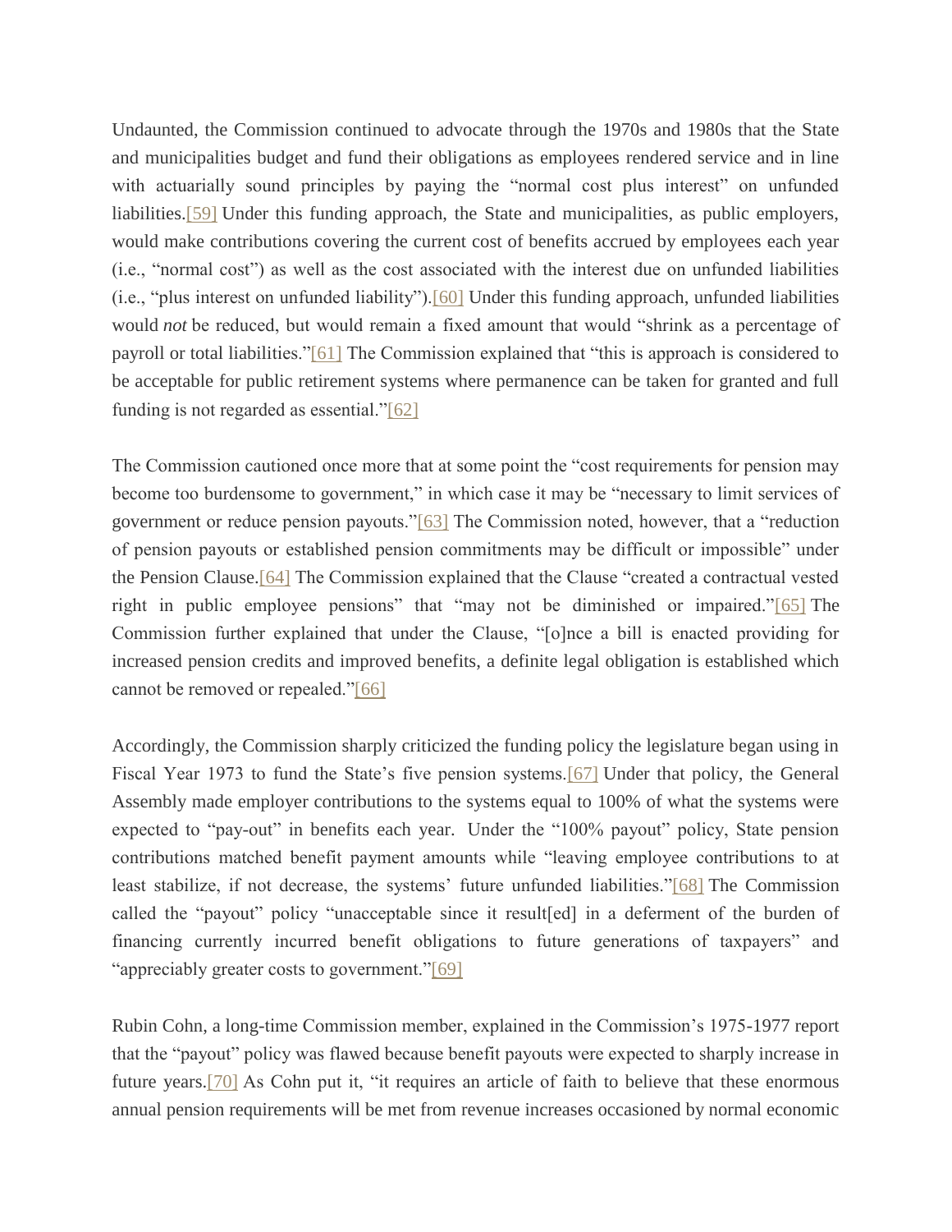Undaunted, the Commission continued to advocate through the 1970s and 1980s that the State and municipalities budget and fund their obligations as employees rendered service and in line with actuarially sound principles by paying the "normal cost plus interest" on unfunded liabilities.[59] Under this funding approach, the State and municipalities, as public employers, would make contributions covering the current cost of benefits accrued by employees each year (i.e., "normal cost") as well as the cost associated with the interest due on unfunded liabilities (i.e., "plus interest on unfunded liability").[60] Under this funding approach, unfunded liabilities would *not* be reduced, but would remain a fixed amount that would "shrink as a percentage of payroll or total liabilities."[61] The Commission explained that "this is approach is considered to be acceptable for public retirement systems where permanence can be taken for granted and full funding is not regarded as essential."[62]

The Commission cautioned once more that at some point the "cost requirements for pension may become too burdensome to government," in which case it may be "necessary to limit services of government or reduce pension payouts."[63] The Commission noted, however, that a "reduction of pension payouts or established pension commitments may be difficult or impossible" under the Pension Clause.[64] The Commission explained that the Clause "created a contractual vested right in public employee pensions" that "may not be diminished or impaired."[65] The Commission further explained that under the Clause, "[o]nce a bill is enacted providing for increased pension credits and improved benefits, a definite legal obligation is established which cannot be removed or repealed."[66]

Accordingly, the Commission sharply criticized the funding policy the legislature began using in Fiscal Year 1973 to fund the State's five pension systems.[67] Under that policy, the General Assembly made employer contributions to the systems equal to 100% of what the systems were expected to "pay-out" in benefits each year. Under the "100% payout" policy, State pension contributions matched benefit payment amounts while "leaving employee contributions to at least stabilize, if not decrease, the systems' future unfunded liabilities."[68] The Commission called the "payout" policy "unacceptable since it result[ed] in a deferment of the burden of financing currently incurred benefit obligations to future generations of taxpayers" and "appreciably greater costs to government."[69]

Rubin Cohn, a long-time Commission member, explained in the Commission's 1975-1977 report that the "payout" policy was flawed because benefit payouts were expected to sharply increase in future years.[70] As Cohn put it, "it requires an article of faith to believe that these enormous annual pension requirements will be met from revenue increases occasioned by normal economic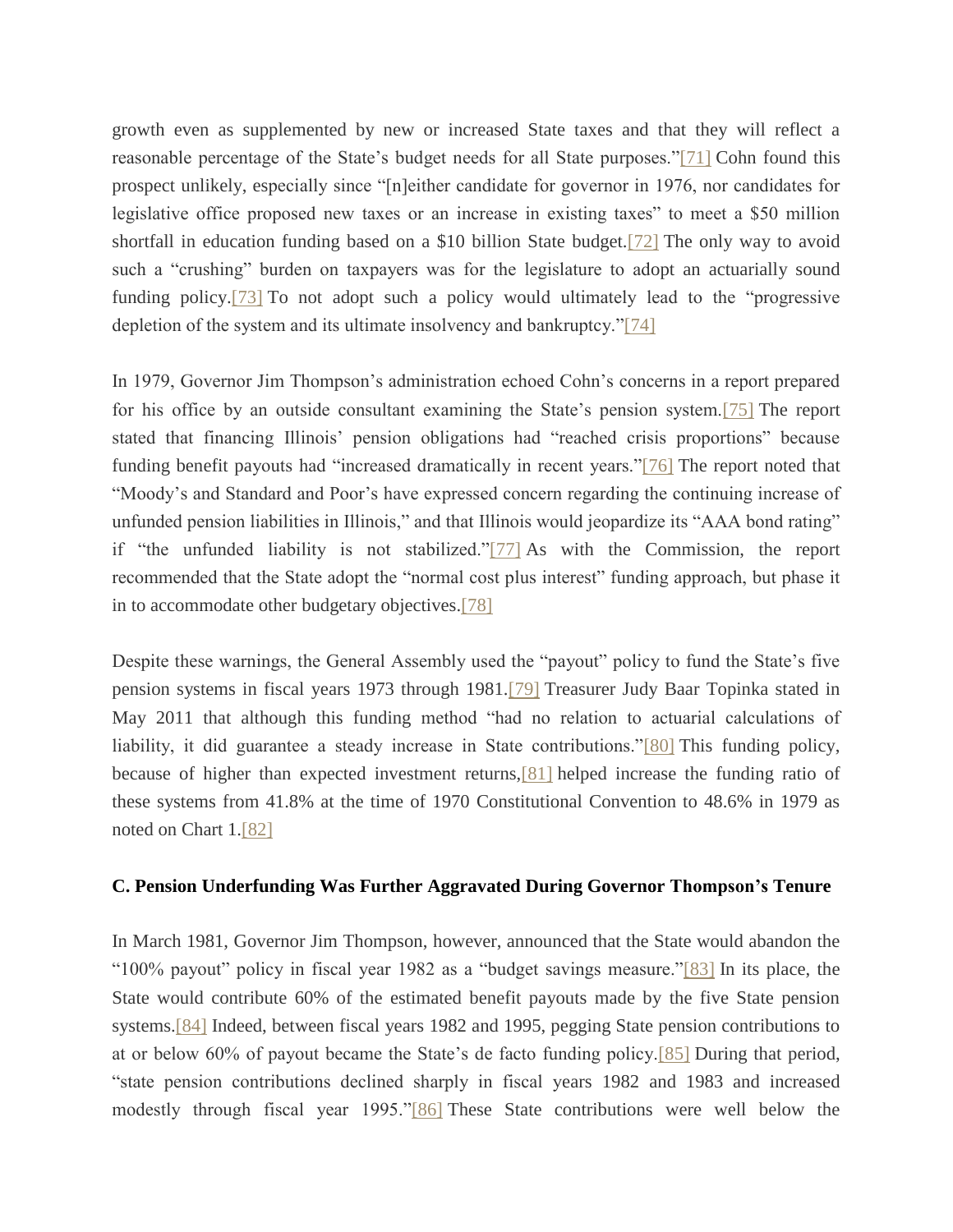growth even as supplemented by new or increased State taxes and that they will reflect a reasonable percentage of the State's budget needs for all State purposes."[71] Cohn found this prospect unlikely, especially since "[n]either candidate for governor in 1976, nor candidates for legislative office proposed new taxes or an increase in existing taxes" to meet a $50 million shortfall in education funding based on a $10 billion State budget.[72] The only way to avoid such a "crushing" burden on taxpayers was for the legislature to adopt an actuarially sound funding policy.[73] To not adopt such a policy would ultimately lead to the "progressive depletion of the system and its ultimate insolvency and bankruptcy."[74]

In 1979, Governor Jim Thompson's administration echoed Cohn's concerns in a report prepared for his office by an outside consultant examining the State's pension system.[75] The report stated that financing Illinois' pension obligations had "reached crisis proportions" because funding benefit payouts had "increased dramatically in recent years."[76] The report noted that "Moody's and Standard and Poor's have expressed concern regarding the continuing increase of unfunded pension liabilities in Illinois," and that Illinois would jeopardize its "AAA bond rating" if "the unfunded liability is not stabilized."[77] As with the Commission, the report recommended that the State adopt the "normal cost plus interest" funding approach, but phase it in to accommodate other budgetary objectives.[78]

Despite these warnings, the General Assembly used the "payout" policy to fund the State's five pension systems in fiscal years 1973 through 1981.[79] Treasurer Judy Baar Topinka stated in May 2011 that although this funding method "had no relation to actuarial calculations of liability, it did guarantee a steady increase in State contributions."[80] This funding policy, because of higher than expected investment returns,[81] helped increase the funding ratio of these systems from 41.8% at the time of 1970 Constitutional Convention to 48.6% in 1979 as noted on Chart 1.[82]

### C. Pension Underfunding Was Further Aggravated During Governor Thompson's Tenure

In March 1981, Governor Jim Thompson, however, announced that the State would abandon the "100% payout" policy in fiscal year 1982 as a "budget savings measure."[83] In its place, the State would contribute 60% of the estimated benefit payouts made by the five State pension systems.[84] Indeed, between fiscal years 1982 and 1995, pegging State pension contributions to at or below 60% of payout became the State's de facto funding policy.[85] During that period, "state pension contributions declined sharply in fiscal years 1982 and 1983 and increased modestly through fiscal year 1995."[86] These State contributions were well below the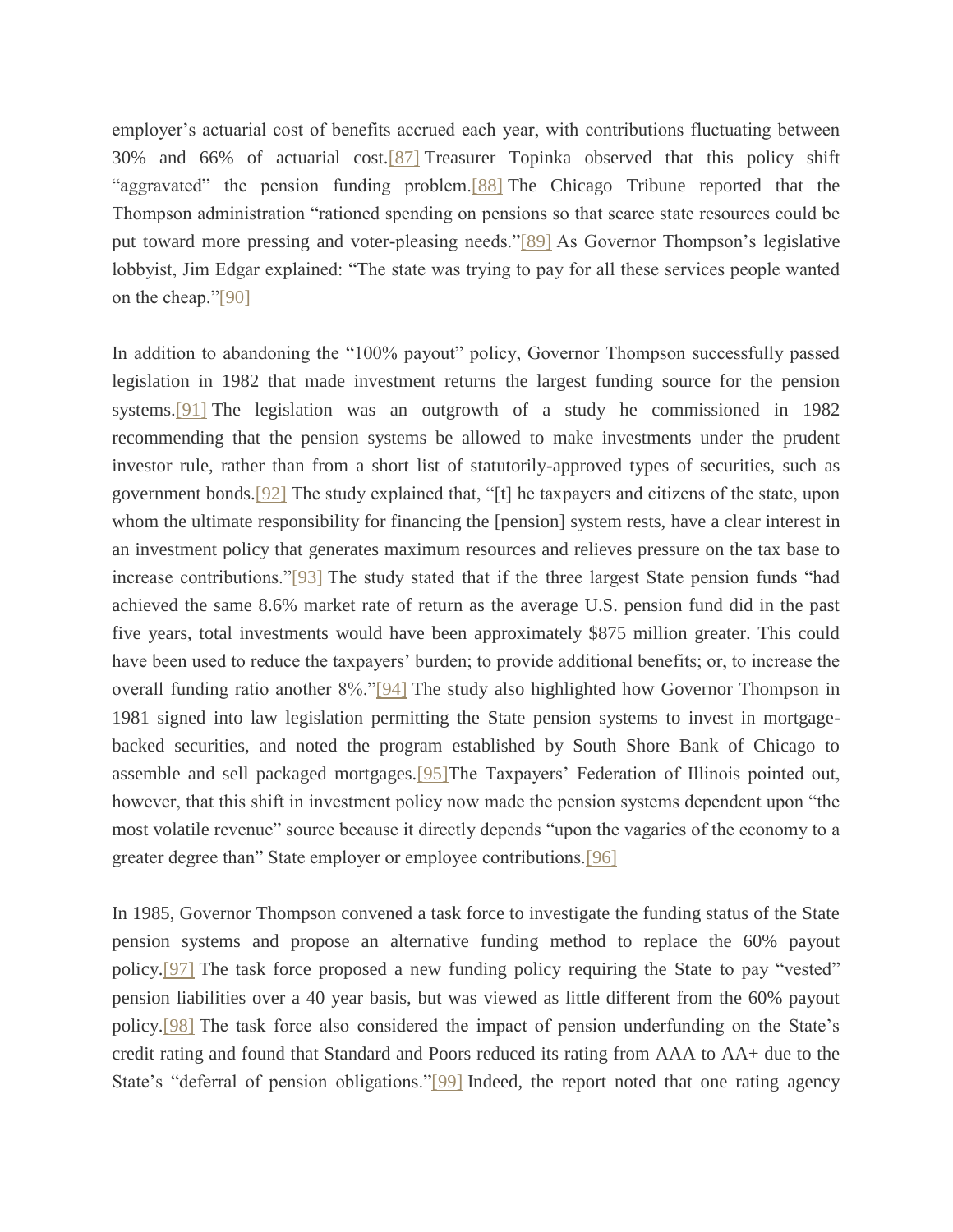employer's actuarial cost of benefits accrued each year, with contributions fluctuating between 30% and 66% of actuarial cost.[87] Treasurer Topinka observed that this policy shift "aggravated" the pension funding problem.[88] The Chicago Tribune reported that the Thompson administration "rationed spending on pensions so that scarce state resources could be put toward more pressing and voter-pleasing needs."[89] As Governor Thompson's legislative lobbyist, Jim Edgar explained: "The state was trying to pay for all these services people wanted on the cheap."[90]

In addition to abandoning the "100% payout" policy, Governor Thompson successfully passed legislation in 1982 that made investment returns the largest funding source for the pension systems.[91] The legislation was an outgrowth of a study he commissioned in 1982 recommending that the pension systems be allowed to make investments under the prudent investor rule, rather than from a short list of statutorily-approved types of securities, such as government bonds.[92] The study explained that, "[t] he taxpayers and citizens of the state, upon whom the ultimate responsibility for financing the [pension] system rests, have a clear interest in an investment policy that generates maximum resources and relieves pressure on the tax base to increase contributions."[93] The study stated that if the three largest State pension funds "had achieved the same 8.6% market rate of return as the average U.S. pension fund did in the past five years, total investments would have been approximately $875 million greater. This could have been used to reduce the taxpayers' burden; to provide additional benefits; or, to increase the overall funding ratio another 8%."[94] The study also highlighted how Governor Thompson in 1981 signed into law legislation permitting the State pension systems to invest in mortgage-backed securities, and noted the program established by South Shore Bank of Chicago to assemble and sell packaged mortgages.[95]The Taxpayers' Federation of Illinois pointed out, however, that this shift in investment policy now made the pension systems dependent upon "the most volatile revenue" source because it directly depends "upon the vagaries of the economy to a greater degree than" State employer or employee contributions.[96]

In 1985, Governor Thompson convened a task force to investigate the funding status of the State pension systems and propose an alternative funding method to replace the 60% payout policy.[97] The task force proposed a new funding policy requiring the State to pay "vested" pension liabilities over a 40 year basis, but was viewed as little different from the 60% payout policy.[98] The task force also considered the impact of pension underfunding on the State's credit rating and found that Standard and Poors reduced its rating from AAA to AA+ due to the State's "deferral of pension obligations."[99] Indeed, the report noted that one rating agency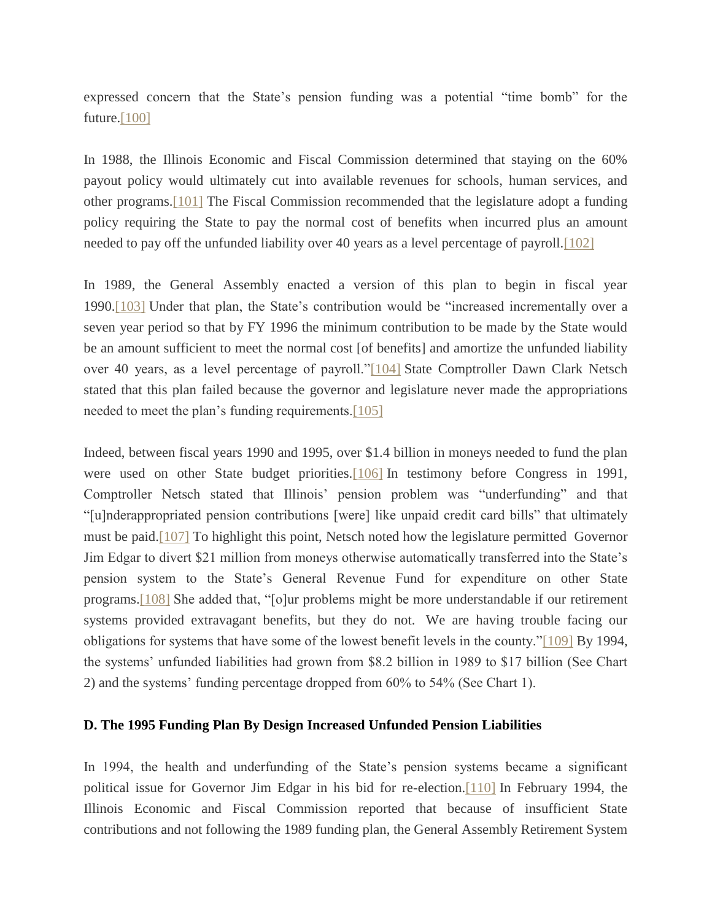expressed concern that the State's pension funding was a potential "time bomb" for the future.[100]

In 1988, the Illinois Economic and Fiscal Commission determined that staying on the 60% payout policy would ultimately cut into available revenues for schools, human services, and other programs.[101] The Fiscal Commission recommended that the legislature adopt a funding policy requiring the State to pay the normal cost of benefits when incurred plus an amount needed to pay off the unfunded liability over 40 years as a level percentage of payroll.[102]

In 1989, the General Assembly enacted a version of this plan to begin in fiscal year 1990.[103] Under that plan, the State's contribution would be "increased incrementally over a seven year period so that by FY 1996 the minimum contribution to be made by the State would be an amount sufficient to meet the normal cost [of benefits] and amortize the unfunded liability over 40 years, as a level percentage of payroll."[104] State Comptroller Dawn Clark Netsch stated that this plan failed because the governor and legislature never made the appropriations needed to meet the plan's funding requirements.[105]

Indeed, between fiscal years 1990 and 1995, over $1.4 billion in moneys needed to fund the plan were used on other State budget priorities.[106] In testimony before Congress in 1991, Comptroller Netsch stated that Illinois' pension problem was "underfunding" and that "[u]nderappropriated pension contributions [were] like unpaid credit card bills" that ultimately must be paid.[107] To highlight this point, Netsch noted how the legislature permitted Governor Jim Edgar to divert $21 million from moneys otherwise automatically transferred into the State's pension system to the State's General Revenue Fund for expenditure on other State programs.[108] She added that, "[o]ur problems might be more understandable if our retirement systems provided extravagant benefits, but they do not. We are having trouble facing our obligations for systems that have some of the lowest benefit levels in the county."[109] By 1994, the systems' unfunded liabilities had grown from $8.2 billion in 1989 to $17 billion (See Chart 2) and the systems' funding percentage dropped from 60% to 54% (See Chart 1).

**D. The 1995 Funding Plan By Design Increased Unfunded Pension Liabilities**

In 1994, the health and underfunding of the State's pension systems became a significant political issue for Governor Jim Edgar in his bid for re-election.[110] In February 1994, the Illinois Economic and Fiscal Commission reported that because of insufficient State contributions and not following the 1989 funding plan, the General Assembly Retirement System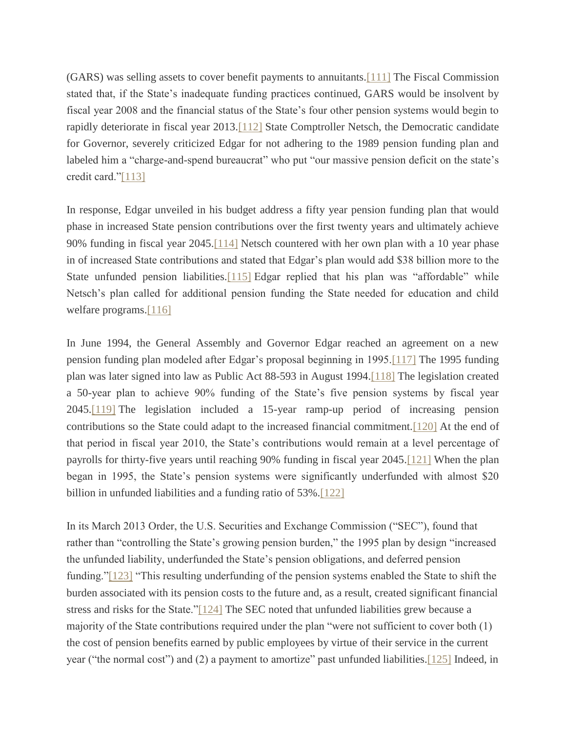(GARS) was selling assets to cover benefit payments to annuitants.[111] The Fiscal Commission stated that, if the State's inadequate funding practices continued, GARS would be insolvent by fiscal year 2008 and the financial status of the State's four other pension systems would begin to rapidly deteriorate in fiscal year 2013.[112] State Comptroller Netsch, the Democratic candidate for Governor, severely criticized Edgar for not adhering to the 1989 pension funding plan and labeled him a "charge-and-spend bureaucrat" who put "our massive pension deficit on the state's credit card."[113]

In response, Edgar unveiled in his budget address a fifty year pension funding plan that would phase in increased State pension contributions over the first twenty years and ultimately achieve 90% funding in fiscal year 2045.[114] Netsch countered with her own plan with a 10 year phase in of increased State contributions and stated that Edgar's plan would add $38 billion more to the State unfunded pension liabilities.[115] Edgar replied that his plan was "affordable" while Netsch's plan called for additional pension funding the State needed for education and child welfare programs.[116]

In June 1994, the General Assembly and Governor Edgar reached an agreement on a new pension funding plan modeled after Edgar's proposal beginning in 1995.[117] The 1995 funding plan was later signed into law as Public Act 88-593 in August 1994.[118] The legislation created a 50-year plan to achieve 90% funding of the State's five pension systems by fiscal year 2045.[119] The legislation included a 15-year ramp-up period of increasing pension contributions so the State could adapt to the increased financial commitment.[120] At the end of that period in fiscal year 2010, the State's contributions would remain at a level percentage of payrolls for thirty-five years until reaching 90% funding in fiscal year 2045.[121] When the plan began in 1995, the State's pension systems were significantly underfunded with almost $20 billion in unfunded liabilities and a funding ratio of 53%.[122]

In its March 2013 Order, the U.S. Securities and Exchange Commission ("SEC"), found that rather than "controlling the State's growing pension burden," the 1995 plan by design "increased the unfunded liability, underfunded the State's pension obligations, and deferred pension funding."[123] "This resulting underfunding of the pension systems enabled the State to shift the burden associated with its pension costs to the future and, as a result, created significant financial stress and risks for the State."[124] The SEC noted that unfunded liabilities grew because a majority of the State contributions required under the plan "were not sufficient to cover both (1) the cost of pension benefits earned by public employees by virtue of their service in the current year ("the normal cost") and (2) a payment to amortize" past unfunded liabilities.[125] Indeed, in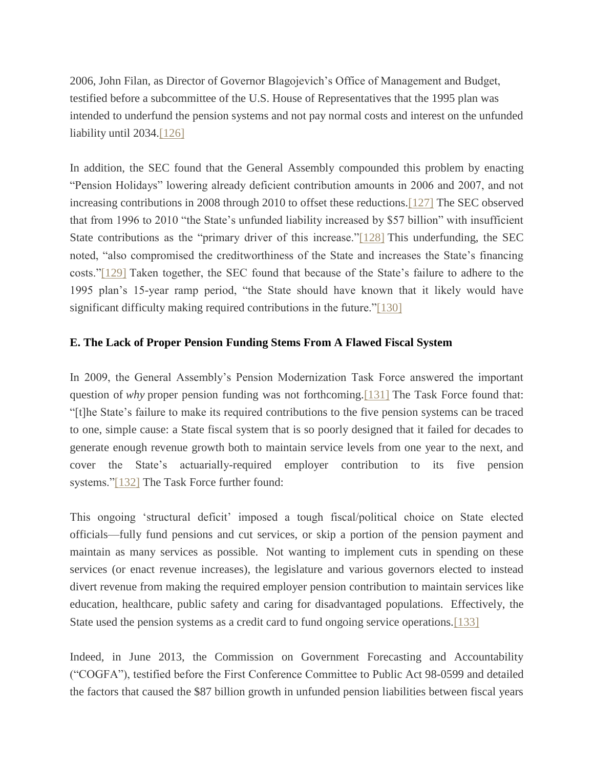2006, John Filan, as Director of Governor Blagojevich's Office of Management and Budget, testified before a subcommittee of the U.S. House of Representatives that the 1995 plan was intended to underfund the pension systems and not pay normal costs and interest on the unfunded liability until 2034.[126]

In addition, the SEC found that the General Assembly compounded this problem by enacting "Pension Holidays" lowering already deficient contribution amounts in 2006 and 2007, and not increasing contributions in 2008 through 2010 to offset these reductions.[127] The SEC observed that from 1996 to 2010 "the State's unfunded liability increased by $57 billion" with insufficient State contributions as the "primary driver of this increase."[128] This underfunding, the SEC noted, "also compromised the creditworthiness of the State and increases the State's financing costs."[129] Taken together, the SEC found that because of the State's failure to adhere to the 1995 plan's 15-year ramp period, "the State should have known that it likely would have significant difficulty making required contributions in the future."[130]

### E. The Lack of Proper Pension Funding Stems From A Flawed Fiscal System

In 2009, the General Assembly's Pension Modernization Task Force answered the important question of *why* proper pension funding was not forthcoming.[131] The Task Force found that: "[t]he State's failure to make its required contributions to the five pension systems can be traced to one, simple cause: a State fiscal system that is so poorly designed that it failed for decades to generate enough revenue growth both to maintain service levels from one year to the next, and cover the State's actuarially-required employer contribution to its five pension systems."[132] The Task Force further found:

This ongoing 'structural deficit' imposed a tough fiscal/political choice on State elected officials—fully fund pensions and cut services, or skip a portion of the pension payment and maintain as many services as possible. Not wanting to implement cuts in spending on these services (or enact revenue increases), the legislature and various governors elected to instead divert revenue from making the required employer pension contribution to maintain services like education, healthcare, public safety and caring for disadvantaged populations. Effectively, the State used the pension systems as a credit card to fund ongoing service operations.[133]

Indeed, in June 2013, the Commission on Government Forecasting and Accountability ("COGFA"), testified before the First Conference Committee to Public Act 98-0599 and detailed the factors that caused the $87 billion growth in unfunded pension liabilities between fiscal years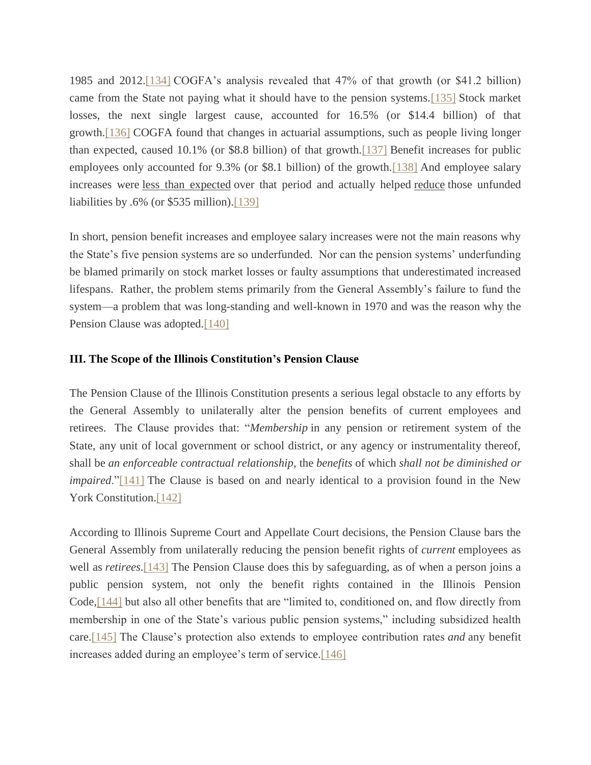1985 and 2012.[134] COGFA's analysis revealed that 47% of that growth (or $41.2 billion) came from the State not paying what it should have to the pension systems.[135] Stock market losses, the next single largest cause, accounted for 16.5% (or $14.4 billion) of that growth.[136] COGFA found that changes in actuarial assumptions, such as people living longer than expected, caused 10.1% (or $8.8 billion) of that growth.[137] Benefit increases for public employees only accounted for 9.3% (or $8.1 billion) of the growth.[138] And employee salary increases were <u>less than expected</u> over that period and actually helped <u>reduce</u> those unfunded liabilities by .6% (or $535 million).[139]

In short, pension benefit increases and employee salary increases were not the main reasons why the State's five pension systems are so underfunded. Nor can the pension systems' underfunding be blamed primarily on stock market losses or faulty assumptions that underestimated increased lifespans. Rather, the problem stems primarily from the General Assembly's failure to fund the system—a problem that was long-standing and well-known in 1970 and was the reason why the Pension Clause was adopted.[140]

### III. The Scope of the Illinois Constitution's Pension Clause

The Pension Clause of the Illinois Constitution presents a serious legal obstacle to any efforts by the General Assembly to unilaterally alter the pension benefits of current employees and retirees. The Clause provides that: "*Membership* in any pension or retirement system of the State, any unit of local government or school district, or any agency or instrumentality thereof, shall be *an enforceable contractual relationship*, the *benefits* of which *shall not be diminished or impaired*."[141] The Clause is based on and nearly identical to a provision found in the New York Constitution.[142]

According to Illinois Supreme Court and Appellate Court decisions, the Pension Clause bars the General Assembly from unilaterally reducing the pension benefit rights of *current* employees as well as *retirees*.[143] The Pension Clause does this by safeguarding, as of when a person joins a public pension system, not only the benefit rights contained in the Illinois Pension Code,[144] but also all other benefits that are "limited to, conditioned on, and flow directly from membership in one of the State's various public pension systems," including subsidized health care.[145] The Clause's protection also extends to employee contribution rates *and* any benefit increases added during an employee's term of service.[146]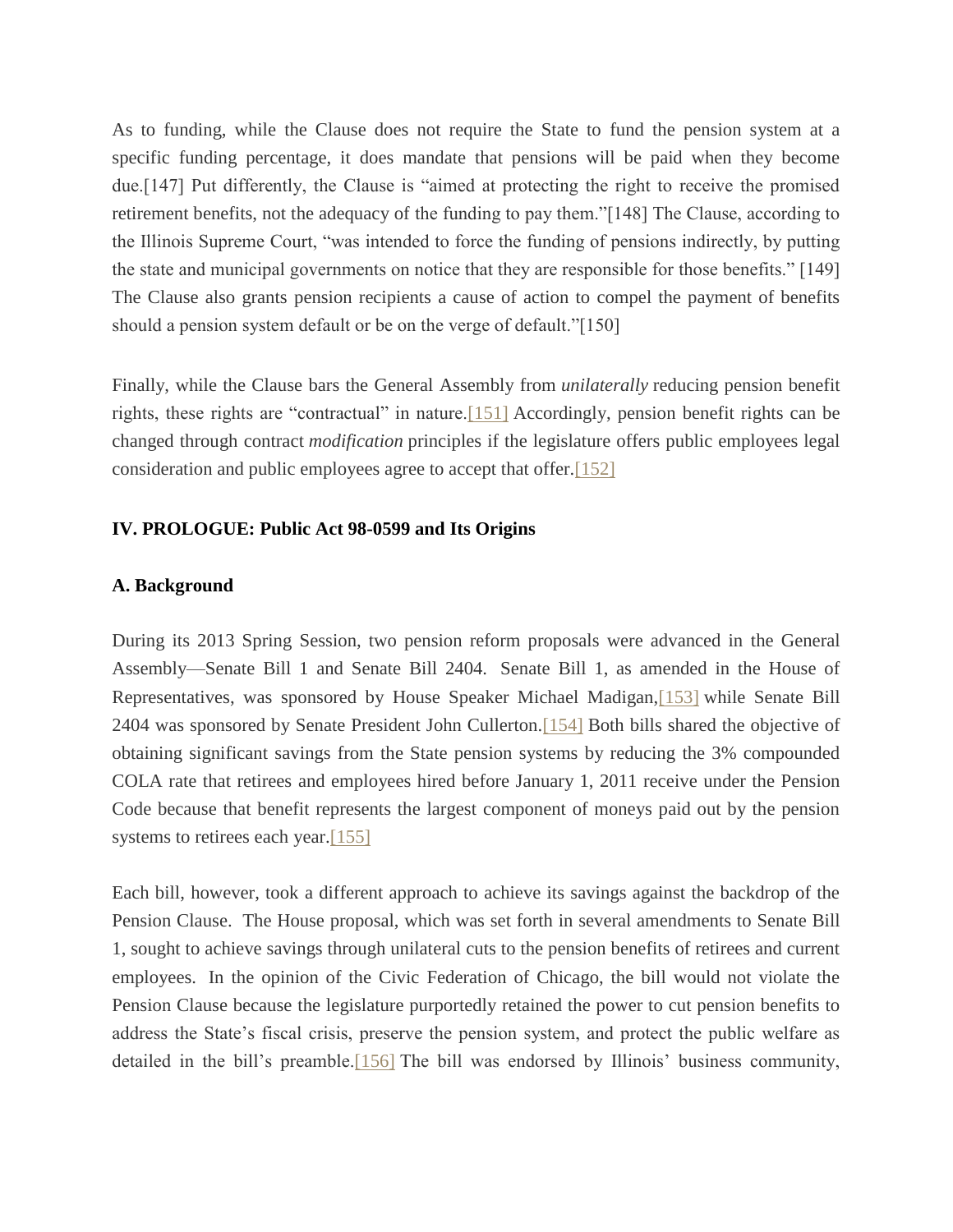As to funding, while the Clause does not require the State to fund the pension system at a specific funding percentage, it does mandate that pensions will be paid when they become due.[147] Put differently, the Clause is "aimed at protecting the right to receive the promised retirement benefits, not the adequacy of the funding to pay them."[148] The Clause, according to the Illinois Supreme Court, "was intended to force the funding of pensions indirectly, by putting the state and municipal governments on notice that they are responsible for those benefits." [149] The Clause also grants pension recipients a cause of action to compel the payment of benefits should a pension system default or be on the verge of default."[150]

Finally, while the Clause bars the General Assembly from *unilaterally* reducing pension benefit rights, these rights are "contractual" in nature.[151] Accordingly, pension benefit rights can be changed through contract *modification* principles if the legislature offers public employees legal consideration and public employees agree to accept that offer.[152]

## IV. PROLOGUE: Public Act 98-0599 and Its Origins

### A. Background

During its 2013 Spring Session, two pension reform proposals were advanced in the General Assembly—Senate Bill 1 and Senate Bill 2404. Senate Bill 1, as amended in the House of Representatives, was sponsored by House Speaker Michael Madigan,[153] while Senate Bill 2404 was sponsored by Senate President John Cullerton.[154] Both bills shared the objective of obtaining significant savings from the State pension systems by reducing the 3% compounded COLA rate that retirees and employees hired before January 1, 2011 receive under the Pension Code because that benefit represents the largest component of moneys paid out by the pension systems to retirees each year.[155]

Each bill, however, took a different approach to achieve its savings against the backdrop of the Pension Clause. The House proposal, which was set forth in several amendments to Senate Bill 1, sought to achieve savings through unilateral cuts to the pension benefits of retirees and current employees. In the opinion of the Civic Federation of Chicago, the bill would not violate the Pension Clause because the legislature purportedly retained the power to cut pension benefits to address the State's fiscal crisis, preserve the pension system, and protect the public welfare as detailed in the bill's preamble.[156] The bill was endorsed by Illinois' business community,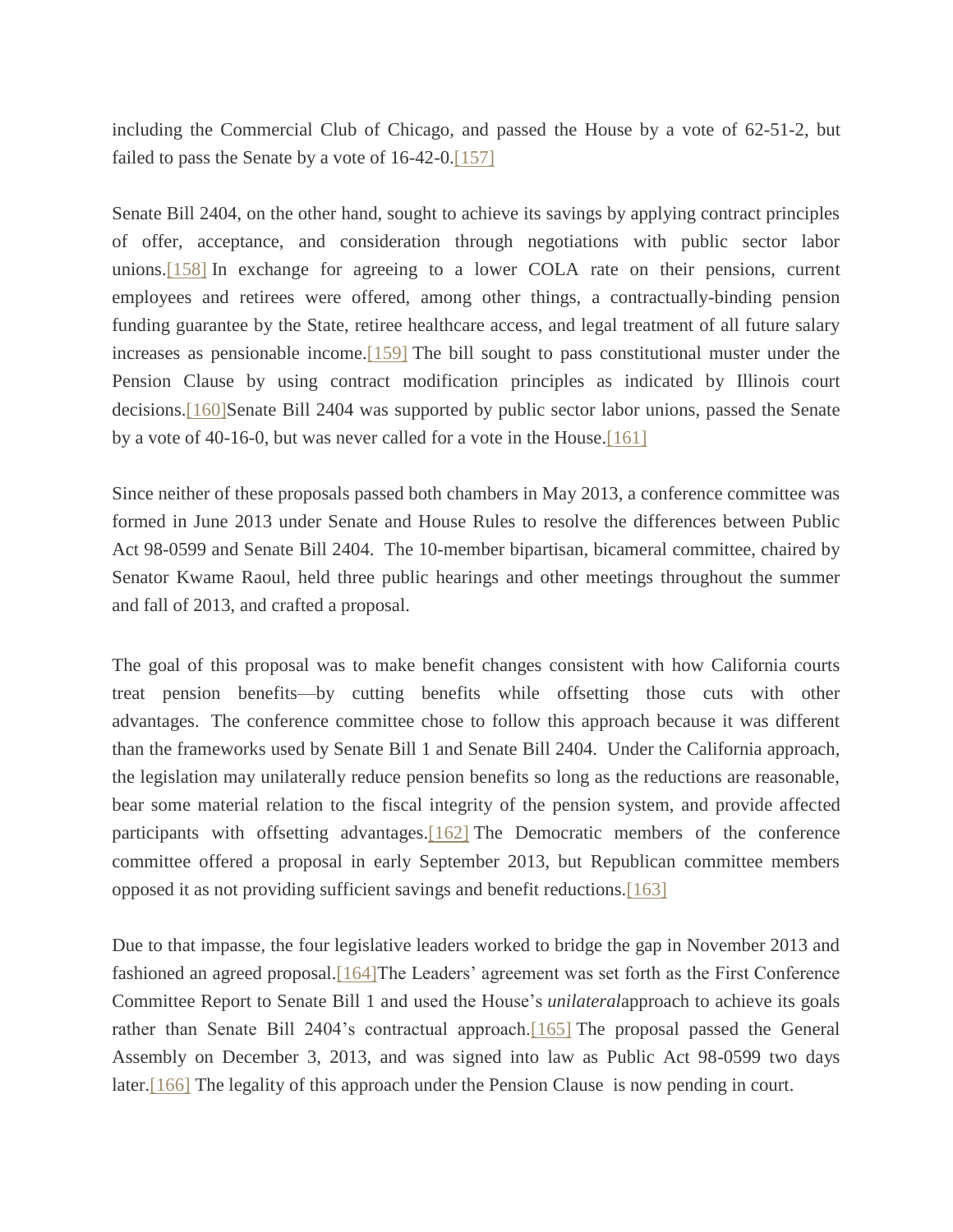including the Commercial Club of Chicago, and passed the House by a vote of 62-51-2, but failed to pass the Senate by a vote of 16-42-0.[157]

Senate Bill 2404, on the other hand, sought to achieve its savings by applying contract principles of offer, acceptance, and consideration through negotiations with public sector labor unions.[158] In exchange for agreeing to a lower COLA rate on their pensions, current employees and retirees were offered, among other things, a contractually-binding pension funding guarantee by the State, retiree healthcare access, and legal treatment of all future salary increases as pensionable income.[159] The bill sought to pass constitutional muster under the Pension Clause by using contract modification principles as indicated by Illinois court decisions.[160]Senate Bill 2404 was supported by public sector labor unions, passed the Senate by a vote of 40-16-0, but was never called for a vote in the House.[161]

Since neither of these proposals passed both chambers in May 2013, a conference committee was formed in June 2013 under Senate and House Rules to resolve the differences between Public Act 98-0599 and Senate Bill 2404. The 10-member bipartisan, bicameral committee, chaired by Senator Kwame Raoul, held three public hearings and other meetings throughout the summer and fall of 2013, and crafted a proposal.

The goal of this proposal was to make benefit changes consistent with how California courts treat pension benefits—by cutting benefits while offsetting those cuts with other advantages. The conference committee chose to follow this approach because it was different than the frameworks used by Senate Bill 1 and Senate Bill 2404. Under the California approach, the legislation may unilaterally reduce pension benefits so long as the reductions are reasonable, bear some material relation to the fiscal integrity of the pension system, and provide affected participants with offsetting advantages.[162] The Democratic members of the conference committee offered a proposal in early September 2013, but Republican committee members opposed it as not providing sufficient savings and benefit reductions.[163]

Due to that impasse, the four legislative leaders worked to bridge the gap in November 2013 and fashioned an agreed proposal.[164]The Leaders' agreement was set forth as the First Conference Committee Report to Senate Bill 1 and used the House's *unilateral*approach to achieve its goals rather than Senate Bill 2404's contractual approach.[165] The proposal passed the General Assembly on December 3, 2013, and was signed into law as Public Act 98-0599 two days later.[166] The legality of this approach under the Pension Clause is now pending in court.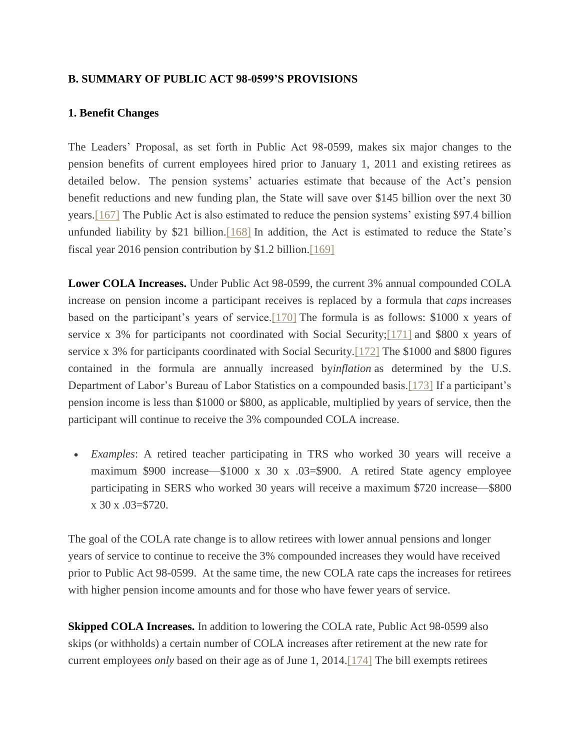**B. SUMMARY OF PUBLIC ACT 98-0599'S PROVISIONS**

**1. Benefit Changes**

The Leaders' Proposal, as set forth in Public Act 98-0599, makes six major changes to the pension benefits of current employees hired prior to January 1, 2011 and existing retirees as detailed below. The pension systems' actuaries estimate that because of the Act's pension benefit reductions and new funding plan, the State will save over $145 billion over the next 30 years.[167] The Public Act is also estimated to reduce the pension systems' existing $97.4 billion unfunded liability by $21 billion.[168] In addition, the Act is estimated to reduce the State's fiscal year 2016 pension contribution by $1.2 billion.[169]

**Lower COLA Increases.** Under Public Act 98-0599, the current 3% annual compounded COLA increase on pension income a participant receives is replaced by a formula that *caps* increases based on the participant's years of service.[170] The formula is as follows: $1000 x years of service x 3% for participants not coordinated with Social Security;[171] and $800 x years of service x 3% for participants coordinated with Social Security.[172] The $1000 and $800 figures contained in the formula are annually increased by*inflation* as determined by the U.S. Department of Labor's Bureau of Labor Statistics on a compounded basis.[173] If a participant's pension income is less than $1000 or $800, as applicable, multiplied by years of service, then the participant will continue to receive the 3% compounded COLA increase.

- *Examples*: A retired teacher participating in TRS who worked 30 years will receive a maximum $900 increase—$1000 x 30 x .03=$900. A retired State agency employee participating in SERS who worked 30 years will receive a maximum $720 increase—$800 x 30 x .03=$720.

The goal of the COLA rate change is to allow retirees with lower annual pensions and longer years of service to continue to receive the 3% compounded increases they would have received prior to Public Act 98-0599. At the same time, the new COLA rate caps the increases for retirees with higher pension income amounts and for those who have fewer years of service.

**Skipped COLA Increases.** In addition to lowering the COLA rate, Public Act 98-0599 also skips (or withholds) a certain number of COLA increases after retirement at the new rate for current employees *only* based on their age as of June 1, 2014.[174] The bill exempts retirees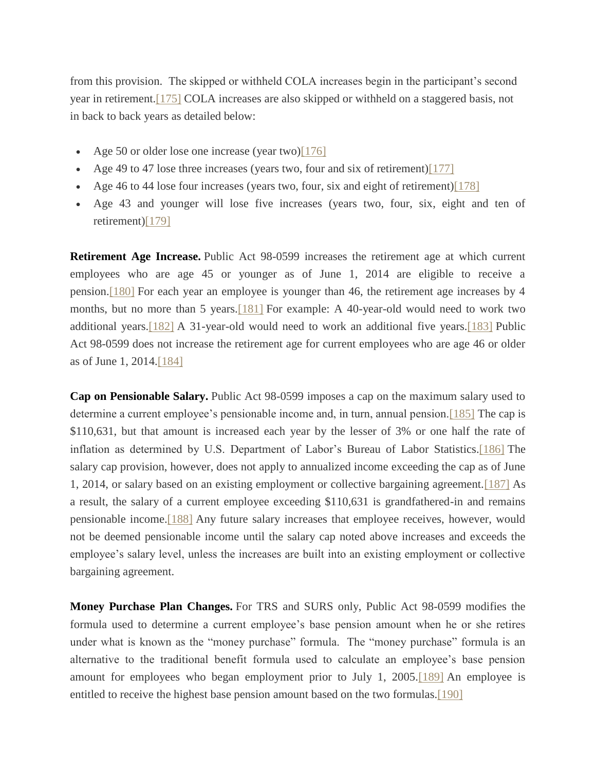from this provision.  The skipped or withheld COLA increases begin in the participant's second year in retirement.[175] COLA increases are also skipped or withheld on a staggered basis, not in back to back years as detailed below:

- Age 50 or older lose one increase (year two)[176]
- Age 49 to 47 lose three increases (years two, four and six of retirement)[177]
- Age 46 to 44 lose four increases (years two, four, six and eight of retirement)[178]
- Age 43 and younger will lose five increases (years two, four, six, eight and ten of retirement)[179]

**Retirement Age Increase.** Public Act 98-0599 increases the retirement age at which current employees who are age 45 or younger as of June 1, 2014 are eligible to receive a pension.[180] For each year an employee is younger than 46, the retirement age increases by 4 months, but no more than 5 years.[181] For example: A 40-year-old would need to work two additional years.[182] A 31-year-old would need to work an additional five years.[183] Public Act 98-0599 does not increase the retirement age for current employees who are age 46 or older as of June 1, 2014.[184]

**Cap on Pensionable Salary.** Public Act 98-0599 imposes a cap on the maximum salary used to determine a current employee's pensionable income and, in turn, annual pension.[185] The cap is $110,631, but that amount is increased each year by the lesser of 3% or one half the rate of inflation as determined by U.S. Department of Labor's Bureau of Labor Statistics.[186] The salary cap provision, however, does not apply to annualized income exceeding the cap as of June 1, 2014, or salary based on an existing employment or collective bargaining agreement.[187] As a result, the salary of a current employee exceeding $110,631 is grandfathered-in and remains pensionable income.[188] Any future salary increases that employee receives, however, would not be deemed pensionable income until the salary cap noted above increases and exceeds the employee's salary level, unless the increases are built into an existing employment or collective bargaining agreement.

**Money Purchase Plan Changes.** For TRS and SURS only, Public Act 98-0599 modifies the formula used to determine a current employee's base pension amount when he or she retires under what is known as the "money purchase" formula.  The "money purchase" formula is an alternative to the traditional benefit formula used to calculate an employee's base pension amount for employees who began employment prior to July 1, 2005.[189] An employee is entitled to receive the highest base pension amount based on the two formulas.[190]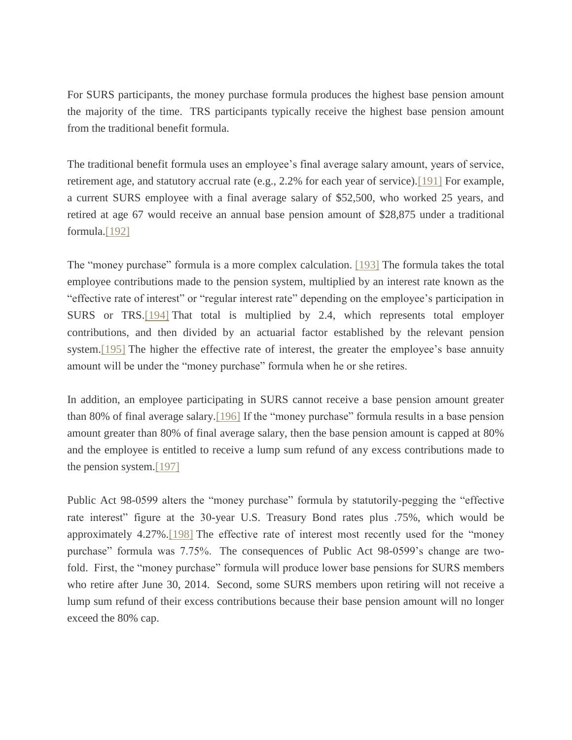For SURS participants, the money purchase formula produces the highest base pension amount the majority of the time. TRS participants typically receive the highest base pension amount from the traditional benefit formula.

The traditional benefit formula uses an employee's final average salary amount, years of service, retirement age, and statutory accrual rate (e.g., 2.2% for each year of service).[191] For example, a current SURS employee with a final average salary of $52,500, who worked 25 years, and retired at age 67 would receive an annual base pension amount of $28,875 under a traditional formula.[192]

The "money purchase" formula is a more complex calculation. [193] The formula takes the total employee contributions made to the pension system, multiplied by an interest rate known as the "effective rate of interest" or "regular interest rate" depending on the employee's participation in SURS or TRS.[194] That total is multiplied by 2.4, which represents total employer contributions, and then divided by an actuarial factor established by the relevant pension system.[195] The higher the effective rate of interest, the greater the employee's base annuity amount will be under the "money purchase" formula when he or she retires.

In addition, an employee participating in SURS cannot receive a base pension amount greater than 80% of final average salary.[196] If the "money purchase" formula results in a base pension amount greater than 80% of final average salary, then the base pension amount is capped at 80% and the employee is entitled to receive a lump sum refund of any excess contributions made to the pension system.[197]

Public Act 98-0599 alters the "money purchase" formula by statutorily-pegging the "effective rate interest" figure at the 30-year U.S. Treasury Bond rates plus .75%, which would be approximately 4.27%.[198] The effective rate of interest most recently used for the "money purchase" formula was 7.75%. The consequences of Public Act 98-0599's change are two-fold. First, the "money purchase" formula will produce lower base pensions for SURS members who retire after June 30, 2014. Second, some SURS members upon retiring will not receive a lump sum refund of their excess contributions because their base pension amount will no longer exceed the 80% cap.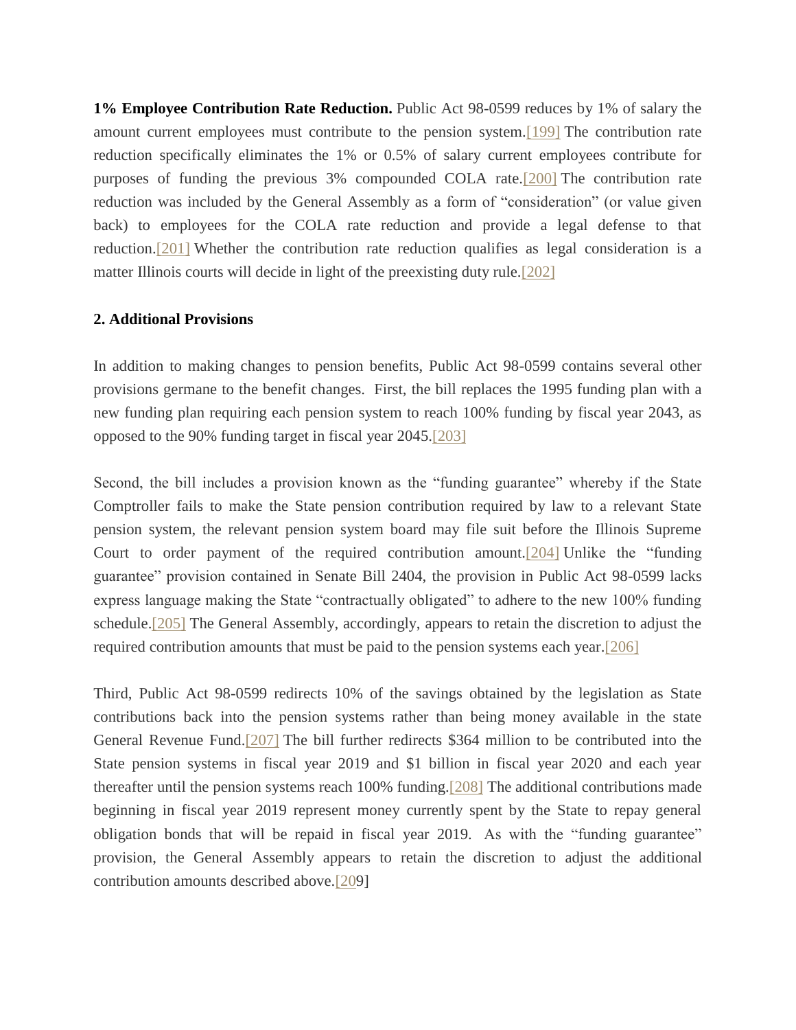**1% Employee Contribution Rate Reduction.** Public Act 98-0599 reduces by 1% of salary the amount current employees must contribute to the pension system.[199] The contribution rate reduction specifically eliminates the 1% or 0.5% of salary current employees contribute for purposes of funding the previous 3% compounded COLA rate.[200] The contribution rate reduction was included by the General Assembly as a form of "consideration" (or value given back) to employees for the COLA rate reduction and provide a legal defense to that reduction.[201] Whether the contribution rate reduction qualifies as legal consideration is a matter Illinois courts will decide in light of the preexisting duty rule.[202]

**2. Additional Provisions**

In addition to making changes to pension benefits, Public Act 98-0599 contains several other provisions germane to the benefit changes. First, the bill replaces the 1995 funding plan with a new funding plan requiring each pension system to reach 100% funding by fiscal year 2043, as opposed to the 90% funding target in fiscal year 2045.[203]

Second, the bill includes a provision known as the "funding guarantee" whereby if the State Comptroller fails to make the State pension contribution required by law to a relevant State pension system, the relevant pension system board may file suit before the Illinois Supreme Court to order payment of the required contribution amount.[204] Unlike the "funding guarantee" provision contained in Senate Bill 2404, the provision in Public Act 98-0599 lacks express language making the State "contractually obligated" to adhere to the new 100% funding schedule.[205] The General Assembly, accordingly, appears to retain the discretion to adjust the required contribution amounts that must be paid to the pension systems each year.[206]

Third, Public Act 98-0599 redirects 10% of the savings obtained by the legislation as State contributions back into the pension systems rather than being money available in the state General Revenue Fund.[207] The bill further redirects $364 million to be contributed into the State pension systems in fiscal year 2019 and $1 billion in fiscal year 2020 and each year thereafter until the pension systems reach 100% funding.[208] The additional contributions made beginning in fiscal year 2019 represent money currently spent by the State to repay general obligation bonds that will be repaid in fiscal year 2019. As with the "funding guarantee" provision, the General Assembly appears to retain the discretion to adjust the additional contribution amounts described above.[209]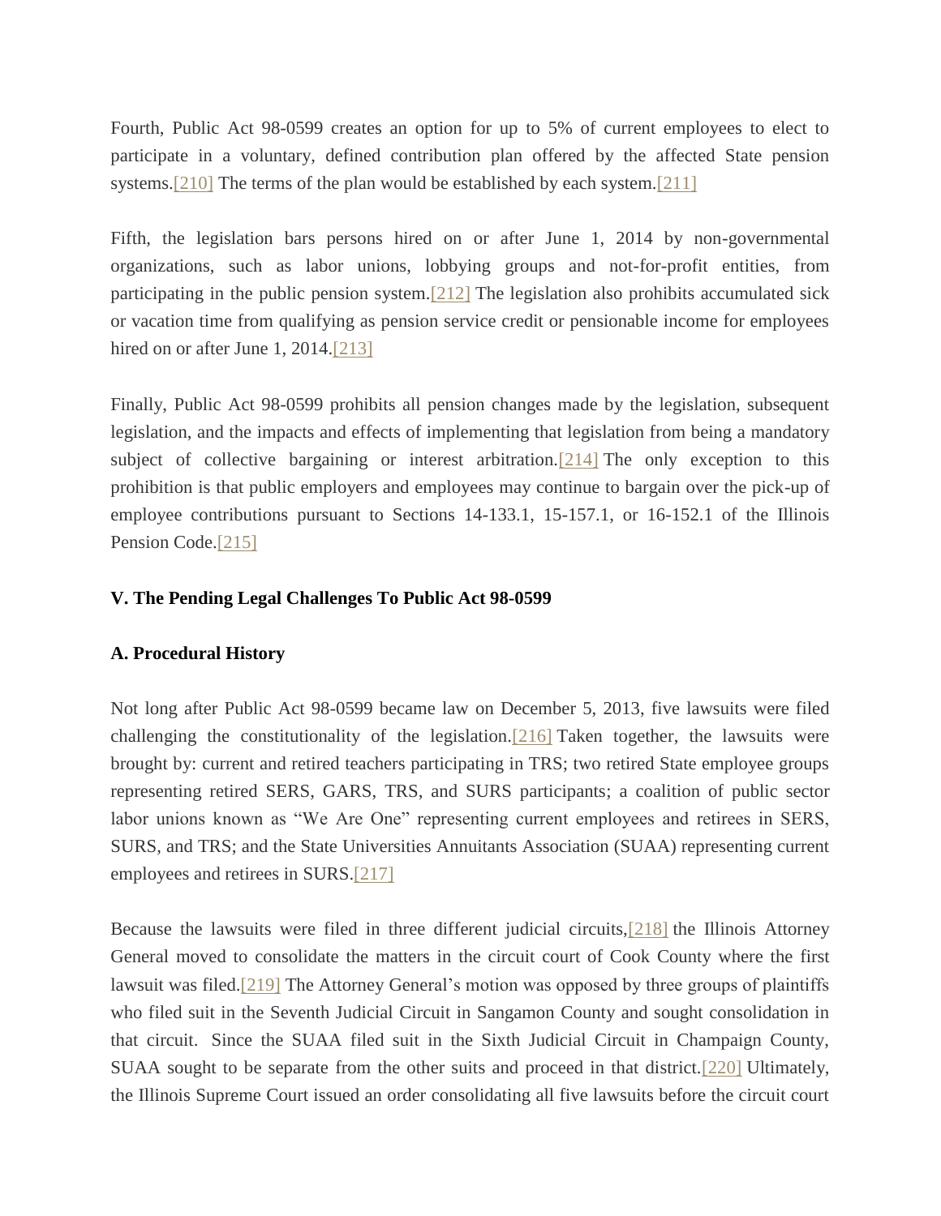Fourth, Public Act 98-0599 creates an option for up to 5% of current employees to elect to participate in a voluntary, defined contribution plan offered by the affected State pension systems.[210] The terms of the plan would be established by each system.[211]

Fifth, the legislation bars persons hired on or after June 1, 2014 by non-governmental organizations, such as labor unions, lobbying groups and not-for-profit entities, from participating in the public pension system.[212] The legislation also prohibits accumulated sick or vacation time from qualifying as pension service credit or pensionable income for employees hired on or after June 1, 2014.[213]

Finally, Public Act 98-0599 prohibits all pension changes made by the legislation, subsequent legislation, and the impacts and effects of implementing that legislation from being a mandatory subject of collective bargaining or interest arbitration.[214] The only exception to this prohibition is that public employers and employees may continue to bargain over the pick-up of employee contributions pursuant to Sections 14-133.1, 15-157.1, or 16-152.1 of the Illinois Pension Code.[215]

## V. The Pending Legal Challenges To Public Act 98-0599

### A. Procedural History

Not long after Public Act 98-0599 became law on December 5, 2013, five lawsuits were filed challenging the constitutionality of the legislation.[216] Taken together, the lawsuits were brought by: current and retired teachers participating in TRS; two retired State employee groups representing retired SERS, GARS, TRS, and SURS participants; a coalition of public sector labor unions known as "We Are One" representing current employees and retirees in SERS, SURS, and TRS; and the State Universities Annuitants Association (SUAA) representing current employees and retirees in SURS.[217]

Because the lawsuits were filed in three different judicial circuits,[218] the Illinois Attorney General moved to consolidate the matters in the circuit court of Cook County where the first lawsuit was filed.[219] The Attorney General's motion was opposed by three groups of plaintiffs who filed suit in the Seventh Judicial Circuit in Sangamon County and sought consolidation in that circuit. Since the SUAA filed suit in the Sixth Judicial Circuit in Champaign County, SUAA sought to be separate from the other suits and proceed in that district.[220] Ultimately, the Illinois Supreme Court issued an order consolidating all five lawsuits before the circuit court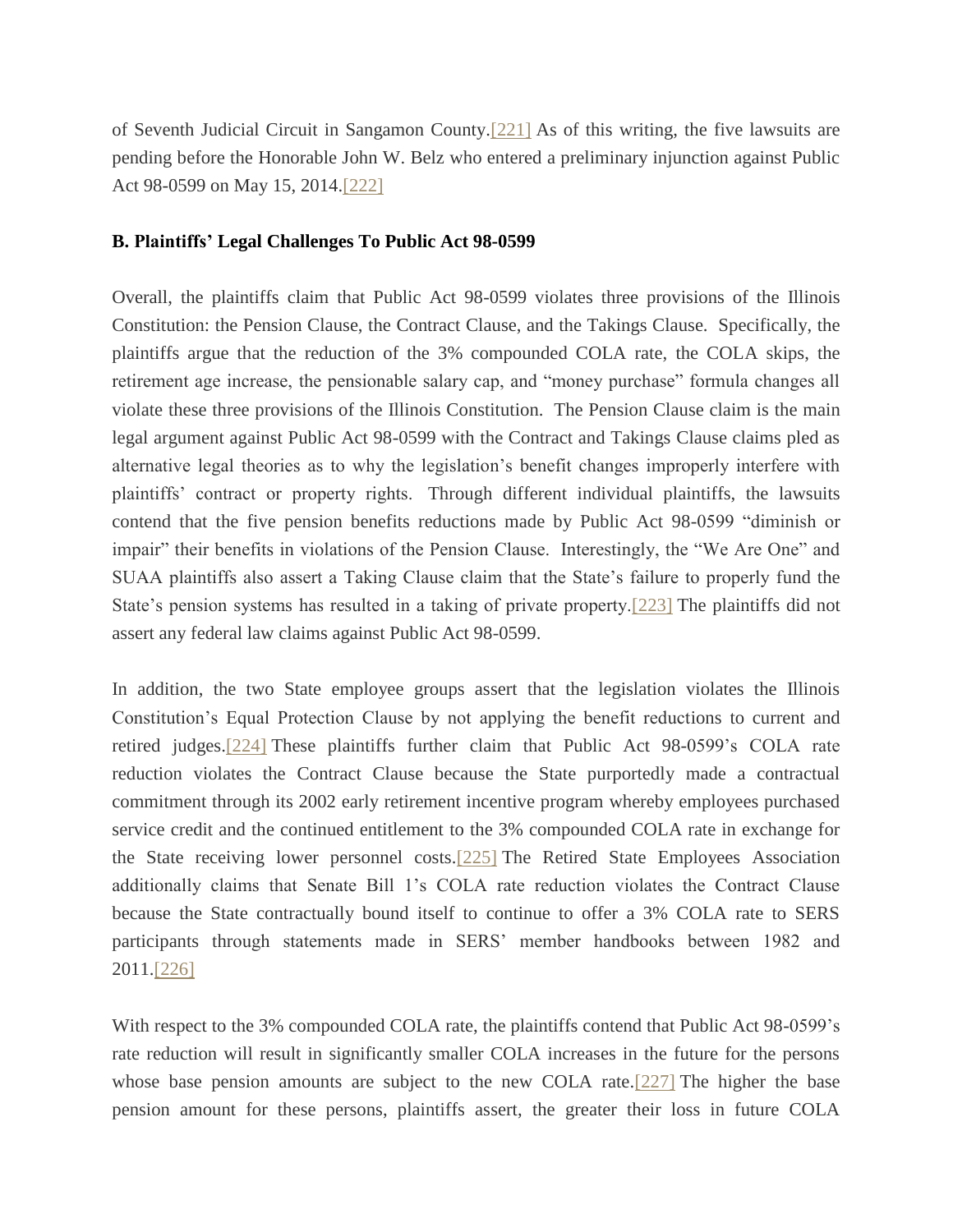of Seventh Judicial Circuit in Sangamon County.[221] As of this writing, the five lawsuits are pending before the Honorable John W. Belz who entered a preliminary injunction against Public Act 98-0599 on May 15, 2014.[222]

**B. Plaintiffs' Legal Challenges To Public Act 98-0599**

Overall, the plaintiffs claim that Public Act 98-0599 violates three provisions of the Illinois Constitution: the Pension Clause, the Contract Clause, and the Takings Clause. Specifically, the plaintiffs argue that the reduction of the 3% compounded COLA rate, the COLA skips, the retirement age increase, the pensionable salary cap, and "money purchase" formula changes all violate these three provisions of the Illinois Constitution. The Pension Clause claim is the main legal argument against Public Act 98-0599 with the Contract and Takings Clause claims pled as alternative legal theories as to why the legislation's benefit changes improperly interfere with plaintiffs' contract or property rights. Through different individual plaintiffs, the lawsuits contend that the five pension benefits reductions made by Public Act 98-0599 "diminish or impair" their benefits in violations of the Pension Clause. Interestingly, the "We Are One" and SUAA plaintiffs also assert a Taking Clause claim that the State's failure to properly fund the State's pension systems has resulted in a taking of private property.[223] The plaintiffs did not assert any federal law claims against Public Act 98-0599.

In addition, the two State employee groups assert that the legislation violates the Illinois Constitution's Equal Protection Clause by not applying the benefit reductions to current and retired judges.[224] These plaintiffs further claim that Public Act 98-0599's COLA rate reduction violates the Contract Clause because the State purportedly made a contractual commitment through its 2002 early retirement incentive program whereby employees purchased service credit and the continued entitlement to the 3% compounded COLA rate in exchange for the State receiving lower personnel costs.[225] The Retired State Employees Association additionally claims that Senate Bill 1's COLA rate reduction violates the Contract Clause because the State contractually bound itself to continue to offer a 3% COLA rate to SERS participants through statements made in SERS' member handbooks between 1982 and 2011.[226]

With respect to the 3% compounded COLA rate, the plaintiffs contend that Public Act 98-0599's rate reduction will result in significantly smaller COLA increases in the future for the persons whose base pension amounts are subject to the new COLA rate.[227] The higher the base pension amount for these persons, plaintiffs assert, the greater their loss in future COLA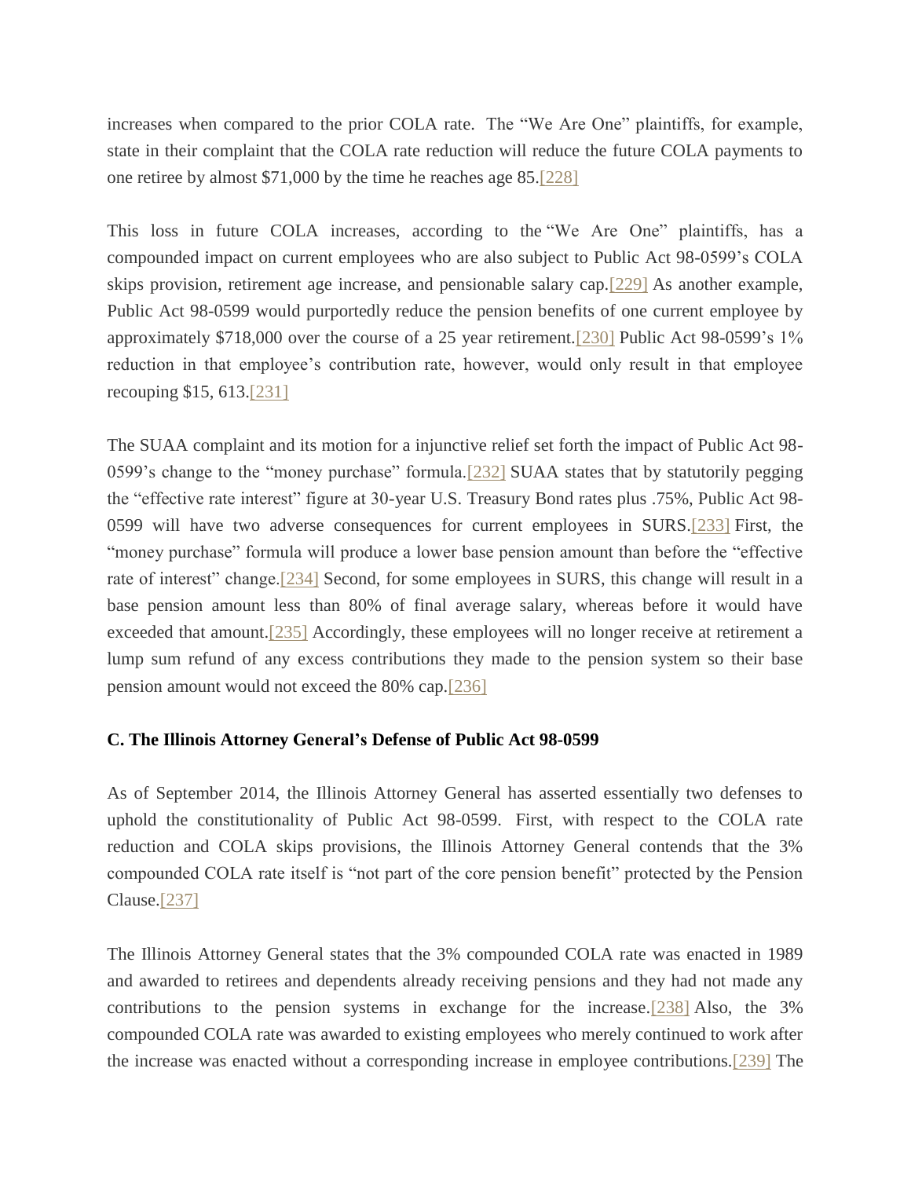increases when compared to the prior COLA rate. The "We Are One" plaintiffs, for example, state in their complaint that the COLA rate reduction will reduce the future COLA payments to one retiree by almost $71,000 by the time he reaches age 85.[228]

This loss in future COLA increases, according to the "We Are One" plaintiffs, has a compounded impact on current employees who are also subject to Public Act 98-0599's COLA skips provision, retirement age increase, and pensionable salary cap.[229] As another example, Public Act 98-0599 would purportedly reduce the pension benefits of one current employee by approximately $718,000 over the course of a 25 year retirement.[230] Public Act 98-0599's 1% reduction in that employee's contribution rate, however, would only result in that employee recouping $15, 613.[231]

The SUAA complaint and its motion for a injunctive relief set forth the impact of Public Act 98-0599's change to the "money purchase" formula.[232] SUAA states that by statutorily pegging the "effective rate interest" figure at 30-year U.S. Treasury Bond rates plus .75%, Public Act 98-0599 will have two adverse consequences for current employees in SURS.[233] First, the "money purchase" formula will produce a lower base pension amount than before the "effective rate of interest" change.[234] Second, for some employees in SURS, this change will result in a base pension amount less than 80% of final average salary, whereas before it would have exceeded that amount.[235] Accordingly, these employees will no longer receive at retirement a lump sum refund of any excess contributions they made to the pension system so their base pension amount would not exceed the 80% cap.[236]

**C. The Illinois Attorney General's Defense of Public Act 98-0599**

As of September 2014, the Illinois Attorney General has asserted essentially two defenses to uphold the constitutionality of Public Act 98-0599. First, with respect to the COLA rate reduction and COLA skips provisions, the Illinois Attorney General contends that the 3% compounded COLA rate itself is "not part of the core pension benefit" protected by the Pension Clause.[237]

The Illinois Attorney General states that the 3% compounded COLA rate was enacted in 1989 and awarded to retirees and dependents already receiving pensions and they had not made any contributions to the pension systems in exchange for the increase.[238] Also, the 3% compounded COLA rate was awarded to existing employees who merely continued to work after the increase was enacted without a corresponding increase in employee contributions.[239] The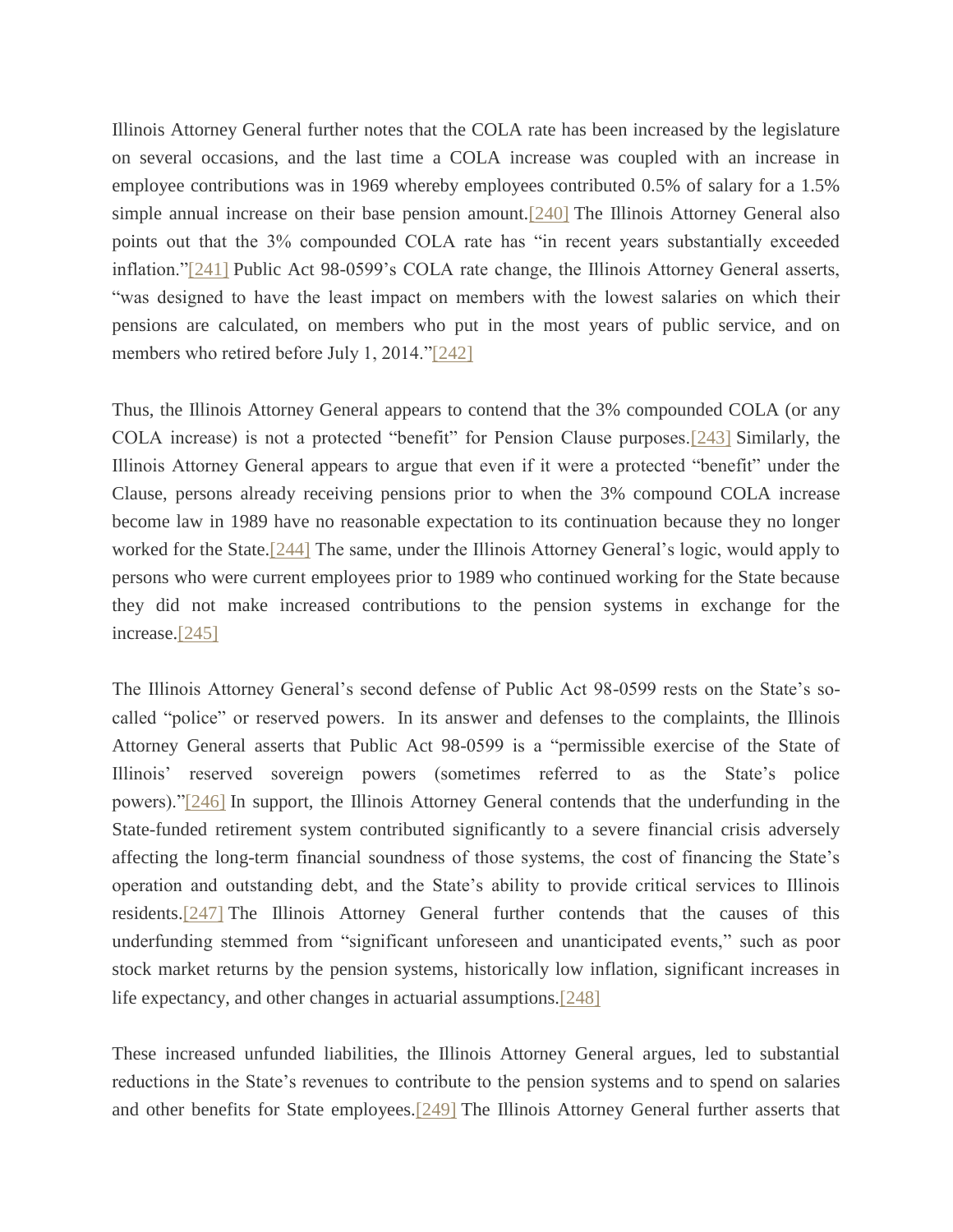Illinois Attorney General further notes that the COLA rate has been increased by the legislature on several occasions, and the last time a COLA increase was coupled with an increase in employee contributions was in 1969 whereby employees contributed 0.5% of salary for a 1.5% simple annual increase on their base pension amount.[240] The Illinois Attorney General also points out that the 3% compounded COLA rate has "in recent years substantially exceeded inflation."[241] Public Act 98-0599's COLA rate change, the Illinois Attorney General asserts, "was designed to have the least impact on members with the lowest salaries on which their pensions are calculated, on members who put in the most years of public service, and on members who retired before July 1, 2014."[242]

Thus, the Illinois Attorney General appears to contend that the 3% compounded COLA (or any COLA increase) is not a protected "benefit" for Pension Clause purposes.[243] Similarly, the Illinois Attorney General appears to argue that even if it were a protected "benefit" under the Clause, persons already receiving pensions prior to when the 3% compound COLA increase become law in 1989 have no reasonable expectation to its continuation because they no longer worked for the State.[244] The same, under the Illinois Attorney General's logic, would apply to persons who were current employees prior to 1989 who continued working for the State because they did not make increased contributions to the pension systems in exchange for the increase.[245]

The Illinois Attorney General's second defense of Public Act 98-0599 rests on the State's so-called "police" or reserved powers. In its answer and defenses to the complaints, the Illinois Attorney General asserts that Public Act 98-0599 is a "permissible exercise of the State of Illinois' reserved sovereign powers (sometimes referred to as the State's police powers)."[246] In support, the Illinois Attorney General contends that the underfunding in the State-funded retirement system contributed significantly to a severe financial crisis adversely affecting the long-term financial soundness of those systems, the cost of financing the State's operation and outstanding debt, and the State's ability to provide critical services to Illinois residents.[247] The Illinois Attorney General further contends that the causes of this underfunding stemmed from "significant unforeseen and unanticipated events," such as poor stock market returns by the pension systems, historically low inflation, significant increases in life expectancy, and other changes in actuarial assumptions.[248]

These increased unfunded liabilities, the Illinois Attorney General argues, led to substantial reductions in the State's revenues to contribute to the pension systems and to spend on salaries and other benefits for State employees.[249] The Illinois Attorney General further asserts that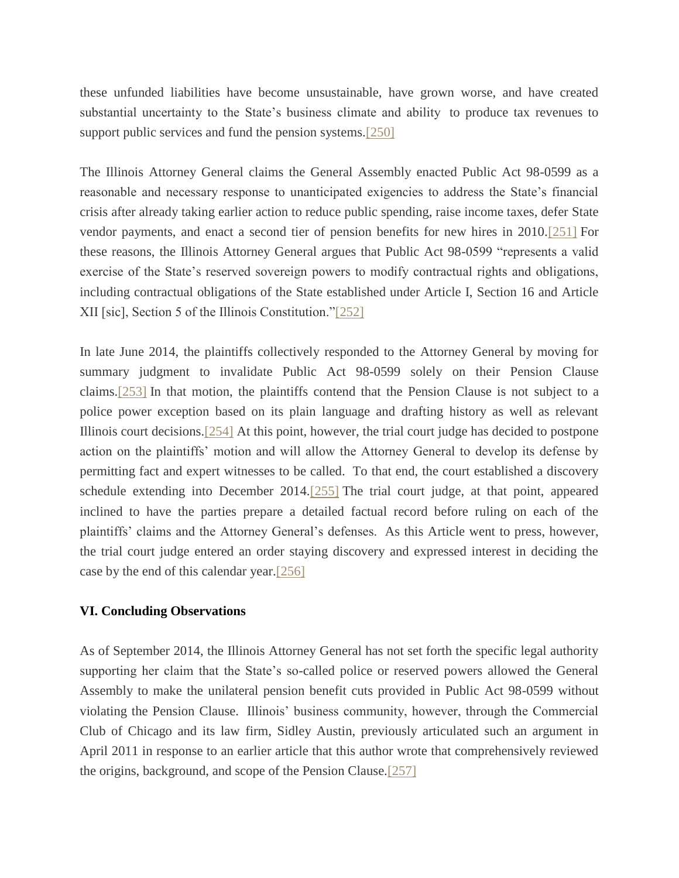these unfunded liabilities have become unsustainable, have grown worse, and have created substantial uncertainty to the State's business climate and ability to produce tax revenues to support public services and fund the pension systems.[250]

The Illinois Attorney General claims the General Assembly enacted Public Act 98-0599 as a reasonable and necessary response to unanticipated exigencies to address the State's financial crisis after already taking earlier action to reduce public spending, raise income taxes, defer State vendor payments, and enact a second tier of pension benefits for new hires in 2010.[251] For these reasons, the Illinois Attorney General argues that Public Act 98-0599 "represents a valid exercise of the State's reserved sovereign powers to modify contractual rights and obligations, including contractual obligations of the State established under Article I, Section 16 and Article XII [sic], Section 5 of the Illinois Constitution."[252]

In late June 2014, the plaintiffs collectively responded to the Attorney General by moving for summary judgment to invalidate Public Act 98-0599 solely on their Pension Clause claims.[253] In that motion, the plaintiffs contend that the Pension Clause is not subject to a police power exception based on its plain language and drafting history as well as relevant Illinois court decisions.[254] At this point, however, the trial court judge has decided to postpone action on the plaintiffs' motion and will allow the Attorney General to develop its defense by permitting fact and expert witnesses to be called. To that end, the court established a discovery schedule extending into December 2014.[255] The trial court judge, at that point, appeared inclined to have the parties prepare a detailed factual record before ruling on each of the plaintiffs' claims and the Attorney General's defenses. As this Article went to press, however, the trial court judge entered an order staying discovery and expressed interest in deciding the case by the end of this calendar year.[256]

### VI. Concluding Observations

As of September 2014, the Illinois Attorney General has not set forth the specific legal authority supporting her claim that the State's so-called police or reserved powers allowed the General Assembly to make the unilateral pension benefit cuts provided in Public Act 98-0599 without violating the Pension Clause. Illinois' business community, however, through the Commercial Club of Chicago and its law firm, Sidley Austin, previously articulated such an argument in April 2011 in response to an earlier article that this author wrote that comprehensively reviewed the origins, background, and scope of the Pension Clause.[257]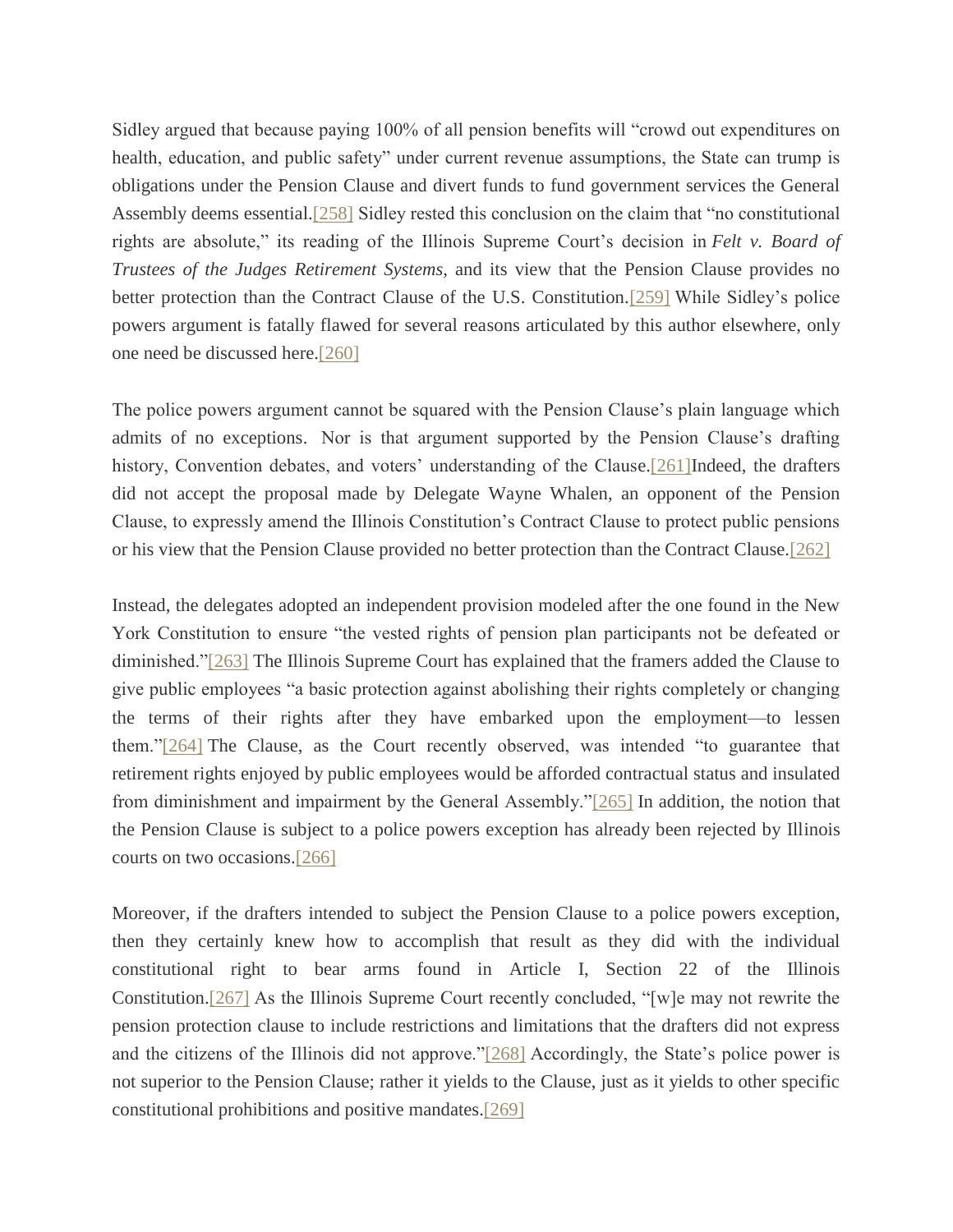Sidley argued that because paying 100% of all pension benefits will "crowd out expenditures on health, education, and public safety" under current revenue assumptions, the State can trump is obligations under the Pension Clause and divert funds to fund government services the General Assembly deems essential.[258] Sidley rested this conclusion on the claim that "no constitutional rights are absolute," its reading of the Illinois Supreme Court's decision in *Felt v. Board of Trustees of the Judges Retirement Systems*, and its view that the Pension Clause provides no better protection than the Contract Clause of the U.S. Constitution.[259] While Sidley's police powers argument is fatally flawed for several reasons articulated by this author elsewhere, only one need be discussed here.[260]

The police powers argument cannot be squared with the Pension Clause's plain language which admits of no exceptions. Nor is that argument supported by the Pension Clause's drafting history, Convention debates, and voters' understanding of the Clause.[261]Indeed, the drafters did not accept the proposal made by Delegate Wayne Whalen, an opponent of the Pension Clause, to expressly amend the Illinois Constitution's Contract Clause to protect public pensions or his view that the Pension Clause provided no better protection than the Contract Clause.[262]

Instead, the delegates adopted an independent provision modeled after the one found in the New York Constitution to ensure "the vested rights of pension plan participants not be defeated or diminished."[263] The Illinois Supreme Court has explained that the framers added the Clause to give public employees "a basic protection against abolishing their rights completely or changing the terms of their rights after they have embarked upon the employment—to lessen them."[264] The Clause, as the Court recently observed, was intended "to guarantee that retirement rights enjoyed by public employees would be afforded contractual status and insulated from diminishment and impairment by the General Assembly."[265] In addition, the notion that the Pension Clause is subject to a police powers exception has already been rejected by Illinois courts on two occasions.[266]

Moreover, if the drafters intended to subject the Pension Clause to a police powers exception, then they certainly knew how to accomplish that result as they did with the individual constitutional right to bear arms found in Article I, Section 22 of the Illinois Constitution.[267] As the Illinois Supreme Court recently concluded, "[w]e may not rewrite the pension protection clause to include restrictions and limitations that the drafters did not express and the citizens of the Illinois did not approve."[268] Accordingly, the State's police power is not superior to the Pension Clause; rather it yields to the Clause, just as it yields to other specific constitutional prohibitions and positive mandates.[269]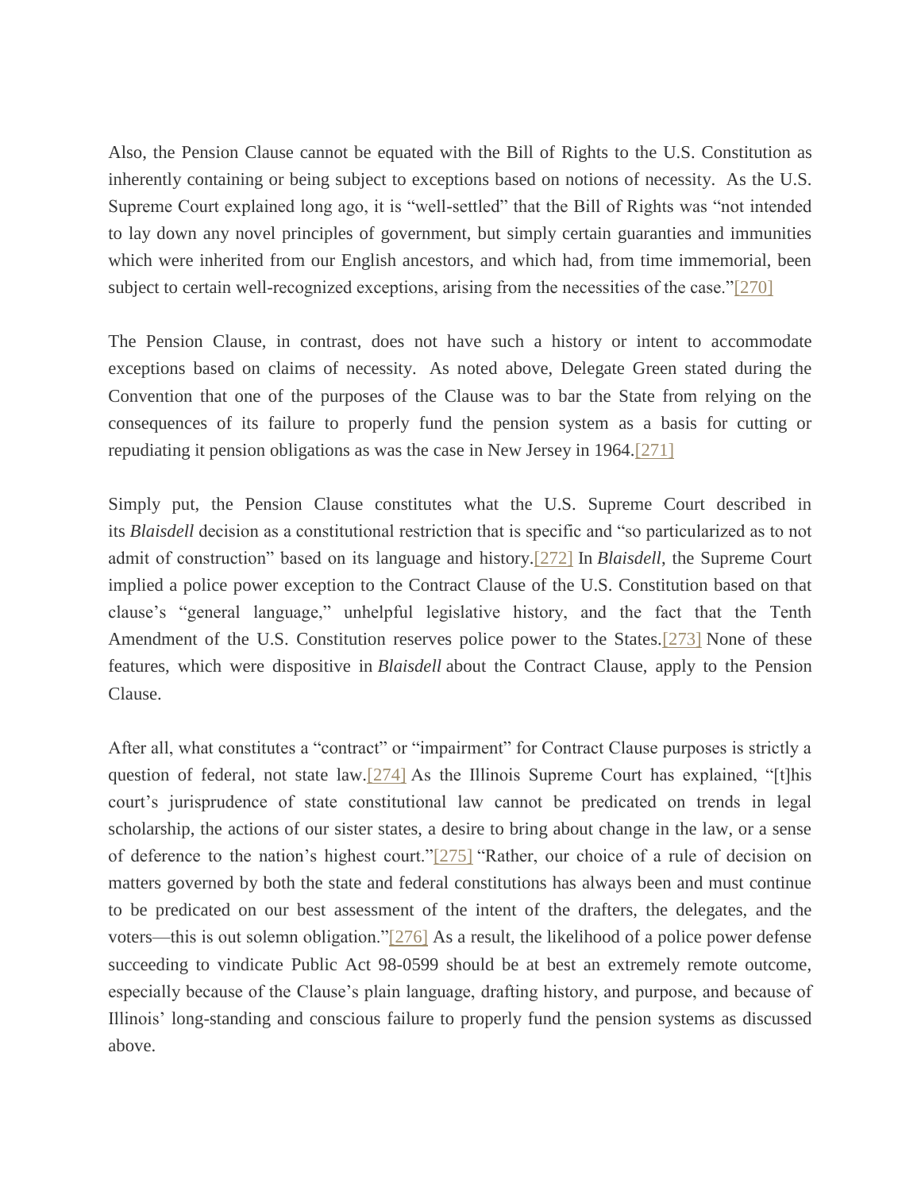Also, the Pension Clause cannot be equated with the Bill of Rights to the U.S. Constitution as inherently containing or being subject to exceptions based on notions of necessity.  As the U.S. Supreme Court explained long ago, it is "well-settled" that the Bill of Rights was "not intended to lay down any novel principles of government, but simply certain guaranties and immunities which were inherited from our English ancestors, and which had, from time immemorial, been subject to certain well-recognized exceptions, arising from the necessities of the case."[270]

The Pension Clause, in contrast, does not have such a history or intent to accommodate exceptions based on claims of necessity.  As noted above, Delegate Green stated during the Convention that one of the purposes of the Clause was to bar the State from relying on the consequences of its failure to properly fund the pension system as a basis for cutting or repudiating it pension obligations as was the case in New Jersey in 1964.[271]

Simply put, the Pension Clause constitutes what the U.S. Supreme Court described in its *Blaisdell* decision as a constitutional restriction that is specific and "so particularized as to not admit of construction" based on its language and history.[272] In *Blaisdell*, the Supreme Court implied a police power exception to the Contract Clause of the U.S. Constitution based on that clause's "general language," unhelpful legislative history, and the fact that the Tenth Amendment of the U.S. Constitution reserves police power to the States.[273] None of these features, which were dispositive in *Blaisdell* about the Contract Clause, apply to the Pension Clause.

After all, what constitutes a "contract" or "impairment" for Contract Clause purposes is strictly a question of federal, not state law.[274] As the Illinois Supreme Court has explained, "[t]his court's jurisprudence of state constitutional law cannot be predicated on trends in legal scholarship, the actions of our sister states, a desire to bring about change in the law, or a sense of deference to the nation's highest court."[275] "Rather, our choice of a rule of decision on matters governed by both the state and federal constitutions has always been and must continue to be predicated on our best assessment of the intent of the drafters, the delegates, and the voters—this is out solemn obligation."[276] As a result, the likelihood of a police power defense succeeding to vindicate Public Act 98-0599 should be at best an extremely remote outcome, especially because of the Clause's plain language, drafting history, and purpose, and because of Illinois' long-standing and conscious failure to properly fund the pension systems as discussed above.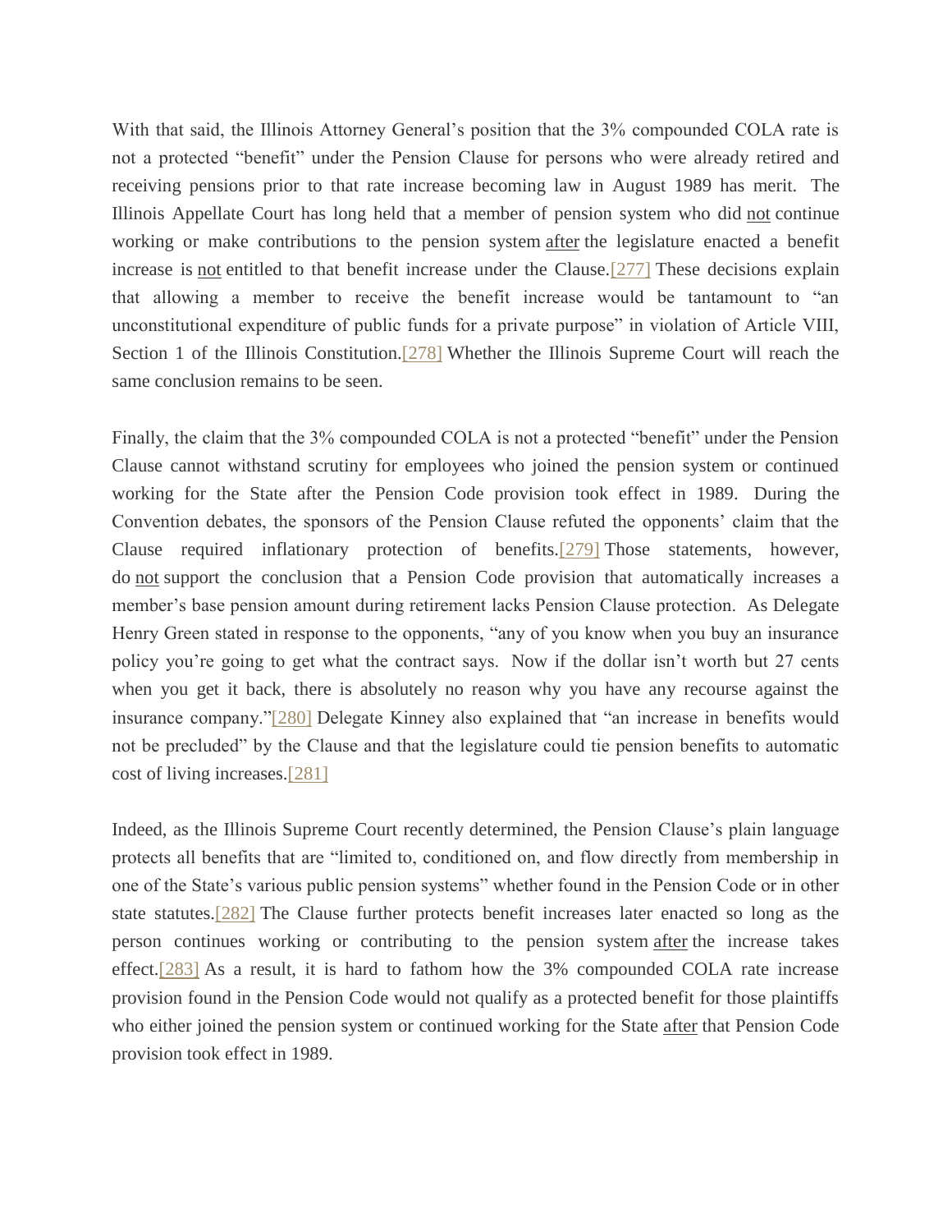With that said, the Illinois Attorney General's position that the 3% compounded COLA rate is not a protected "benefit" under the Pension Clause for persons who were already retired and receiving pensions prior to that rate increase becoming law in August 1989 has merit. The Illinois Appellate Court has long held that a member of pension system who did not continue working or make contributions to the pension system after the legislature enacted a benefit increase is not entitled to that benefit increase under the Clause.[277] These decisions explain that allowing a member to receive the benefit increase would be tantamount to "an unconstitutional expenditure of public funds for a private purpose" in violation of Article VIII, Section 1 of the Illinois Constitution.[278] Whether the Illinois Supreme Court will reach the same conclusion remains to be seen.

Finally, the claim that the 3% compounded COLA is not a protected "benefit" under the Pension Clause cannot withstand scrutiny for employees who joined the pension system or continued working for the State after the Pension Code provision took effect in 1989. During the Convention debates, the sponsors of the Pension Clause refuted the opponents' claim that the Clause required inflationary protection of benefits.[279] Those statements, however, do not support the conclusion that a Pension Code provision that automatically increases a member's base pension amount during retirement lacks Pension Clause protection. As Delegate Henry Green stated in response to the opponents, "any of you know when you buy an insurance policy you're going to get what the contract says. Now if the dollar isn't worth but 27 cents when you get it back, there is absolutely no reason why you have any recourse against the insurance company."[280] Delegate Kinney also explained that "an increase in benefits would not be precluded" by the Clause and that the legislature could tie pension benefits to automatic cost of living increases.[281]

Indeed, as the Illinois Supreme Court recently determined, the Pension Clause's plain language protects all benefits that are "limited to, conditioned on, and flow directly from membership in one of the State's various public pension systems" whether found in the Pension Code or in other state statutes.[282] The Clause further protects benefit increases later enacted so long as the person continues working or contributing to the pension system after the increase takes effect.[283] As a result, it is hard to fathom how the 3% compounded COLA rate increase provision found in the Pension Code would not qualify as a protected benefit for those plaintiffs who either joined the pension system or continued working for the State after that Pension Code provision took effect in 1989.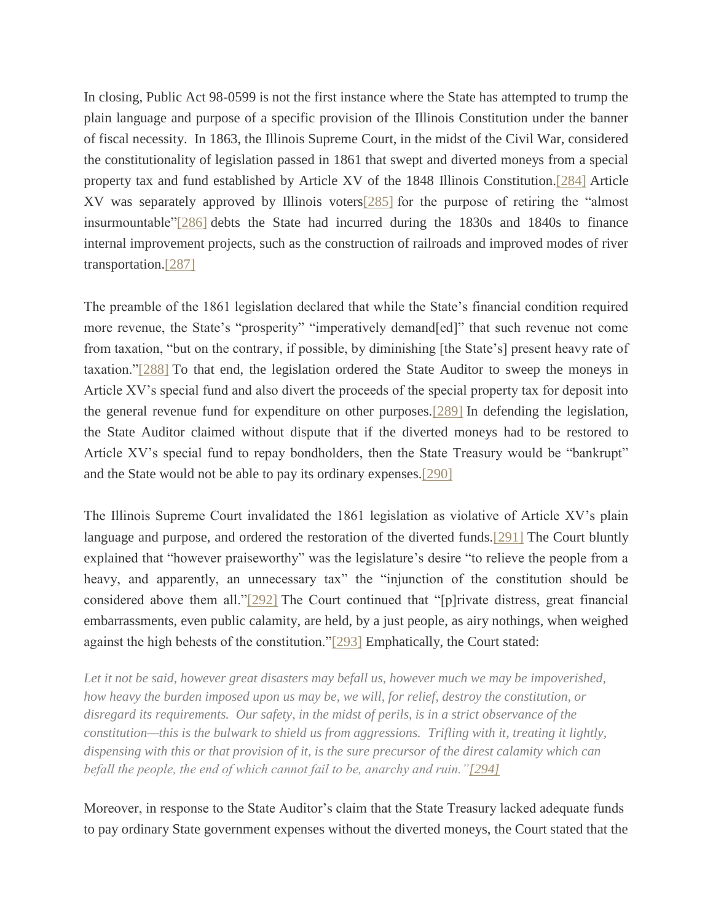In closing, Public Act 98-0599 is not the first instance where the State has attempted to trump the plain language and purpose of a specific provision of the Illinois Constitution under the banner of fiscal necessity. In 1863, the Illinois Supreme Court, in the midst of the Civil War, considered the constitutionality of legislation passed in 1861 that swept and diverted moneys from a special property tax and fund established by Article XV of the 1848 Illinois Constitution.[284] Article XV was separately approved by Illinois voters[285] for the purpose of retiring the "almost insurmountable"[286] debts the State had incurred during the 1830s and 1840s to finance internal improvement projects, such as the construction of railroads and improved modes of river transportation.[287]

The preamble of the 1861 legislation declared that while the State's financial condition required more revenue, the State's "prosperity" "imperatively demand[ed]" that such revenue not come from taxation, "but on the contrary, if possible, by diminishing [the State's] present heavy rate of taxation."[288] To that end, the legislation ordered the State Auditor to sweep the moneys in Article XV's special fund and also divert the proceeds of the special property tax for deposit into the general revenue fund for expenditure on other purposes.[289] In defending the legislation, the State Auditor claimed without dispute that if the diverted moneys had to be restored to Article XV's special fund to repay bondholders, then the State Treasury would be "bankrupt" and the State would not be able to pay its ordinary expenses.[290]

The Illinois Supreme Court invalidated the 1861 legislation as violative of Article XV's plain language and purpose, and ordered the restoration of the diverted funds.[291] The Court bluntly explained that "however praiseworthy" was the legislature's desire "to relieve the people from a heavy, and apparently, an unnecessary tax" the "injunction of the constitution should be considered above them all."[292] The Court continued that "[p]rivate distress, great financial embarrassments, even public calamity, are held, by a just people, as airy nothings, when weighed against the high behests of the constitution."[293] Emphatically, the Court stated:

> *Let it not be said, however great disasters may befall us, however much we may be impoverished, how heavy the burden imposed upon us may be, we will, for relief, destroy the constitution, or disregard its requirements. Our safety, in the midst of perils, is in a strict observance of the constitution—this is the bulwark to shield us from aggressions. Trifling with it, treating it lightly, dispensing with this or that provision of it, is the sure precursor of the direst calamity which can befall the people, the end of which cannot fail to be, anarchy and ruin."[294]*

Moreover, in response to the State Auditor's claim that the State Treasury lacked adequate funds to pay ordinary State government expenses without the diverted moneys, the Court stated that the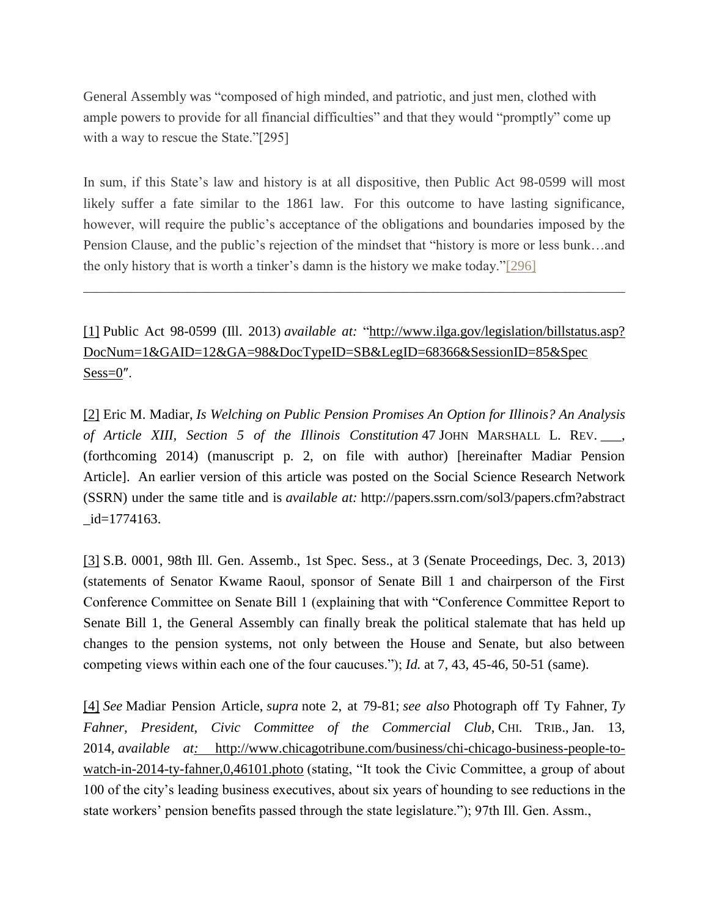General Assembly was "composed of high minded, and patriotic, and just men, clothed with ample powers to provide for all financial difficulties" and that they would "promptly" come up with a way to rescue the State."[295]

In sum, if this State's law and history is at all dispositive, then Public Act 98-0599 will most likely suffer a fate similar to the 1861 law. For this outcome to have lasting significance, however, will require the public's acceptance of the obligations and boundaries imposed by the Pension Clause, and the public's rejection of the mindset that "history is more or less bunk…and the only history that is worth a tinker's damn is the history we make today."[296]

---

[1] Public Act 98-0599 (Ill. 2013) *available at:* "http://www.ilga.gov/legislation/billstatus.asp?DocNum=1&GAID=12&GA=98&DocTypeID=SB&LegID=68366&SessionID=85&SpecSess=0″.

[2] Eric M. Madiar, *Is Welching on Public Pension Promises An Option for Illinois? An Analysis of Article XIII, Section 5 of the Illinois Constitution* 47 JOHN MARSHALL L. REV. ___, (forthcoming 2014) (manuscript p. 2, on file with author) [hereinafter Madiar Pension Article]. An earlier version of this article was posted on the Social Science Research Network (SSRN) under the same title and is *available at:* http://papers.ssrn.com/sol3/papers.cfm?abstract_id=1774163.

[3] S.B. 0001, 98th Ill. Gen. Assemb., 1st Spec. Sess., at 3 (Senate Proceedings, Dec. 3, 2013) (statements of Senator Kwame Raoul, sponsor of Senate Bill 1 and chairperson of the First Conference Committee on Senate Bill 1 (explaining that with "Conference Committee Report to Senate Bill 1, the General Assembly can finally break the political stalemate that has held up changes to the pension systems, not only between the House and Senate, but also between competing views within each one of the four caucuses."); *Id.* at 7, 43, 45-46, 50-51 (same).

[4] *See* Madiar Pension Article, *supra* note 2, at 79-81; *see also* Photograph off Ty Fahner, *Ty Fahner, President, Civic Committee of the Commercial Club*, CHI. TRIB., Jan. 13, 2014, *available at:* http://www.chicagotribune.com/business/chi-chicago-business-people-to-watch-in-2014-ty-fahner,0,46101.photo (stating, "It took the Civic Committee, a group of about 100 of the city's leading business executives, about six years of hounding to see reductions in the state workers' pension benefits passed through the state legislature."); 97th Ill. Gen. Assm.,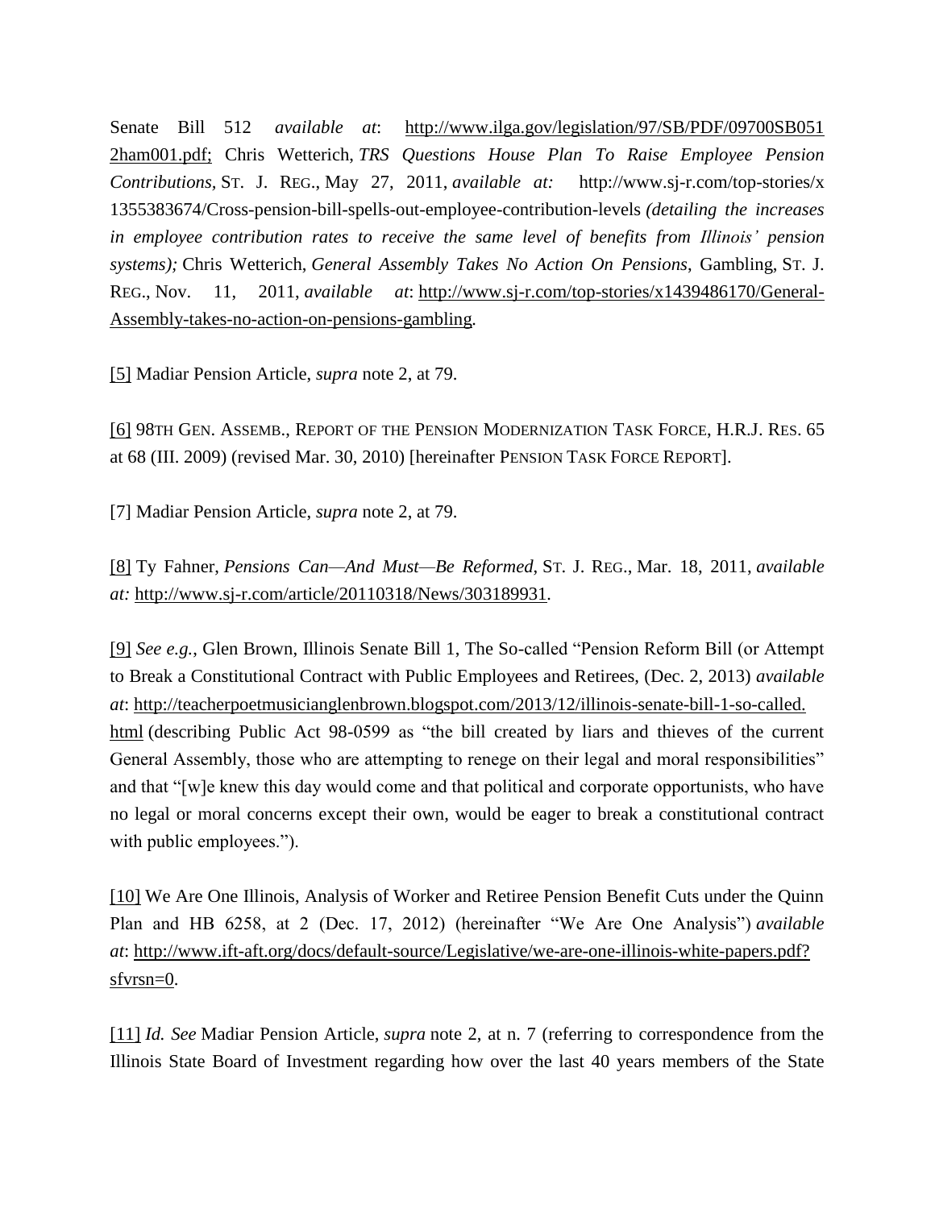Senate Bill 512 *available at*: http://www.ilga.gov/legislation/97/SB/PDF/09700SB0512ham001.pdf; Chris Wetterich, *TRS Questions House Plan To Raise Employee Pension Contributions*, ST. J. REG., May 27, 2011, *available at:* http://www.sj-r.com/top-stories/x1355383674/Cross-pension-bill-spells-out-employee-contribution-levels *(detailing the increases in employee contribution rates to receive the same level of benefits from Illinois' pension systems);* Chris Wetterich, *General Assembly Takes No Action On Pensions*, Gambling, ST. J. REG., Nov. 11, 2011, *available at*: http://www.sj-r.com/top-stories/x1439486170/General-Assembly-takes-no-action-on-pensions-gambling.

[5] Madiar Pension Article, *supra* note 2, at 79.

[6] 98TH GEN. ASSEMB., REPORT OF THE PENSION MODERNIZATION TASK FORCE, H.R.J. RES. 65 at 68 (III. 2009) (revised Mar. 30, 2010) [hereinafter PENSION TASK FORCE REPORT].

[7] Madiar Pension Article, *supra* note 2, at 79.

[8] Ty Fahner, *Pensions Can—And Must—Be Reformed*, ST. J. REG., Mar. 18, 2011, *available at:* http://www.sj-r.com/article/20110318/News/303189931.

[9] *See e.g.*, Glen Brown, Illinois Senate Bill 1, The So-called "Pension Reform Bill (or Attempt to Break a Constitutional Contract with Public Employees and Retirees, (Dec. 2, 2013) *available at*: http://teacherpoetmusicianglenbrown.blogspot.com/2013/12/illinois-senate-bill-1-so-called.html (describing Public Act 98-0599 as "the bill created by liars and thieves of the current General Assembly, those who are attempting to renege on their legal and moral responsibilities" and that "[w]e knew this day would come and that political and corporate opportunists, who have no legal or moral concerns except their own, would be eager to break a constitutional contract with public employees.").

[10] We Are One Illinois, Analysis of Worker and Retiree Pension Benefit Cuts under the Quinn Plan and HB 6258, at 2 (Dec. 17, 2012) (hereinafter "We Are One Analysis") *available at*: http://www.ift-aft.org/docs/default-source/Legislative/we-are-one-illinois-white-papers.pdf?sfvrsn=0.

[11] *Id. See* Madiar Pension Article, *supra* note 2, at n. 7 (referring to correspondence from the Illinois State Board of Investment regarding how over the last 40 years members of the State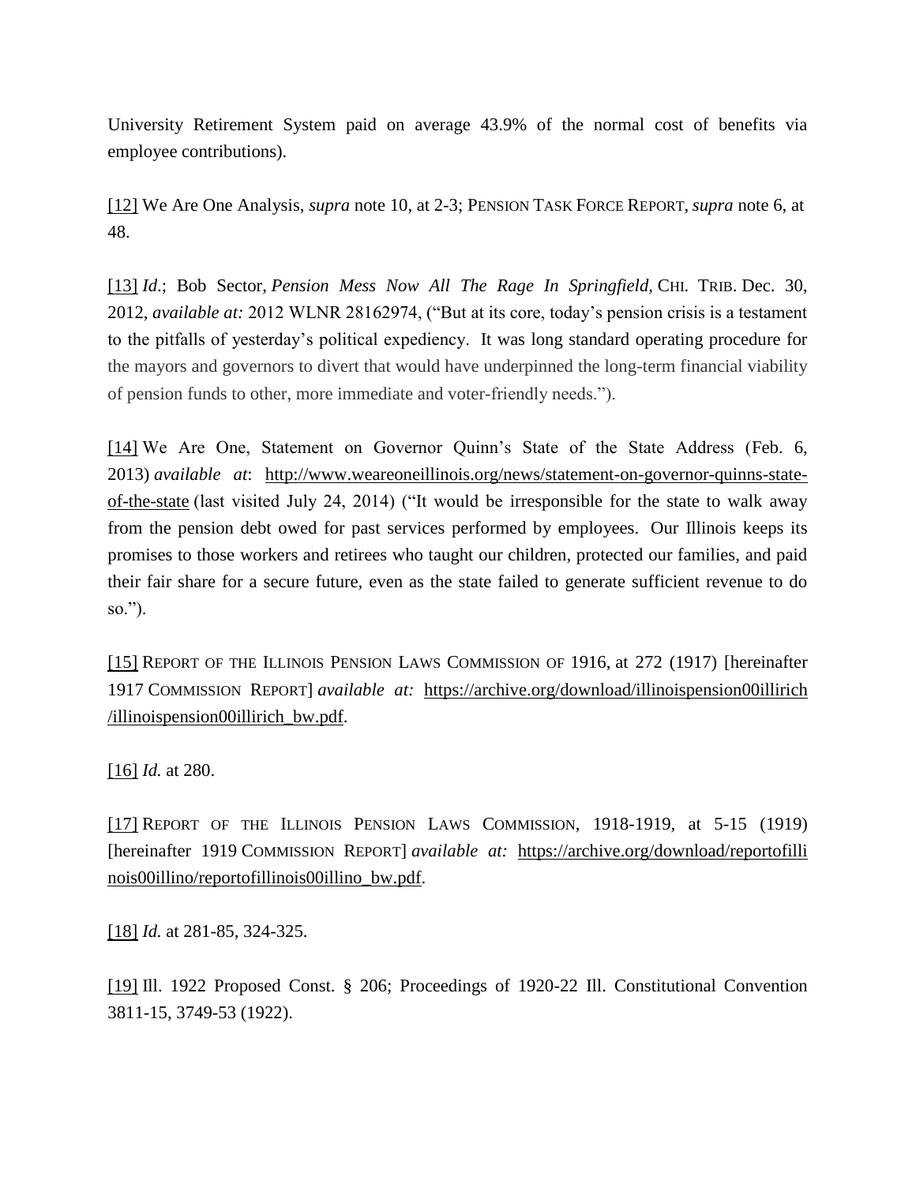University Retirement System paid on average 43.9% of the normal cost of benefits via employee contributions).

[12] We Are One Analysis, *supra* note 10, at 2-3; PENSION TASK FORCE REPORT, *supra* note 6, at 48.

[13] *Id*.; Bob Sector, *Pension Mess Now All The Rage In Springfield,* CHI. TRIB. Dec. 30, 2012, *available at:* 2012 WLNR 28162974, ("But at its core, today's pension crisis is a testament to the pitfalls of yesterday's political expediency. It was long standard operating procedure for the mayors and governors to divert that would have underpinned the long-term financial viability of pension funds to other, more immediate and voter-friendly needs.").

[14] We Are One, Statement on Governor Quinn's State of the State Address (Feb. 6, 2013) *available at*: http://www.weareoneillinois.org/news/statement-on-governor-quinns-state-of-the-state (last visited July 24, 2014) ("It would be irresponsible for the state to walk away from the pension debt owed for past services performed by employees. Our Illinois keeps its promises to those workers and retirees who taught our children, protected our families, and paid their fair share for a secure future, even as the state failed to generate sufficient revenue to do so.").

[15] REPORT OF THE ILLINOIS PENSION LAWS COMMISSION OF 1916, at 272 (1917) [hereinafter 1917 COMMISSION REPORT] *available at:* https://archive.org/download/illinoispension00illirich/illinoispension00illirich_bw.pdf.

[16] *Id.* at 280.

[17] REPORT OF THE ILLINOIS PENSION LAWS COMMISSION, 1918-1919, at 5-15 (1919) [hereinafter 1919 COMMISSION REPORT] *available at:* https://archive.org/download/reportofillinois00illino/reportofillinois00illino_bw.pdf.

[18] *Id.* at 281-85, 324-325.

[19] Ill. 1922 Proposed Const. § 206; Proceedings of 1920-22 Ill. Constitutional Convention 3811-15, 3749-53 (1922).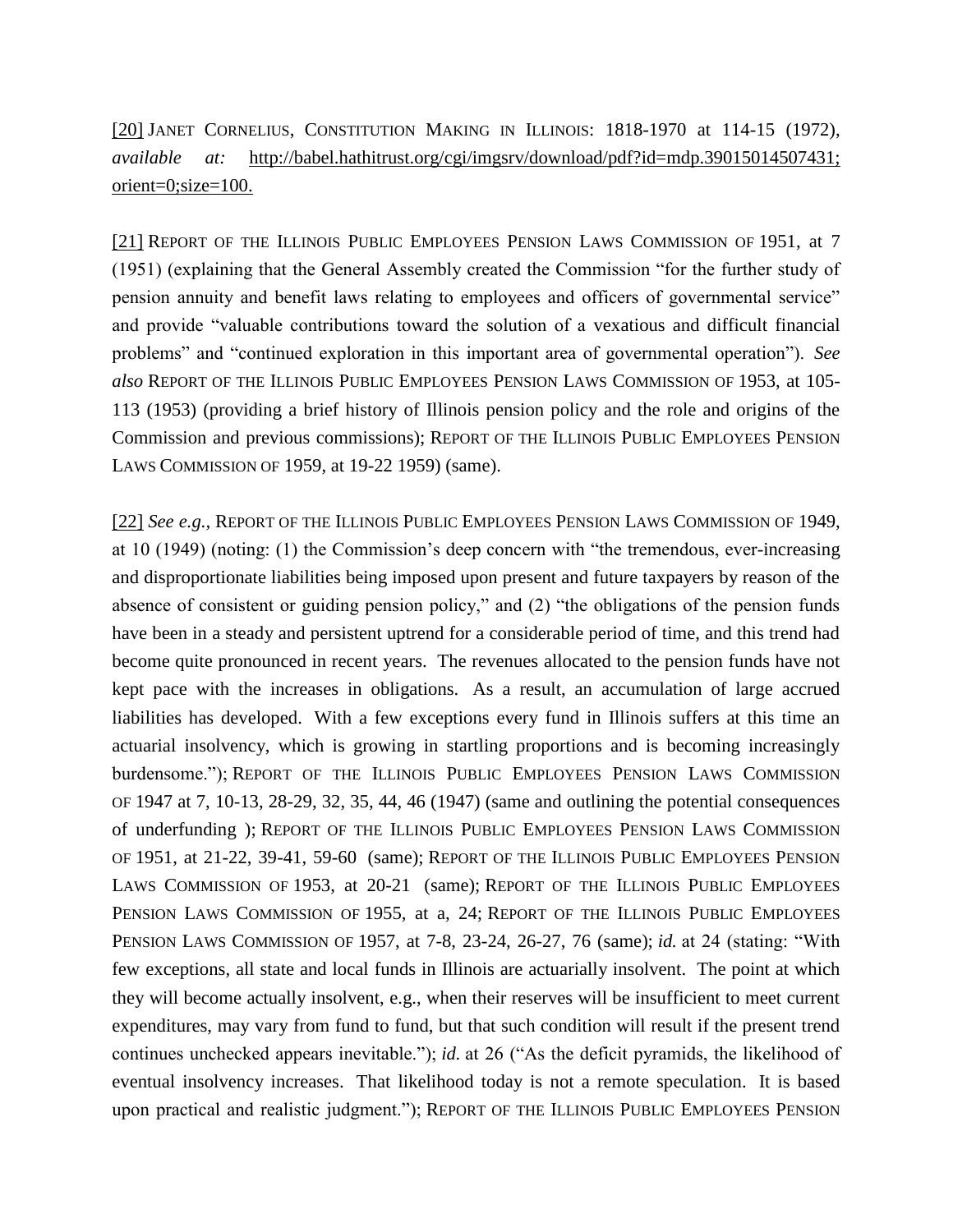[20] JANET CORNELIUS, CONSTITUTION MAKING IN ILLINOIS: 1818-1970 at 114-15 (1972), *available at:* http://babel.hathitrust.org/cgi/imgsrv/download/pdf?id=mdp.39015014507431;orient=0;size=100.

[21] REPORT OF THE ILLINOIS PUBLIC EMPLOYEES PENSION LAWS COMMISSION OF 1951, at 7 (1951) (explaining that the General Assembly created the Commission "for the further study of pension annuity and benefit laws relating to employees and officers of governmental service" and provide "valuable contributions toward the solution of a vexatious and difficult financial problems" and "continued exploration in this important area of governmental operation"). *See also* REPORT OF THE ILLINOIS PUBLIC EMPLOYEES PENSION LAWS COMMISSION OF 1953, at 105-113 (1953) (providing a brief history of Illinois pension policy and the role and origins of the Commission and previous commissions); REPORT OF THE ILLINOIS PUBLIC EMPLOYEES PENSION LAWS COMMISSION OF 1959, at 19-22 1959) (same).

[22] *See e.g.,* REPORT OF THE ILLINOIS PUBLIC EMPLOYEES PENSION LAWS COMMISSION OF 1949, at 10 (1949) (noting: (1) the Commission's deep concern with "the tremendous, ever-increasing and disproportionate liabilities being imposed upon present and future taxpayers by reason of the absence of consistent or guiding pension policy," and (2) "the obligations of the pension funds have been in a steady and persistent uptrend for a considerable period of time, and this trend had become quite pronounced in recent years. The revenues allocated to the pension funds have not kept pace with the increases in obligations. As a result, an accumulation of large accrued liabilities has developed. With a few exceptions every fund in Illinois suffers at this time an actuarial insolvency, which is growing in startling proportions and is becoming increasingly burdensome."); REPORT OF THE ILLINOIS PUBLIC EMPLOYEES PENSION LAWS COMMISSION OF 1947 at 7, 10-13, 28-29, 32, 35, 44, 46 (1947) (same and outlining the potential consequences of underfunding ); REPORT OF THE ILLINOIS PUBLIC EMPLOYEES PENSION LAWS COMMISSION OF 1951, at 21-22, 39-41, 59-60 (same); REPORT OF THE ILLINOIS PUBLIC EMPLOYEES PENSION LAWS COMMISSION OF 1953, at 20-21 (same); REPORT OF THE ILLINOIS PUBLIC EMPLOYEES PENSION LAWS COMMISSION OF 1955, at a, 24; REPORT OF THE ILLINOIS PUBLIC EMPLOYEES PENSION LAWS COMMISSION OF 1957, at 7-8, 23-24, 26-27, 76 (same); *id.* at 24 (stating: "With few exceptions, all state and local funds in Illinois are actuarially insolvent. The point at which they will become actually insolvent, e.g., when their reserves will be insufficient to meet current expenditures, may vary from fund to fund, but that such condition will result if the present trend continues unchecked appears inevitable."); *id.* at 26 ("As the deficit pyramids, the likelihood of eventual insolvency increases. That likelihood today is not a remote speculation. It is based upon practical and realistic judgment."); REPORT OF THE ILLINOIS PUBLIC EMPLOYEES PENSION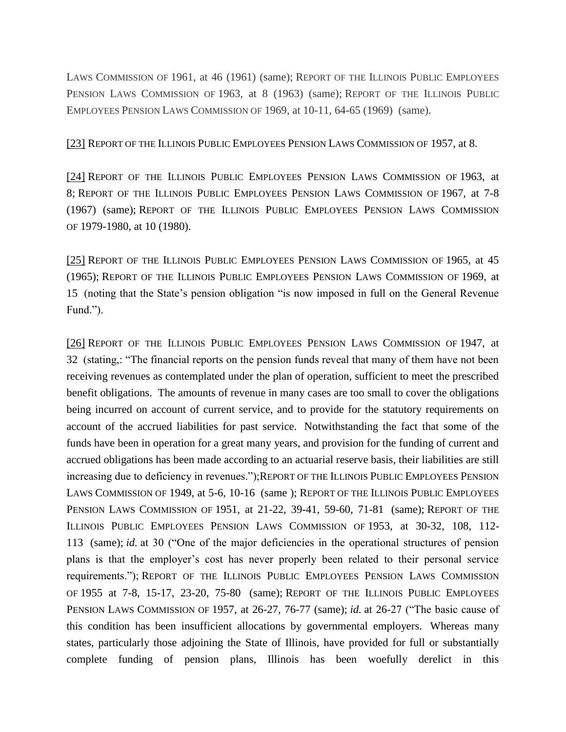LAWS COMMISSION OF 1961, at 46 (1961) (same); REPORT OF THE ILLINOIS PUBLIC EMPLOYEES PENSION LAWS COMMISSION OF 1963, at 8 (1963) (same); REPORT OF THE ILLINOIS PUBLIC EMPLOYEES PENSION LAWS COMMISSION OF 1969, at 10-11, 64-65 (1969) (same).

[23] REPORT OF THE ILLINOIS PUBLIC EMPLOYEES PENSION LAWS COMMISSION OF 1957, at 8.

[24] REPORT OF THE ILLINOIS PUBLIC EMPLOYEES PENSION LAWS COMMISSION OF 1963, at 8; REPORT OF THE ILLINOIS PUBLIC EMPLOYEES PENSION LAWS COMMISSION OF 1967, at 7-8 (1967) (same); REPORT OF THE ILLINOIS PUBLIC EMPLOYEES PENSION LAWS COMMISSION OF 1979-1980, at 10 (1980).

[25] REPORT OF THE ILLINOIS PUBLIC EMPLOYEES PENSION LAWS COMMISSION OF 1965, at 45 (1965); REPORT OF THE ILLINOIS PUBLIC EMPLOYEES PENSION LAWS COMMISSION OF 1969, at 15 (noting that the State's pension obligation "is now imposed in full on the General Revenue Fund.").

[26] REPORT OF THE ILLINOIS PUBLIC EMPLOYEES PENSION LAWS COMMISSION OF 1947, at 32 (stating,: "The financial reports on the pension funds reveal that many of them have not been receiving revenues as contemplated under the plan of operation, sufficient to meet the prescribed benefit obligations. The amounts of revenue in many cases are too small to cover the obligations being incurred on account of current service, and to provide for the statutory requirements on account of the accrued liabilities for past service. Notwithstanding the fact that some of the funds have been in operation for a great many years, and provision for the funding of current and accrued obligations has been made according to an actuarial reserve basis, their liabilities are still increasing due to deficiency in revenues.");REPORT OF THE ILLINOIS PUBLIC EMPLOYEES PENSION LAWS COMMISSION OF 1949, at 5-6, 10-16 (same ); REPORT OF THE ILLINOIS PUBLIC EMPLOYEES PENSION LAWS COMMISSION OF 1951, at 21-22, 39-41, 59-60, 71-81 (same); REPORT OF THE ILLINOIS PUBLIC EMPLOYEES PENSION LAWS COMMISSION OF 1953, at 30-32, 108, 112-113 (same); *id.* at 30 ("One of the major deficiencies in the operational structures of pension plans is that the employer's cost has never properly been related to their personal service requirements."); REPORT OF THE ILLINOIS PUBLIC EMPLOYEES PENSION LAWS COMMISSION OF 1955 at 7-8, 15-17, 23-20, 75-80 (same); REPORT OF THE ILLINOIS PUBLIC EMPLOYEES PENSION LAWS COMMISSION OF 1957, at 26-27, 76-77 (same); *id.* at 26-27 ("The basic cause of this condition has been insufficient allocations by governmental employers. Whereas many states, particularly those adjoining the State of Illinois, have provided for full or substantially complete funding of pension plans, Illinois has been woefully derelict in this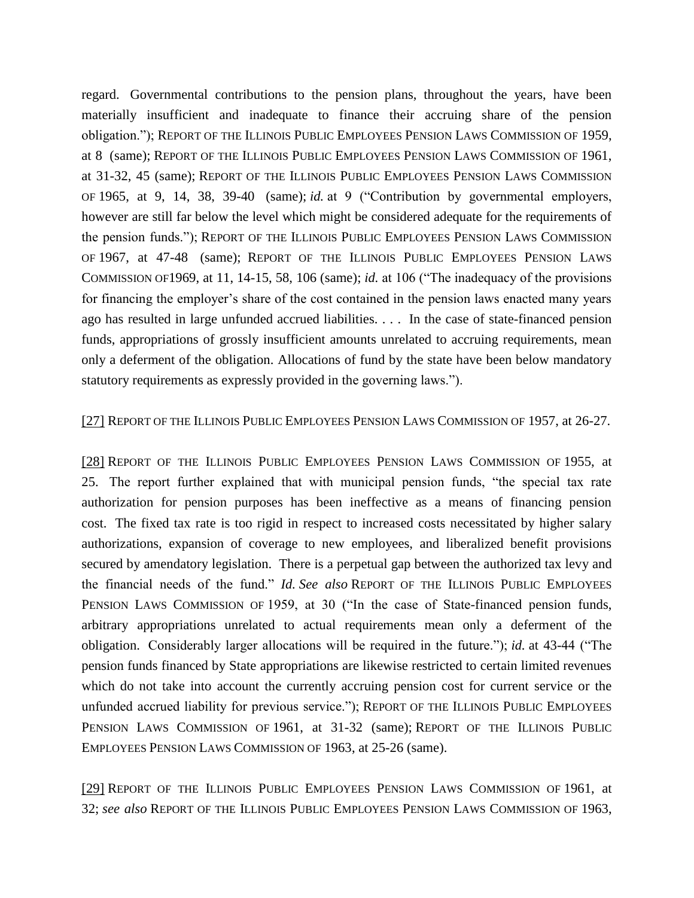regard. Governmental contributions to the pension plans, throughout the years, have been materially insufficient and inadequate to finance their accruing share of the pension obligation."); REPORT OF THE ILLINOIS PUBLIC EMPLOYEES PENSION LAWS COMMISSION OF 1959, at 8 (same); REPORT OF THE ILLINOIS PUBLIC EMPLOYEES PENSION LAWS COMMISSION OF 1961, at 31-32, 45 (same); REPORT OF THE ILLINOIS PUBLIC EMPLOYEES PENSION LAWS COMMISSION OF 1965, at 9, 14, 38, 39-40 (same); *id.* at 9 ("Contribution by governmental employers, however are still far below the level which might be considered adequate for the requirements of the pension funds."); REPORT OF THE ILLINOIS PUBLIC EMPLOYEES PENSION LAWS COMMISSION OF 1967, at 47-48 (same); REPORT OF THE ILLINOIS PUBLIC EMPLOYEES PENSION LAWS COMMISSION OF1969, at 11, 14-15, 58, 106 (same); *id.* at 106 ("The inadequacy of the provisions for financing the employer's share of the cost contained in the pension laws enacted many years ago has resulted in large unfunded accrued liabilities. . . . In the case of state-financed pension funds, appropriations of grossly insufficient amounts unrelated to accruing requirements, mean only a deferment of the obligation. Allocations of fund by the state have been below mandatory statutory requirements as expressly provided in the governing laws.").

[27] REPORT OF THE ILLINOIS PUBLIC EMPLOYEES PENSION LAWS COMMISSION OF 1957, at 26-27.

[28] REPORT OF THE ILLINOIS PUBLIC EMPLOYEES PENSION LAWS COMMISSION OF 1955, at 25. The report further explained that with municipal pension funds, "the special tax rate authorization for pension purposes has been ineffective as a means of financing pension cost. The fixed tax rate is too rigid in respect to increased costs necessitated by higher salary authorizations, expansion of coverage to new employees, and liberalized benefit provisions secured by amendatory legislation. There is a perpetual gap between the authorized tax levy and the financial needs of the fund." *Id. See also* REPORT OF THE ILLINOIS PUBLIC EMPLOYEES PENSION LAWS COMMISSION OF 1959, at 30 ("In the case of State-financed pension funds, arbitrary appropriations unrelated to actual requirements mean only a deferment of the obligation. Considerably larger allocations will be required in the future."); *id.* at 43-44 ("The pension funds financed by State appropriations are likewise restricted to certain limited revenues which do not take into account the currently accruing pension cost for current service or the unfunded accrued liability for previous service."); REPORT OF THE ILLINOIS PUBLIC EMPLOYEES PENSION LAWS COMMISSION OF 1961, at 31-32 (same); REPORT OF THE ILLINOIS PUBLIC EMPLOYEES PENSION LAWS COMMISSION OF 1963, at 25-26 (same).

[29] REPORT OF THE ILLINOIS PUBLIC EMPLOYEES PENSION LAWS COMMISSION OF 1961, at 32; *see also* REPORT OF THE ILLINOIS PUBLIC EMPLOYEES PENSION LAWS COMMISSION OF 1963,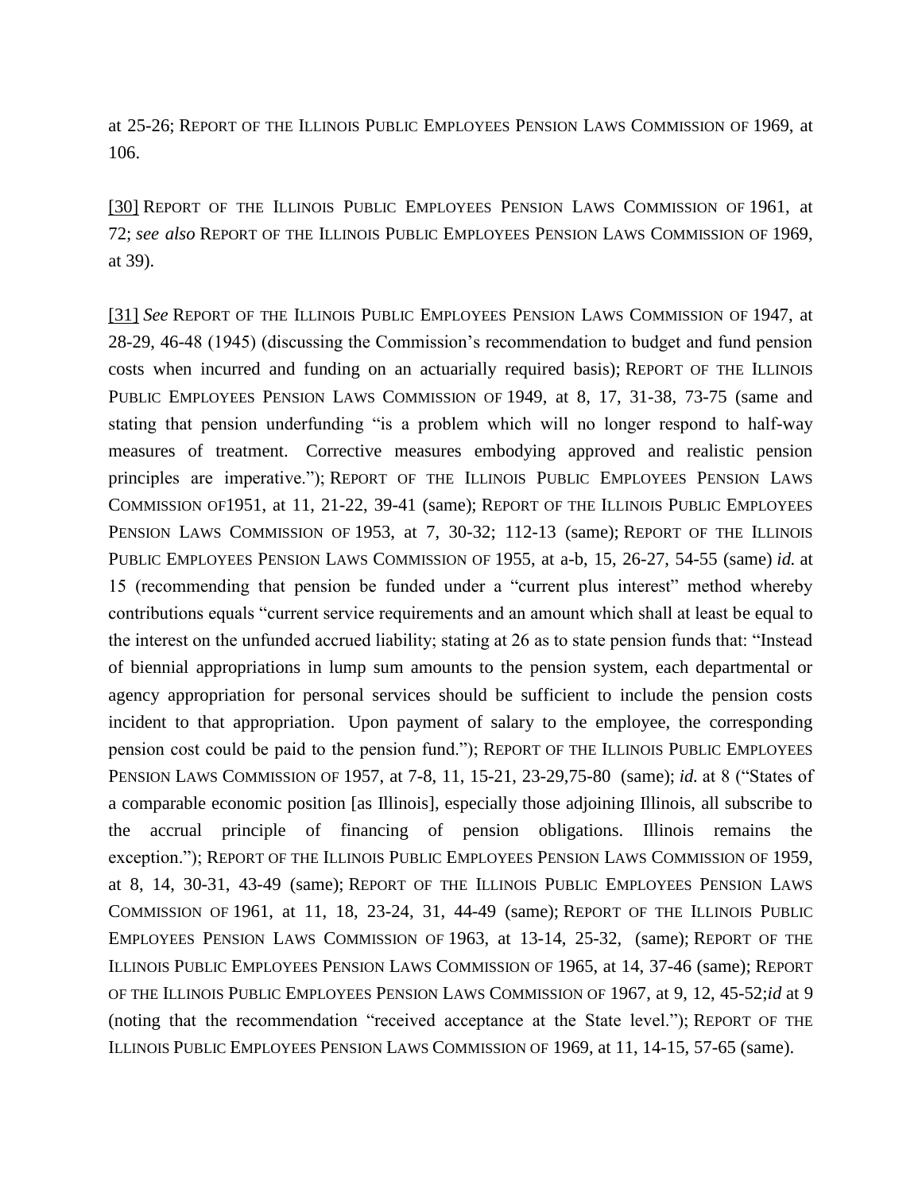at 25-26; REPORT OF THE ILLINOIS PUBLIC EMPLOYEES PENSION LAWS COMMISSION OF 1969, at 106.

[30] REPORT OF THE ILLINOIS PUBLIC EMPLOYEES PENSION LAWS COMMISSION OF 1961, at 72; *see also* REPORT OF THE ILLINOIS PUBLIC EMPLOYEES PENSION LAWS COMMISSION OF 1969, at 39).

[31] *See* REPORT OF THE ILLINOIS PUBLIC EMPLOYEES PENSION LAWS COMMISSION OF 1947, at 28-29, 46-48 (1945) (discussing the Commission's recommendation to budget and fund pension costs when incurred and funding on an actuarially required basis); REPORT OF THE ILLINOIS PUBLIC EMPLOYEES PENSION LAWS COMMISSION OF 1949, at 8, 17, 31-38, 73-75 (same and stating that pension underfunding "is a problem which will no longer respond to half-way measures of treatment. Corrective measures embodying approved and realistic pension principles are imperative."); REPORT OF THE ILLINOIS PUBLIC EMPLOYEES PENSION LAWS COMMISSION OF1951, at 11, 21-22, 39-41 (same); REPORT OF THE ILLINOIS PUBLIC EMPLOYEES PENSION LAWS COMMISSION OF 1953, at 7, 30-32; 112-13 (same); REPORT OF THE ILLINOIS PUBLIC EMPLOYEES PENSION LAWS COMMISSION OF 1955, at a-b, 15, 26-27, 54-55 (same) *id.* at 15 (recommending that pension be funded under a "current plus interest" method whereby contributions equals "current service requirements and an amount which shall at least be equal to the interest on the unfunded accrued liability; stating at 26 as to state pension funds that: "Instead of biennial appropriations in lump sum amounts to the pension system, each departmental or agency appropriation for personal services should be sufficient to include the pension costs incident to that appropriation. Upon payment of salary to the employee, the corresponding pension cost could be paid to the pension fund."); REPORT OF THE ILLINOIS PUBLIC EMPLOYEES PENSION LAWS COMMISSION OF 1957, at 7-8, 11, 15-21, 23-29,75-80 (same); *id.* at 8 ("States of a comparable economic position [as Illinois], especially those adjoining Illinois, all subscribe to the accrual principle of financing of pension obligations. Illinois remains the exception."); REPORT OF THE ILLINOIS PUBLIC EMPLOYEES PENSION LAWS COMMISSION OF 1959, at 8, 14, 30-31, 43-49 (same); REPORT OF THE ILLINOIS PUBLIC EMPLOYEES PENSION LAWS COMMISSION OF 1961, at 11, 18, 23-24, 31, 44-49 (same); REPORT OF THE ILLINOIS PUBLIC EMPLOYEES PENSION LAWS COMMISSION OF 1963, at 13-14, 25-32, (same); REPORT OF THE ILLINOIS PUBLIC EMPLOYEES PENSION LAWS COMMISSION OF 1965, at 14, 37-46 (same); REPORT OF THE ILLINOIS PUBLIC EMPLOYEES PENSION LAWS COMMISSION OF 1967, at 9, 12, 45-52;*id* at 9 (noting that the recommendation "received acceptance at the State level."); REPORT OF THE ILLINOIS PUBLIC EMPLOYEES PENSION LAWS COMMISSION OF 1969, at 11, 14-15, 57-65 (same).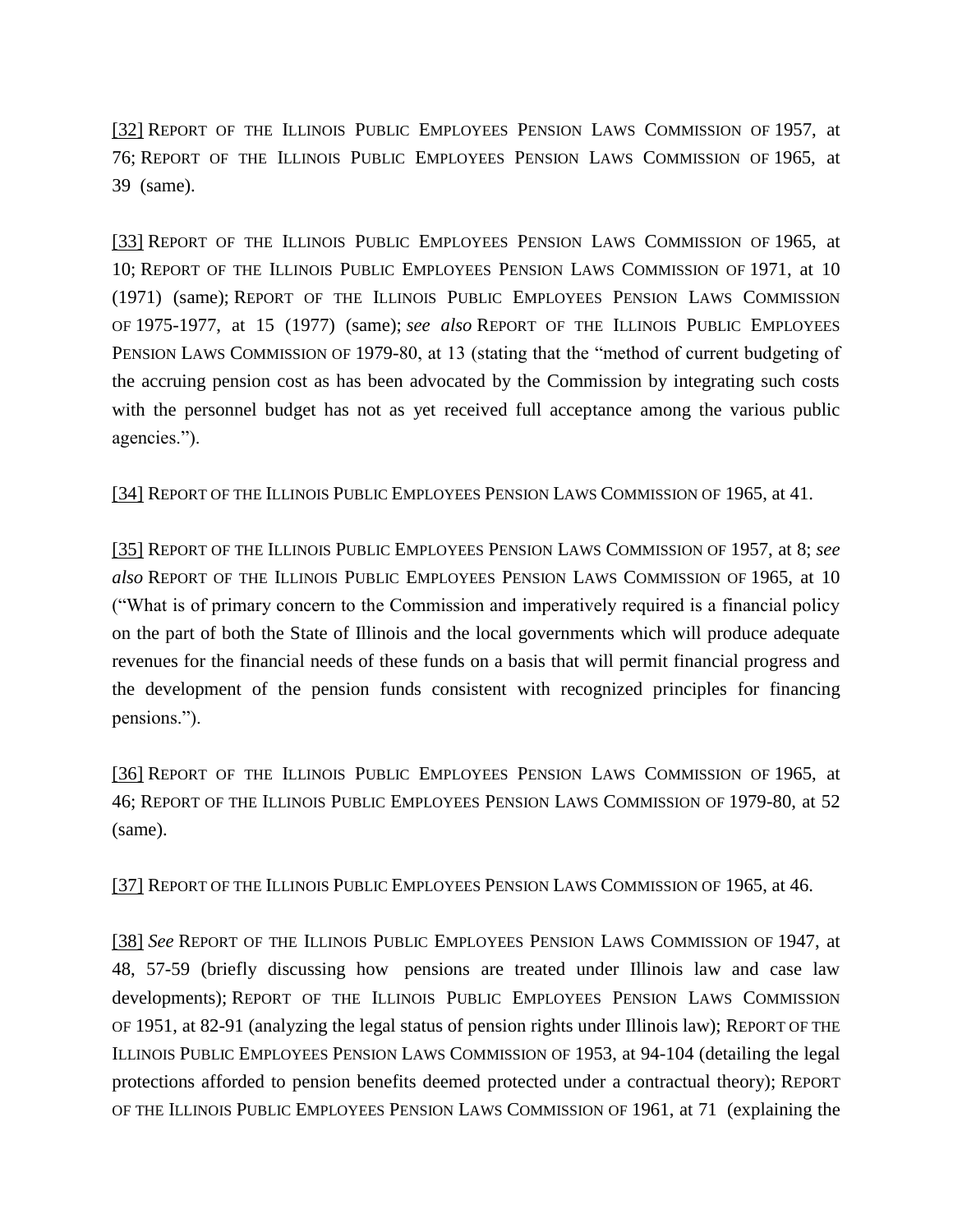[32] Report of the Illinois Public Employees Pension Laws Commission of 1957, at 76; Report of the Illinois Public Employees Pension Laws Commission of 1965, at 39 (same).

[33] Report of the Illinois Public Employees Pension Laws Commission of 1965, at 10; Report of the Illinois Public Employees Pension Laws Commission of 1971, at 10 (1971) (same); Report of the Illinois Public Employees Pension Laws Commission of 1975-1977, at 15 (1977) (same); *see also* Report of the Illinois Public Employees Pension Laws Commission of 1979-80, at 13 (stating that the "method of current budgeting of the accruing pension cost as has been advocated by the Commission by integrating such costs with the personnel budget has not as yet received full acceptance among the various public agencies.").

[34] Report of the Illinois Public Employees Pension Laws Commission of 1965, at 41.

[35] Report of the Illinois Public Employees Pension Laws Commission of 1957, at 8; *see also* Report of the Illinois Public Employees Pension Laws Commission of 1965, at 10 ("What is of primary concern to the Commission and imperatively required is a financial policy on the part of both the State of Illinois and the local governments which will produce adequate revenues for the financial needs of these funds on a basis that will permit financial progress and the development of the pension funds consistent with recognized principles for financing pensions.").

[36] Report of the Illinois Public Employees Pension Laws Commission of 1965, at 46; Report of the Illinois Public Employees Pension Laws Commission of 1979-80, at 52 (same).

[37] Report of the Illinois Public Employees Pension Laws Commission of 1965, at 46.

[38] *See* Report of the Illinois Public Employees Pension Laws Commission of 1947, at 48, 57-59 (briefly discussing how pensions are treated under Illinois law and case law developments); Report of the Illinois Public Employees Pension Laws Commission of 1951, at 82-91 (analyzing the legal status of pension rights under Illinois law); Report of the Illinois Public Employees Pension Laws Commission of 1953, at 94-104 (detailing the legal protections afforded to pension benefits deemed protected under a contractual theory); Report of the Illinois Public Employees Pension Laws Commission of 1961, at 71 (explaining the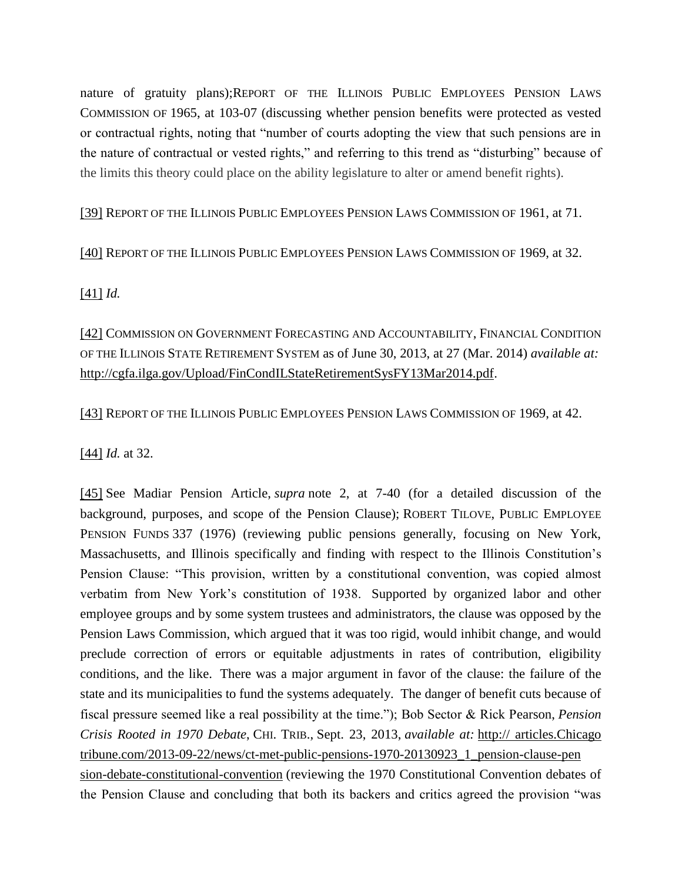nature of gratuity plans); REPORT OF THE ILLINOIS PUBLIC EMPLOYEES PENSION LAWS COMMISSION OF 1965, at 103-07 (discussing whether pension benefits were protected as vested or contractual rights, noting that "number of courts adopting the view that such pensions are in the nature of contractual or vested rights," and referring to this trend as "disturbing" because of the limits this theory could place on the ability legislature to alter or amend benefit rights).

[39] REPORT OF THE ILLINOIS PUBLIC EMPLOYEES PENSION LAWS COMMISSION OF 1961, at 71.

[40] REPORT OF THE ILLINOIS PUBLIC EMPLOYEES PENSION LAWS COMMISSION OF 1969, at 32.

[41] *Id.*

[42] COMMISSION ON GOVERNMENT FORECASTING AND ACCOUNTABILITY, FINANCIAL CONDITION OF THE ILLINOIS STATE RETIREMENT SYSTEM as of June 30, 2013, at 27 (Mar. 2014) *available at:* http://cgfa.ilga.gov/Upload/FinCondILStateRetirementSysFY13Mar2014.pdf.

[43] REPORT OF THE ILLINOIS PUBLIC EMPLOYEES PENSION LAWS COMMISSION OF 1969, at 42.

[44] *Id.* at 32.

[45] See Madiar Pension Article, *supra* note 2, at 7-40 (for a detailed discussion of the background, purposes, and scope of the Pension Clause); ROBERT TILOVE, PUBLIC EMPLOYEE PENSION FUNDS 337 (1976) (reviewing public pensions generally, focusing on New York, Massachusetts, and Illinois specifically and finding with respect to the Illinois Constitution's Pension Clause: "This provision, written by a constitutional convention, was copied almost verbatim from New York's constitution of 1938. Supported by organized labor and other employee groups and by some system trustees and administrators, the clause was opposed by the Pension Laws Commission, which argued that it was too rigid, would inhibit change, and would preclude correction of errors or equitable adjustments in rates of contribution, eligibility conditions, and the like. There was a major argument in favor of the clause: the failure of the state and its municipalities to fund the systems adequately. The danger of benefit cuts because of fiscal pressure seemed like a real possibility at the time."); Bob Sector & Rick Pearson, *Pension Crisis Rooted in 1970 Debate*, CHI. TRIB., Sept. 23, 2013, *available at:* http:// articles.Chicagotribune.com/2013-09-22/news/ct-met-public-pensions-1970-20130923_1_pension-clause-pension-debate-constitutional-convention (reviewing the 1970 Constitutional Convention debates of the Pension Clause and concluding that both its backers and critics agreed the provision "was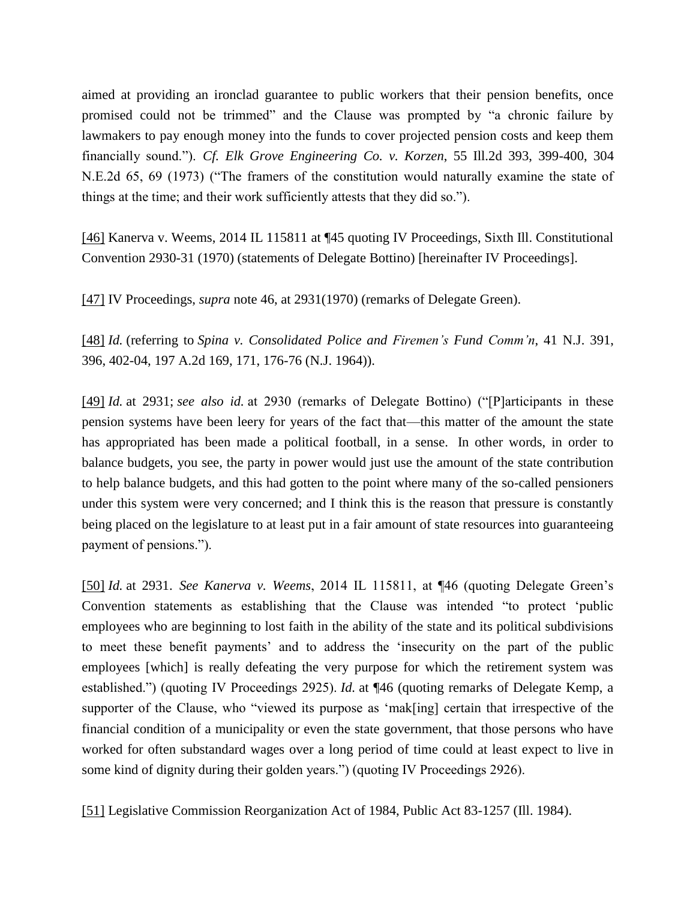aimed at providing an ironclad guarantee to public workers that their pension benefits, once promised could not be trimmed" and the Clause was prompted by "a chronic failure by lawmakers to pay enough money into the funds to cover projected pension costs and keep them financially sound."). *Cf. Elk Grove Engineering Co. v. Korzen*, 55 Ill.2d 393, 399-400, 304 N.E.2d 65, 69 (1973) ("The framers of the constitution would naturally examine the state of things at the time; and their work sufficiently attests that they did so.").

[46] Kanerva v. Weems, 2014 IL 115811 at ¶45 quoting IV Proceedings, Sixth Ill. Constitutional Convention 2930-31 (1970) (statements of Delegate Bottino) [hereinafter IV Proceedings].

[47] IV Proceedings, *supra* note 46, at 2931(1970) (remarks of Delegate Green).

[48] *Id.* (referring to *Spina v. Consolidated Police and Firemen's Fund Comm'n*, 41 N.J. 391, 396, 402-04, 197 A.2d 169, 171, 176-76 (N.J. 1964)).

[49] *Id.* at 2931; *see also id.* at 2930 (remarks of Delegate Bottino) ("[P]articipants in these pension systems have been leery for years of the fact that—this matter of the amount the state has appropriated has been made a political football, in a sense. In other words, in order to balance budgets, you see, the party in power would just use the amount of the state contribution to help balance budgets, and this had gotten to the point where many of the so-called pensioners under this system were very concerned; and I think this is the reason that pressure is constantly being placed on the legislature to at least put in a fair amount of state resources into guaranteeing payment of pensions.").

[50] *Id.* at 2931. *See Kanerva v. Weems*, 2014 IL 115811, at ¶46 (quoting Delegate Green's Convention statements as establishing that the Clause was intended "to protect 'public employees who are beginning to lost faith in the ability of the state and its political subdivisions to meet these benefit payments' and to address the 'insecurity on the part of the public employees [which] is really defeating the very purpose for which the retirement system was established.") (quoting IV Proceedings 2925). *Id.* at ¶46 (quoting remarks of Delegate Kemp, a supporter of the Clause, who "viewed its purpose as 'mak[ing] certain that irrespective of the financial condition of a municipality or even the state government, that those persons who have worked for often substandard wages over a long period of time could at least expect to live in some kind of dignity during their golden years.") (quoting IV Proceedings 2926).

[51] Legislative Commission Reorganization Act of 1984, Public Act 83-1257 (Ill. 1984).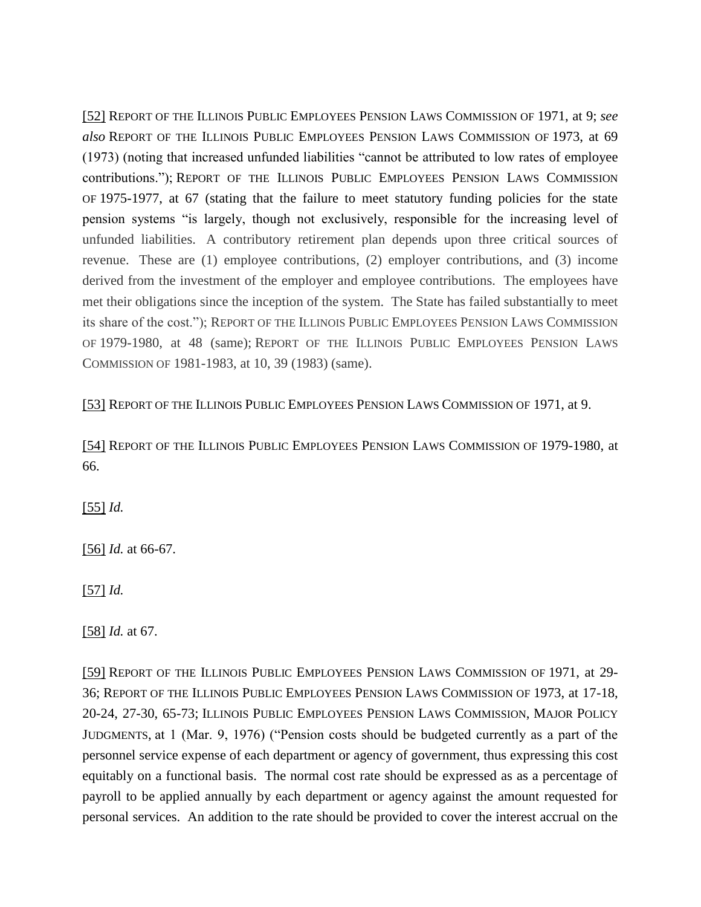[52] Report of the Illinois Public Employees Pension Laws Commission of 1971, at 9; *see also* Report of the Illinois Public Employees Pension Laws Commission of 1973, at 69 (1973) (noting that increased unfunded liabilities "cannot be attributed to low rates of employee contributions."); Report of the Illinois Public Employees Pension Laws Commission of 1975-1977, at 67 (stating that the failure to meet statutory funding policies for the state pension systems "is largely, though not exclusively, responsible for the increasing level of unfunded liabilities. A contributory retirement plan depends upon three critical sources of revenue. These are (1) employee contributions, (2) employer contributions, and (3) income derived from the investment of the employer and employee contributions. The employees have met their obligations since the inception of the system. The State has failed substantially to meet its share of the cost."); Report of the Illinois Public Employees Pension Laws Commission of 1979-1980, at 48 (same); Report of the Illinois Public Employees Pension Laws Commission of 1981-1983, at 10, 39 (1983) (same).

[53] Report of the Illinois Public Employees Pension Laws Commission of 1971, at 9.

[54] Report of the Illinois Public Employees Pension Laws Commission of 1979-1980, at 66.

[55] *Id.*

[56] *Id.* at 66-67.

[57] *Id.*

[58] *Id.* at 67.

[59] Report of the Illinois Public Employees Pension Laws Commission of 1971, at 29-36; Report of the Illinois Public Employees Pension Laws Commission of 1973, at 17-18, 20-24, 27-30, 65-73; Illinois Public Employees Pension Laws Commission, Major Policy Judgments, at 1 (Mar. 9, 1976) ("Pension costs should be budgeted currently as a part of the personnel service expense of each department or agency of government, thus expressing this cost equitably on a functional basis. The normal cost rate should be expressed as as a percentage of payroll to be applied annually by each department or agency against the amount requested for personal services. An addition to the rate should be provided to cover the interest accrual on the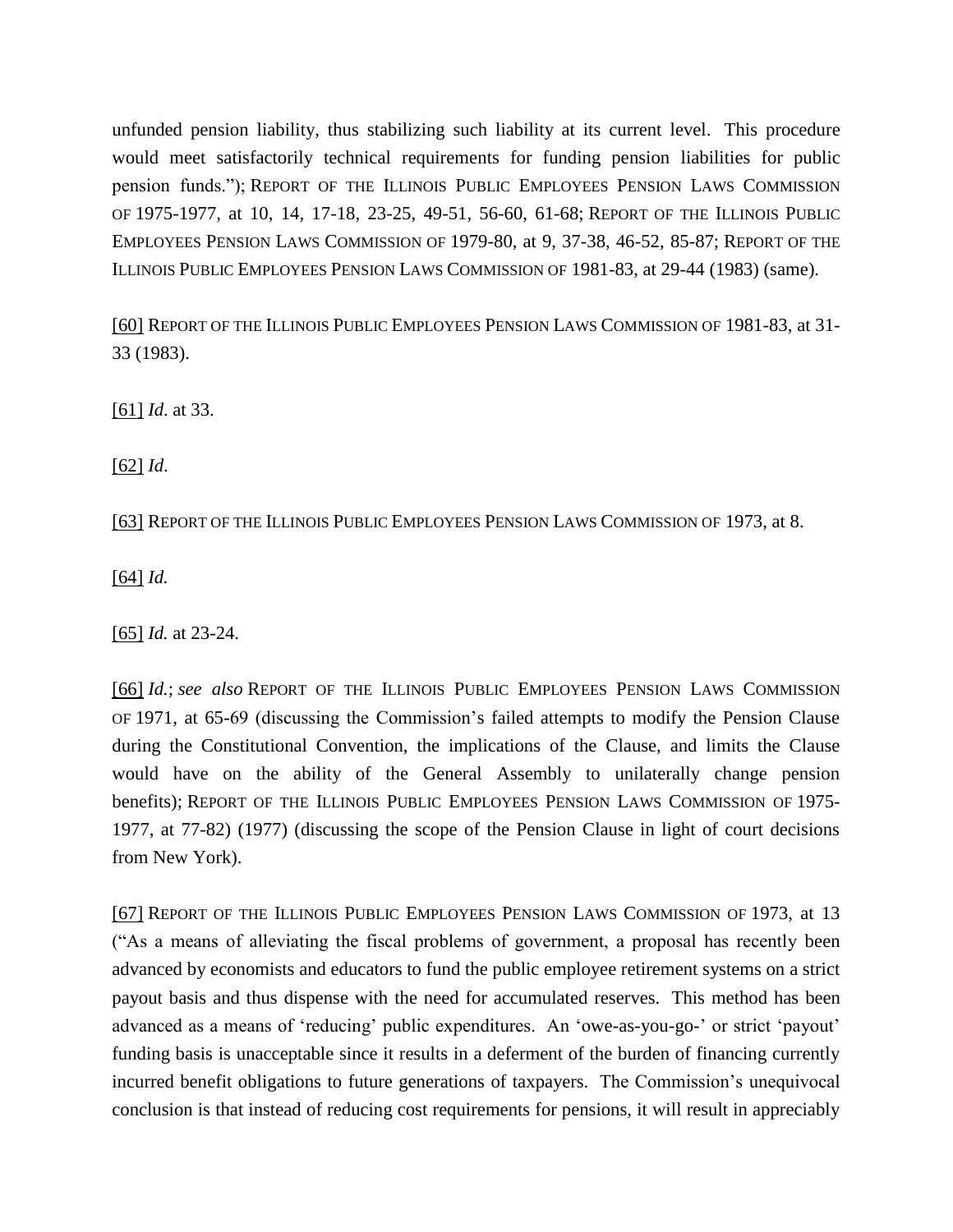unfunded pension liability, thus stabilizing such liability at its current level. This procedure would meet satisfactorily technical requirements for funding pension liabilities for public pension funds."); REPORT OF THE ILLINOIS PUBLIC EMPLOYEES PENSION LAWS COMMISSION OF 1975-1977, at 10, 14, 17-18, 23-25, 49-51, 56-60, 61-68; REPORT OF THE ILLINOIS PUBLIC EMPLOYEES PENSION LAWS COMMISSION OF 1979-80, at 9, 37-38, 46-52, 85-87; REPORT OF THE ILLINOIS PUBLIC EMPLOYEES PENSION LAWS COMMISSION OF 1981-83, at 29-44 (1983) (same).

[60] REPORT OF THE ILLINOIS PUBLIC EMPLOYEES PENSION LAWS COMMISSION OF 1981-83, at 31-33 (1983).

[61] *Id*. at 33.

[62] *Id*.

[63] REPORT OF THE ILLINOIS PUBLIC EMPLOYEES PENSION LAWS COMMISSION OF 1973, at 8.

[64] *Id.*

[65] *Id.* at 23-24.

[66] *Id.*; *see also* REPORT OF THE ILLINOIS PUBLIC EMPLOYEES PENSION LAWS COMMISSION OF 1971, at 65-69 (discussing the Commission's failed attempts to modify the Pension Clause during the Constitutional Convention, the implications of the Clause, and limits the Clause would have on the ability of the General Assembly to unilaterally change pension benefits); REPORT OF THE ILLINOIS PUBLIC EMPLOYEES PENSION LAWS COMMISSION OF 1975-1977, at 77-82) (1977) (discussing the scope of the Pension Clause in light of court decisions from New York).

[67] REPORT OF THE ILLINOIS PUBLIC EMPLOYEES PENSION LAWS COMMISSION OF 1973, at 13 ("As a means of alleviating the fiscal problems of government, a proposal has recently been advanced by economists and educators to fund the public employee retirement systems on a strict payout basis and thus dispense with the need for accumulated reserves. This method has been advanced as a means of 'reducing' public expenditures. An 'owe-as-you-go-' or strict 'payout' funding basis is unacceptable since it results in a deferment of the burden of financing currently incurred benefit obligations to future generations of taxpayers. The Commission's unequivocal conclusion is that instead of reducing cost requirements for pensions, it will result in appreciably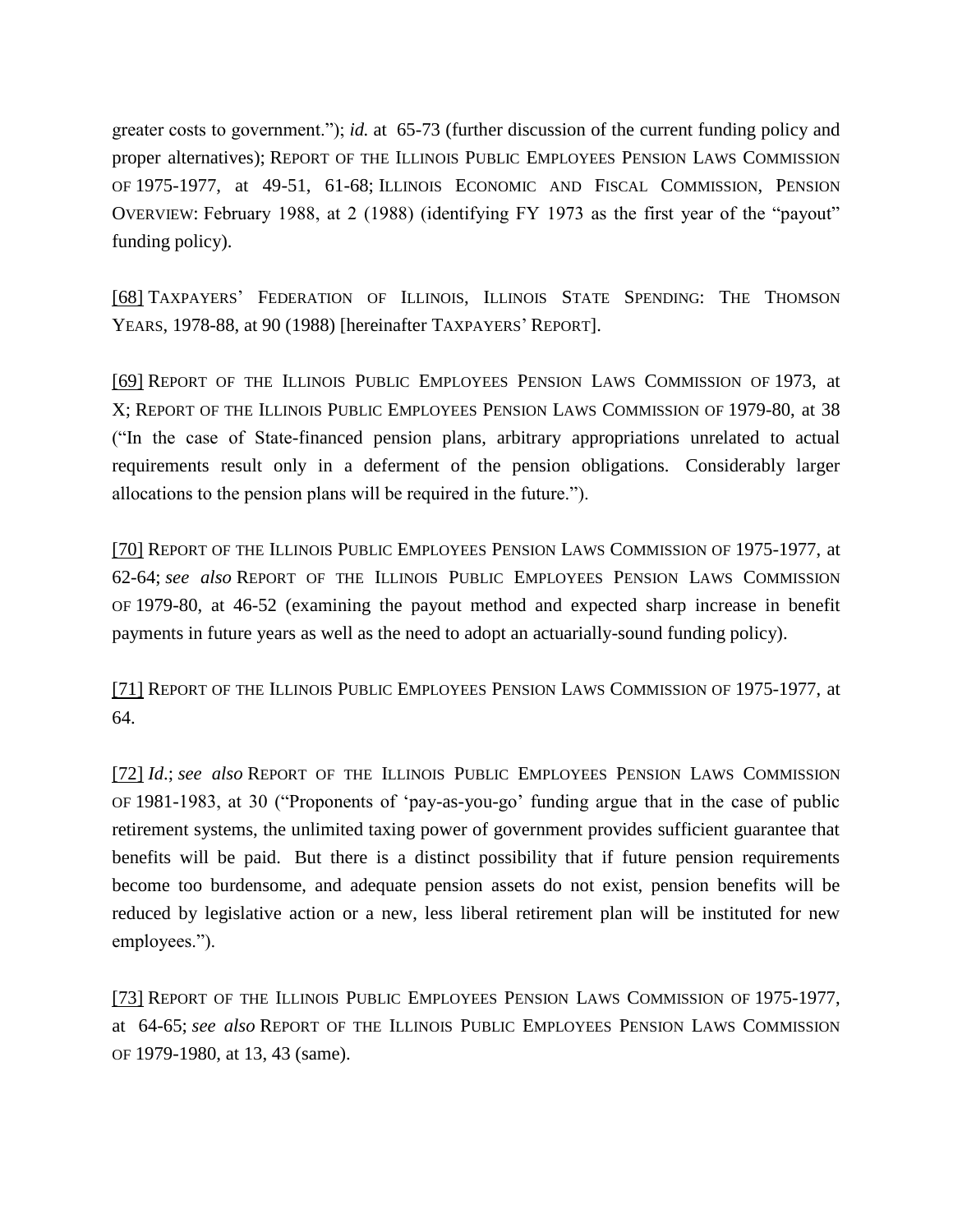greater costs to government."); *id.* at 65-73 (further discussion of the current funding policy and proper alternatives); REPORT OF THE ILLINOIS PUBLIC EMPLOYEES PENSION LAWS COMMISSION OF 1975-1977, at 49-51, 61-68; ILLINOIS ECONOMIC AND FISCAL COMMISSION, PENSION OVERVIEW: February 1988, at 2 (1988) (identifying FY 1973 as the first year of the "payout" funding policy).

[68] TAXPAYERS' FEDERATION OF ILLINOIS, ILLINOIS STATE SPENDING: THE THOMSON YEARS, 1978-88, at 90 (1988) [hereinafter TAXPAYERS' REPORT].

[69] REPORT OF THE ILLINOIS PUBLIC EMPLOYEES PENSION LAWS COMMISSION OF 1973, at X; REPORT OF THE ILLINOIS PUBLIC EMPLOYEES PENSION LAWS COMMISSION OF 1979-80, at 38 ("In the case of State-financed pension plans, arbitrary appropriations unrelated to actual requirements result only in a deferment of the pension obligations. Considerably larger allocations to the pension plans will be required in the future.").

[70] REPORT OF THE ILLINOIS PUBLIC EMPLOYEES PENSION LAWS COMMISSION OF 1975-1977, at 62-64; *see also* REPORT OF THE ILLINOIS PUBLIC EMPLOYEES PENSION LAWS COMMISSION OF 1979-80, at 46-52 (examining the payout method and expected sharp increase in benefit payments in future years as well as the need to adopt an actuarially-sound funding policy).

[71] REPORT OF THE ILLINOIS PUBLIC EMPLOYEES PENSION LAWS COMMISSION OF 1975-1977, at 64.

[72] *Id.*; *see also* REPORT OF THE ILLINOIS PUBLIC EMPLOYEES PENSION LAWS COMMISSION OF 1981-1983, at 30 ("Proponents of 'pay-as-you-go' funding argue that in the case of public retirement systems, the unlimited taxing power of government provides sufficient guarantee that benefits will be paid. But there is a distinct possibility that if future pension requirements become too burdensome, and adequate pension assets do not exist, pension benefits will be reduced by legislative action or a new, less liberal retirement plan will be instituted for new employees.").

[73] REPORT OF THE ILLINOIS PUBLIC EMPLOYEES PENSION LAWS COMMISSION OF 1975-1977, at 64-65; *see also* REPORT OF THE ILLINOIS PUBLIC EMPLOYEES PENSION LAWS COMMISSION OF 1979-1980, at 13, 43 (same).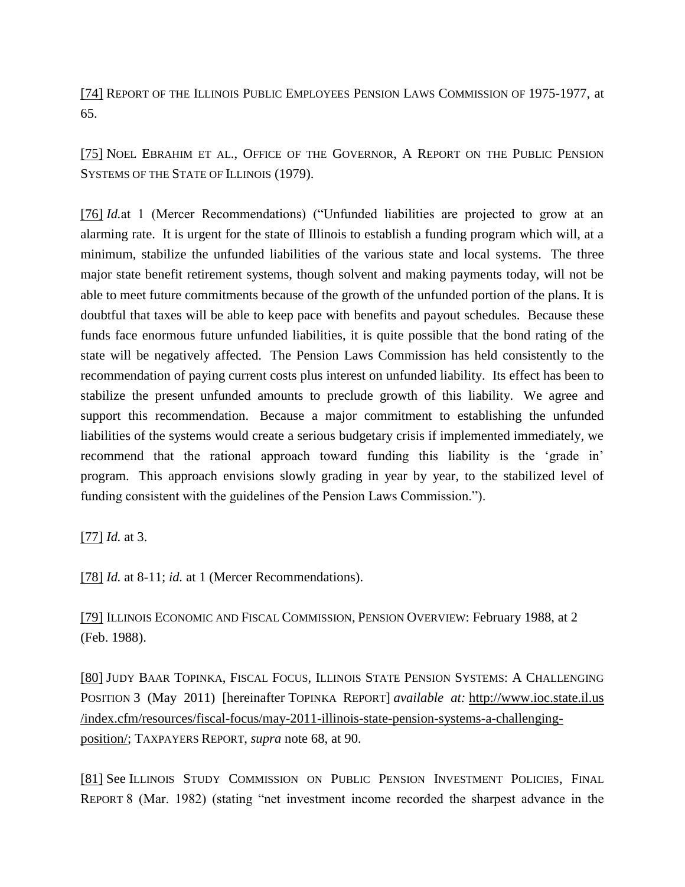[74] REPORT OF THE ILLINOIS PUBLIC EMPLOYEES PENSION LAWS COMMISSION OF 1975-1977, at 65.

[75] NOEL EBRAHIM ET AL., OFFICE OF THE GOVERNOR, A REPORT ON THE PUBLIC PENSION SYSTEMS OF THE STATE OF ILLINOIS (1979).

[76] *Id.*at 1 (Mercer Recommendations) ("Unfunded liabilities are projected to grow at an alarming rate. It is urgent for the state of Illinois to establish a funding program which will, at a minimum, stabilize the unfunded liabilities of the various state and local systems. The three major state benefit retirement systems, though solvent and making payments today, will not be able to meet future commitments because of the growth of the unfunded portion of the plans. It is doubtful that taxes will be able to keep pace with benefits and payout schedules. Because these funds face enormous future unfunded liabilities, it is quite possible that the bond rating of the state will be negatively affected. The Pension Laws Commission has held consistently to the recommendation of paying current costs plus interest on unfunded liability. Its effect has been to stabilize the present unfunded amounts to preclude growth of this liability. We agree and support this recommendation. Because a major commitment to establishing the unfunded liabilities of the systems would create a serious budgetary crisis if implemented immediately, we recommend that the rational approach toward funding this liability is the 'grade in' program. This approach envisions slowly grading in year by year, to the stabilized level of funding consistent with the guidelines of the Pension Laws Commission.").

[77] *Id.* at 3.

[78] *Id.* at 8-11; *id.* at 1 (Mercer Recommendations).

[79] ILLINOIS ECONOMIC AND FISCAL COMMISSION, PENSION OVERVIEW: February 1988, at 2 (Feb. 1988).

[80] JUDY BAAR TOPINKA, FISCAL FOCUS, ILLINOIS STATE PENSION SYSTEMS: A CHALLENGING POSITION 3 (May 2011) [hereinafter TOPINKA REPORT] *available at:* http://www.ioc.state.il.us/index.cfm/resources/fiscal-focus/may-2011-illinois-state-pension-systems-a-challenging-position/; TAXPAYERS REPORT, *supra* note 68, at 90.

[81] See ILLINOIS STUDY COMMISSION ON PUBLIC PENSION INVESTMENT POLICIES, FINAL REPORT 8 (Mar. 1982) (stating "net investment income recorded the sharpest advance in the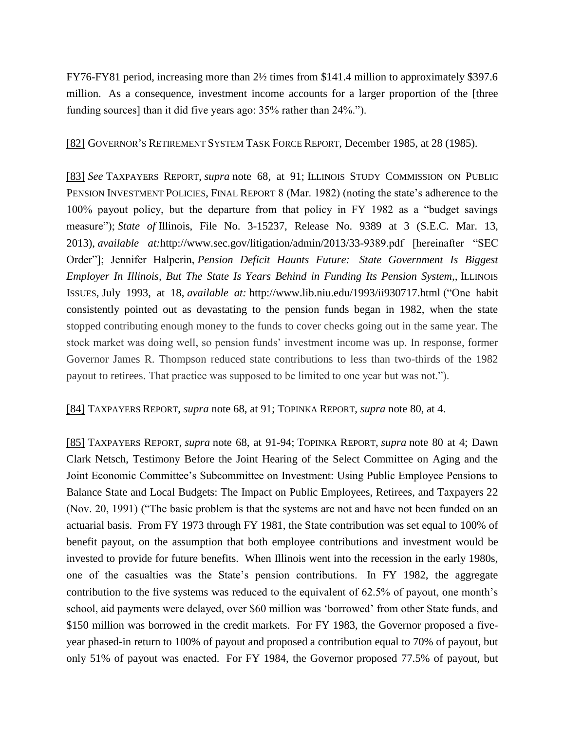FY76-FY81 period, increasing more than 2½ times from $141.4 million to approximately $397.6 million. As a consequence, investment income accounts for a larger proportion of the [three funding sources] than it did five years ago: 35% rather than 24%.").

[82] GOVERNOR'S RETIREMENT SYSTEM TASK FORCE REPORT, December 1985, at 28 (1985).

[83] *See* TAXPAYERS REPORT, *supra* note 68, at 91; ILLINOIS STUDY COMMISSION ON PUBLIC PENSION INVESTMENT POLICIES, FINAL REPORT 8 (Mar. 1982) (noting the state's adherence to the 100% payout policy, but the departure from that policy in FY 1982 as a "budget savings measure"); *State of* Illinois, File No. 3-15237, Release No. 9389 at 3 (S.E.C. Mar. 13, 2013), *available at:*http://www.sec.gov/litigation/admin/2013/33-9389.pdf [hereinafter "SEC Order"]; Jennifer Halperin, *Pension Deficit Haunts Future: State Government Is Biggest Employer In Illinois, But The State Is Years Behind in Funding Its Pension System*,, ILLINOIS ISSUES, July 1993, at 18, *available at:* http://www.lib.niu.edu/1993/ii930717.html ("One habit consistently pointed out as devastating to the pension funds began in 1982, when the state stopped contributing enough money to the funds to cover checks going out in the same year. The stock market was doing well, so pension funds' investment income was up. In response, former Governor James R. Thompson reduced state contributions to less than two-thirds of the 1982 payout to retirees. That practice was supposed to be limited to one year but was not.").

[84] TAXPAYERS REPORT, *supra* note 68, at 91; TOPINKA REPORT, *supra* note 80, at 4.

[85] TAXPAYERS REPORT, *supra* note 68, at 91-94; TOPINKA REPORT, *supra* note 80 at 4; Dawn Clark Netsch, Testimony Before the Joint Hearing of the Select Committee on Aging and the Joint Economic Committee's Subcommittee on Investment: Using Public Employee Pensions to Balance State and Local Budgets: The Impact on Public Employees, Retirees, and Taxpayers 22 (Nov. 20, 1991) ("The basic problem is that the systems are not and have not been funded on an actuarial basis. From FY 1973 through FY 1981, the State contribution was set equal to 100% of benefit payout, on the assumption that both employee contributions and investment would be invested to provide for future benefits. When Illinois went into the recession in the early 1980s, one of the casualties was the State's pension contributions. In FY 1982, the aggregate contribution to the five systems was reduced to the equivalent of 62.5% of payout, one month's school, aid payments were delayed, over $60 million was 'borrowed' from other State funds, and $150 million was borrowed in the credit markets. For FY 1983, the Governor proposed a five-year phased-in return to 100% of payout and proposed a contribution equal to 70% of payout, but only 51% of payout was enacted. For FY 1984, the Governor proposed 77.5% of payout, but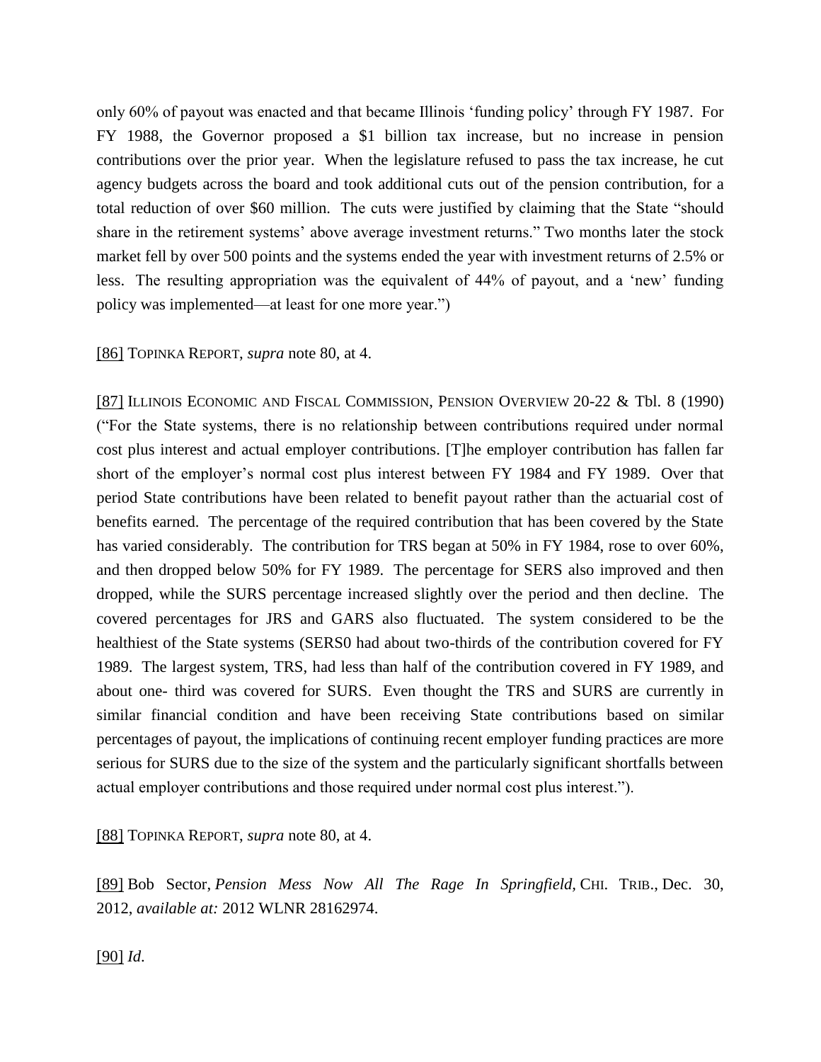only 60% of payout was enacted and that became Illinois 'funding policy' through FY 1987. For FY 1988, the Governor proposed a $1 billion tax increase, but no increase in pension contributions over the prior year. When the legislature refused to pass the tax increase, he cut agency budgets across the board and took additional cuts out of the pension contribution, for a total reduction of over $60 million. The cuts were justified by claiming that the State "should share in the retirement systems' above average investment returns." Two months later the stock market fell by over 500 points and the systems ended the year with investment returns of 2.5% or less. The resulting appropriation was the equivalent of 44% of payout, and a 'new' funding policy was implemented—at least for one more year.")

[86] TOPINKA REPORT, *supra* note 80, at 4.

[87] ILLINOIS ECONOMIC AND FISCAL COMMISSION, PENSION OVERVIEW 20-22 & Tbl. 8 (1990) ("For the State systems, there is no relationship between contributions required under normal cost plus interest and actual employer contributions. [T]he employer contribution has fallen far short of the employer's normal cost plus interest between FY 1984 and FY 1989. Over that period State contributions have been related to benefit payout rather than the actuarial cost of benefits earned. The percentage of the required contribution that has been covered by the State has varied considerably. The contribution for TRS began at 50% in FY 1984, rose to over 60%, and then dropped below 50% for FY 1989. The percentage for SERS also improved and then dropped, while the SURS percentage increased slightly over the period and then decline. The covered percentages for JRS and GARS also fluctuated. The system considered to be the healthiest of the State systems (SERS0 had about two-thirds of the contribution covered for FY 1989. The largest system, TRS, had less than half of the contribution covered in FY 1989, and about one- third was covered for SURS. Even thought the TRS and SURS are currently in similar financial condition and have been receiving State contributions based on similar percentages of payout, the implications of continuing recent employer funding practices are more serious for SURS due to the size of the system and the particularly significant shortfalls between actual employer contributions and those required under normal cost plus interest.").

[88] TOPINKA REPORT, *supra* note 80, at 4.

[89] Bob Sector, *Pension Mess Now All The Rage In Springfield*, CHI. TRIB., Dec. 30, 2012, *available at:* 2012 WLNR 28162974.

[90] *Id*.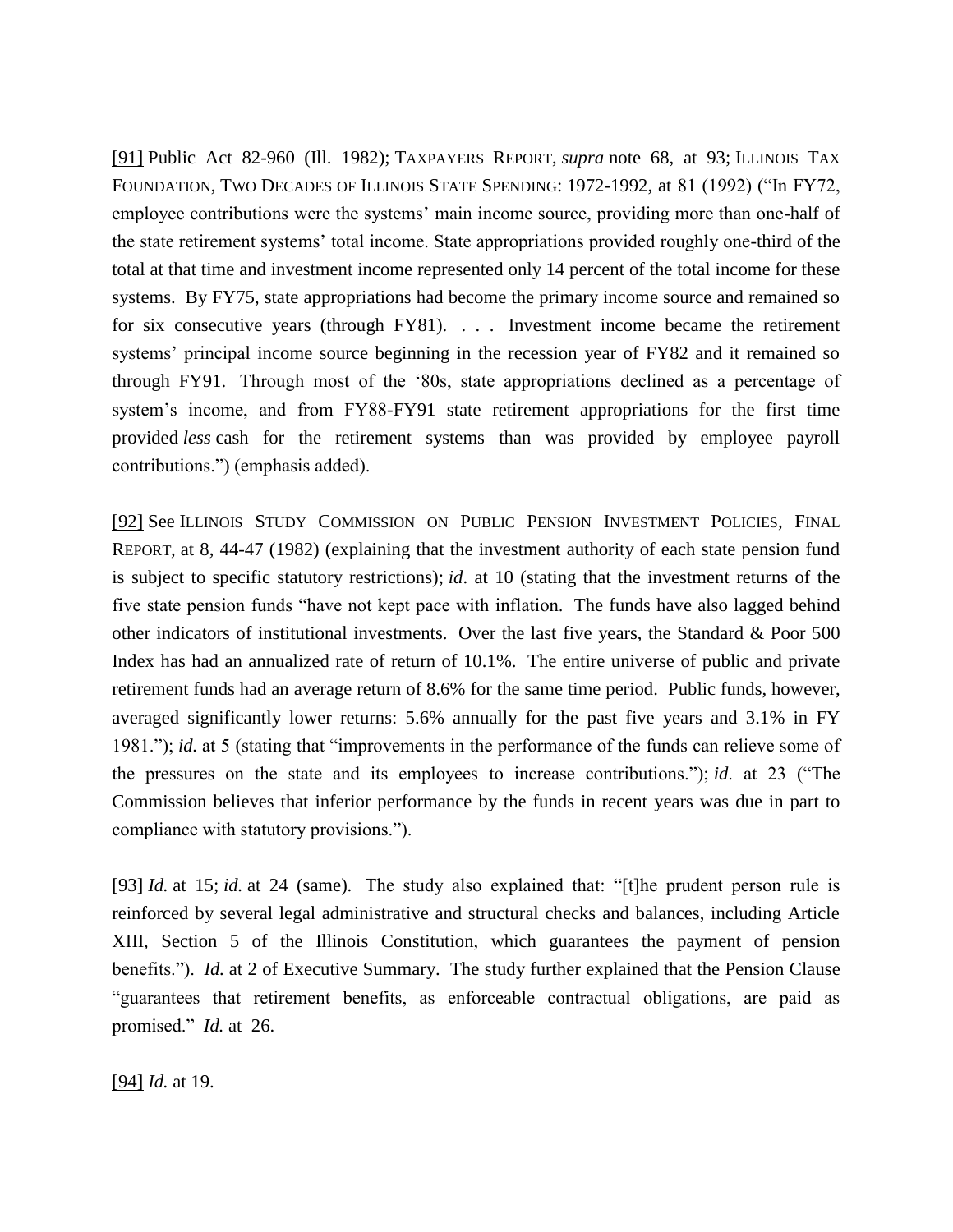[91] Public Act 82-960 (Ill. 1982); TAXPAYERS REPORT, *supra* note 68, at 93; ILLINOIS TAX FOUNDATION, TWO DECADES OF ILLINOIS STATE SPENDING: 1972-1992, at 81 (1992) ("In FY72, employee contributions were the systems' main income source, providing more than one-half of the state retirement systems' total income. State appropriations provided roughly one-third of the total at that time and investment income represented only 14 percent of the total income for these systems. By FY75, state appropriations had become the primary income source and remained so for six consecutive years (through FY81). . . . Investment income became the retirement systems' principal income source beginning in the recession year of FY82 and it remained so through FY91. Through most of the '80s, state appropriations declined as a percentage of system's income, and from FY88-FY91 state retirement appropriations for the first time provided *less* cash for the retirement systems than was provided by employee payroll contributions.") (emphasis added).

[92] See ILLINOIS STUDY COMMISSION ON PUBLIC PENSION INVESTMENT POLICIES, FINAL REPORT, at 8, 44-47 (1982) (explaining that the investment authority of each state pension fund is subject to specific statutory restrictions); *id*. at 10 (stating that the investment returns of the five state pension funds "have not kept pace with inflation. The funds have also lagged behind other indicators of institutional investments. Over the last five years, the Standard & Poor 500 Index has had an annualized rate of return of 10.1%. The entire universe of public and private retirement funds had an average return of 8.6% for the same time period. Public funds, however, averaged significantly lower returns: 5.6% annually for the past five years and 3.1% in FY 1981."); *id.* at 5 (stating that "improvements in the performance of the funds can relieve some of the pressures on the state and its employees to increase contributions."); *id*. at 23 ("The Commission believes that inferior performance by the funds in recent years was due in part to compliance with statutory provisions.").

[93] *Id.* at 15; *id.* at 24 (same). The study also explained that: "[t]he prudent person rule is reinforced by several legal administrative and structural checks and balances, including Article XIII, Section 5 of the Illinois Constitution, which guarantees the payment of pension benefits."). *Id.* at 2 of Executive Summary. The study further explained that the Pension Clause "guarantees that retirement benefits, as enforceable contractual obligations, are paid as promised." *Id.* at 26.

[94] *Id.* at 19.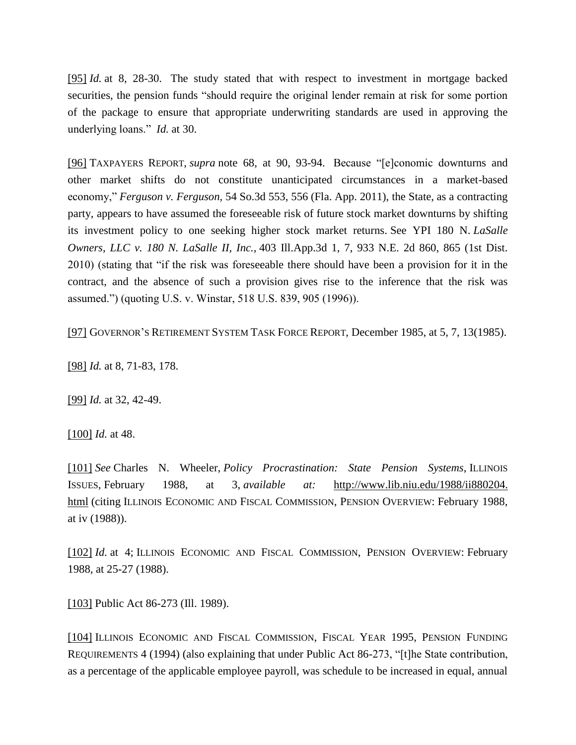[95] *Id.* at 8, 28-30. The study stated that with respect to investment in mortgage backed securities, the pension funds "should require the original lender remain at risk for some portion of the package to ensure that appropriate underwriting standards are used in approving the underlying loans." *Id.* at 30.

[96] TAXPAYERS REPORT, *supra* note 68, at 90, 93-94. Because "[e]conomic downturns and other market shifts do not constitute unanticipated circumstances in a market-based economy," *Ferguson v. Ferguson*, 54 So.3d 553, 556 (Fla. App. 2011), the State, as a contracting party, appears to have assumed the foreseeable risk of future stock market downturns by shifting its investment policy to one seeking higher stock market returns. See YPI 180 N. *LaSalle Owners, LLC v. 180 N. LaSalle II, Inc.*, 403 Ill.App.3d 1, 7, 933 N.E. 2d 860, 865 (1st Dist. 2010) (stating that "if the risk was foreseeable there should have been a provision for it in the contract, and the absence of such a provision gives rise to the inference that the risk was assumed.") (quoting U.S. v. Winstar, 518 U.S. 839, 905 (1996)).

[97] GOVERNOR'S RETIREMENT SYSTEM TASK FORCE REPORT, December 1985, at 5, 7, 13(1985).

[98] *Id.* at 8, 71-83, 178.

[99] *Id.* at 32, 42-49.

[100] *Id.* at 48.

[101] *See* Charles N. Wheeler, *Policy Procrastination: State Pension Systems*, ILLINOIS ISSUES, February 1988, at 3, *available at:* http://www.lib.niu.edu/1988/ii880204.html (citing ILLINOIS ECONOMIC AND FISCAL COMMISSION, PENSION OVERVIEW: February 1988, at iv (1988)).

[102] *Id.* at 4; ILLINOIS ECONOMIC AND FISCAL COMMISSION, PENSION OVERVIEW: February 1988, at 25-27 (1988).

[103] Public Act 86-273 (Ill. 1989).

[104] ILLINOIS ECONOMIC AND FISCAL COMMISSION, FISCAL YEAR 1995, PENSION FUNDING REQUIREMENTS 4 (1994) (also explaining that under Public Act 86-273, "[t]he State contribution, as a percentage of the applicable employee payroll, was schedule to be increased in equal, annual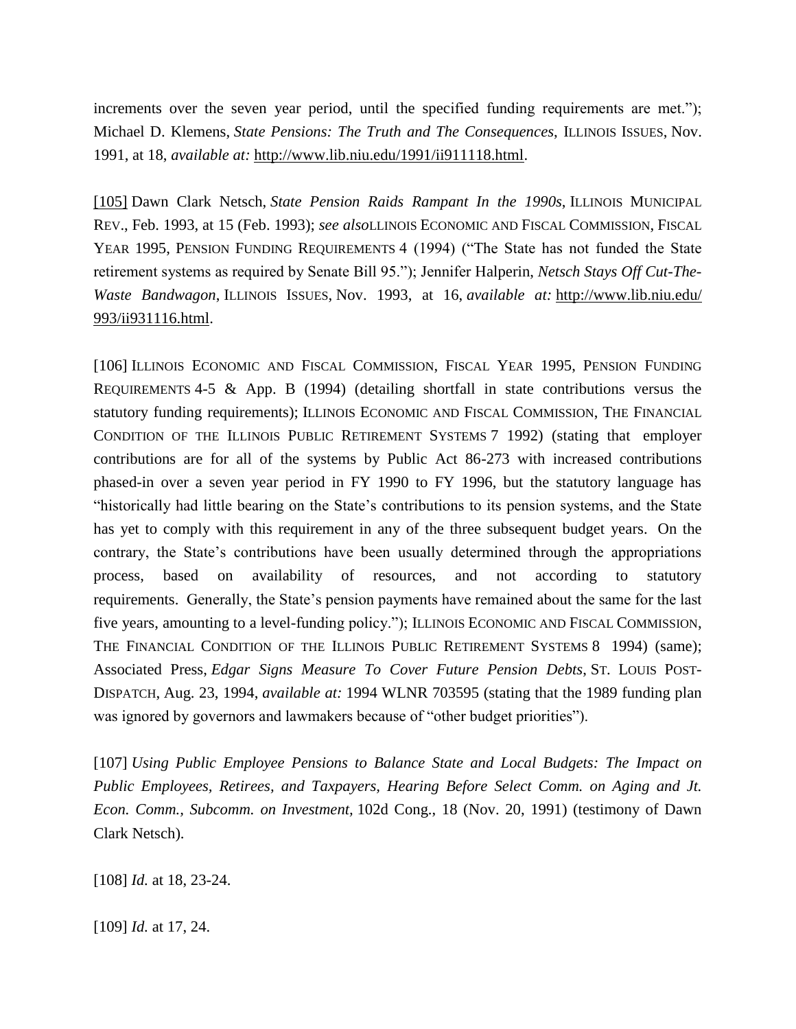increments over the seven year period, until the specified funding requirements are met."); Michael D. Klemens, *State Pensions: The Truth and The Consequences*, ILLINOIS ISSUES, Nov. 1991, at 18, *available at:* http://www.lib.niu.edu/1991/ii911118.html.

[105] Dawn Clark Netsch, *State Pension Raids Rampant In the 1990s*, ILLINOIS MUNICIPAL REV., Feb. 1993, at 15 (Feb. 1993); *see also*LLINOIS ECONOMIC AND FISCAL COMMISSION, FISCAL YEAR 1995, PENSION FUNDING REQUIREMENTS 4 (1994) ("The State has not funded the State retirement systems as required by Senate Bill 95."); Jennifer Halperin, *Netsch Stays Off Cut-The-Waste Bandwagon*, ILLINOIS ISSUES, Nov. 1993, at 16, *available at:* http://www.lib.niu.edu/993/ii931116.html.

[106] ILLINOIS ECONOMIC AND FISCAL COMMISSION, FISCAL YEAR 1995, PENSION FUNDING REQUIREMENTS 4-5 & App. B (1994) (detailing shortfall in state contributions versus the statutory funding requirements); ILLINOIS ECONOMIC AND FISCAL COMMISSION, THE FINANCIAL CONDITION OF THE ILLINOIS PUBLIC RETIREMENT SYSTEMS 7 1992) (stating that employer contributions are for all of the systems by Public Act 86-273 with increased contributions phased-in over a seven year period in FY 1990 to FY 1996, but the statutory language has "historically had little bearing on the State's contributions to its pension systems, and the State has yet to comply with this requirement in any of the three subsequent budget years. On the contrary, the State's contributions have been usually determined through the appropriations process, based on availability of resources, and not according to statutory requirements. Generally, the State's pension payments have remained about the same for the last five years, amounting to a level-funding policy."); ILLINOIS ECONOMIC AND FISCAL COMMISSION, THE FINANCIAL CONDITION OF THE ILLINOIS PUBLIC RETIREMENT SYSTEMS 8 1994) (same); Associated Press, *Edgar Signs Measure To Cover Future Pension Debts*, ST. LOUIS POST-DISPATCH, Aug. 23, 1994, *available at:* 1994 WLNR 703595 (stating that the 1989 funding plan was ignored by governors and lawmakers because of "other budget priorities").

[107] *Using Public Employee Pensions to Balance State and Local Budgets: The Impact on Public Employees, Retirees, and Taxpayers, Hearing Before Select Comm. on Aging and Jt. Econ. Comm., Subcomm. on Investment,* 102d Cong., 18 (Nov. 20, 1991) (testimony of Dawn Clark Netsch).

[108] *Id.* at 18, 23-24.

[109] *Id.* at 17, 24.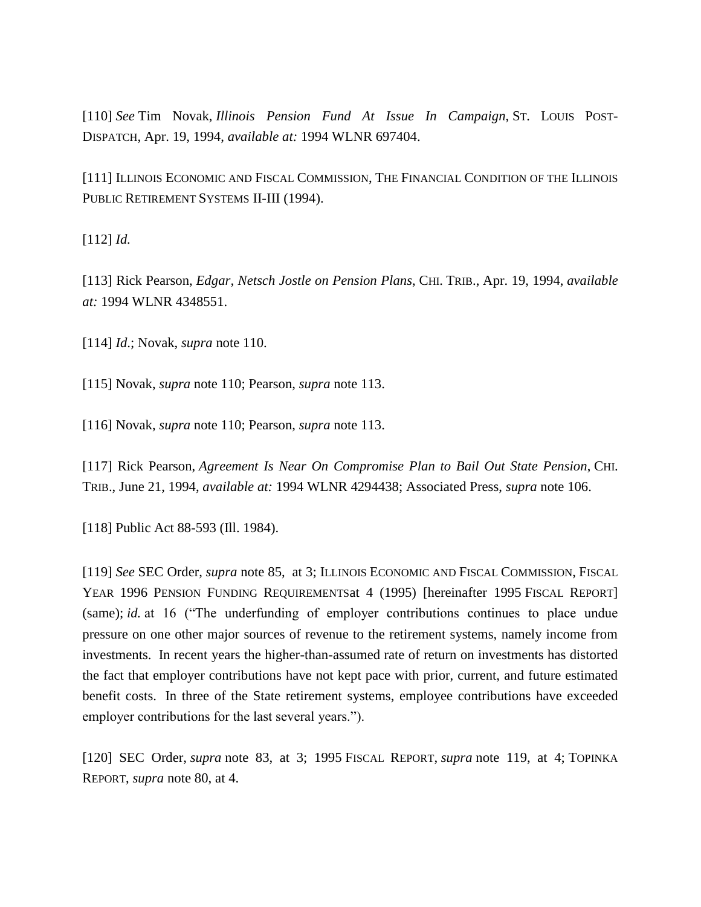[110] *See* Tim Novak, *Illinois Pension Fund At Issue In Campaign*, ST. LOUIS POST-DISPATCH, Apr. 19, 1994, *available at:* 1994 WLNR 697404.

[111] ILLINOIS ECONOMIC AND FISCAL COMMISSION, THE FINANCIAL CONDITION OF THE ILLINOIS PUBLIC RETIREMENT SYSTEMS II-III (1994).

[112] *Id.*

[113] Rick Pearson, *Edgar, Netsch Jostle on Pension Plans*, CHI. TRIB., Apr. 19, 1994, *available at:* 1994 WLNR 4348551.

[114] *Id.*; Novak, *supra* note 110.

[115] Novak, *supra* note 110; Pearson, *supra* note 113.

[116] Novak, *supra* note 110; Pearson, *supra* note 113.

[117] Rick Pearson, *Agreement Is Near On Compromise Plan to Bail Out State Pension*, CHI. TRIB., June 21, 1994, *available at:* 1994 WLNR 4294438; Associated Press, *supra* note 106.

[118] Public Act 88-593 (Ill. 1984).

[119] *See* SEC Order, *supra* note 85, at 3; ILLINOIS ECONOMIC AND FISCAL COMMISSION, FISCAL YEAR 1996 PENSION FUNDING REQUIREMENTSat 4 (1995) [hereinafter 1995 FISCAL REPORT] (same); *id.* at 16 ("The underfunding of employer contributions continues to place undue pressure on one other major sources of revenue to the retirement systems, namely income from investments. In recent years the higher-than-assumed rate of return on investments has distorted the fact that employer contributions have not kept pace with prior, current, and future estimated benefit costs. In three of the State retirement systems, employee contributions have exceeded employer contributions for the last several years.").

[120] SEC Order, *supra* note 83, at 3; 1995 FISCAL REPORT, *supra* note 119, at 4; TOPINKA REPORT, *supra* note 80, at 4.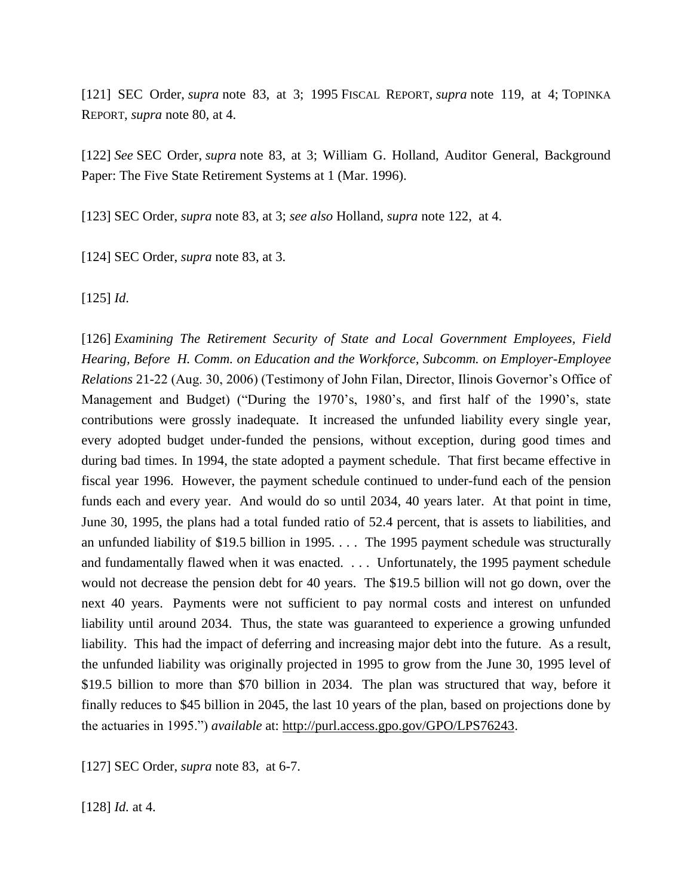[121] SEC Order, *supra* note 83, at 3; 1995 FISCAL REPORT, *supra* note 119, at 4; TOPINKA REPORT, *supra* note 80, at 4.

[122] *See* SEC Order, *supra* note 83, at 3; William G. Holland, Auditor General, Background Paper: The Five State Retirement Systems at 1 (Mar. 1996).

[123] SEC Order, *supra* note 83, at 3; *see also* Holland, *supra* note 122, at 4.

[124] SEC Order, *supra* note 83, at 3.

[125] *Id*.

[126] *Examining The Retirement Security of State and Local Government Employees, Field Hearing, Before H. Comm. on Education and the Workforce, Subcomm. on Employer-Employee Relations* 21-22 (Aug. 30, 2006) (Testimony of John Filan, Director, Ilinois Governor's Office of Management and Budget) ("During the 1970's, 1980's, and first half of the 1990's, state contributions were grossly inadequate. It increased the unfunded liability every single year, every adopted budget under-funded the pensions, without exception, during good times and during bad times. In 1994, the state adopted a payment schedule. That first became effective in fiscal year 1996. However, the payment schedule continued to under-fund each of the pension funds each and every year. And would do so until 2034, 40 years later. At that point in time, June 30, 1995, the plans had a total funded ratio of 52.4 percent, that is assets to liabilities, and an unfunded liability of $19.5 billion in 1995. . . . The 1995 payment schedule was structurally and fundamentally flawed when it was enacted. . . . Unfortunately, the 1995 payment schedule would not decrease the pension debt for 40 years. The $19.5 billion will not go down, over the next 40 years. Payments were not sufficient to pay normal costs and interest on unfunded liability until around 2034. Thus, the state was guaranteed to experience a growing unfunded liability. This had the impact of deferring and increasing major debt into the future. As a result, the unfunded liability was originally projected in 1995 to grow from the June 30, 1995 level of $19.5 billion to more than $70 billion in 2034. The plan was structured that way, before it finally reduces to $45 billion in 2045, the last 10 years of the plan, based on projections done by the actuaries in 1995.") *available* at: http://purl.access.gpo.gov/GPO/LPS76243.

[127] SEC Order, *supra* note 83, at 6-7.

[128] *Id.* at 4.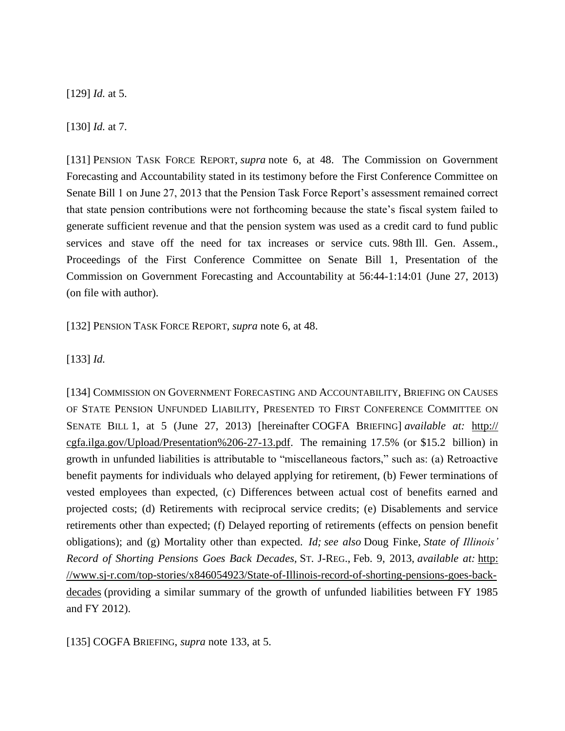[129] *Id.* at 5.

[130] *Id.* at 7.

[131] PENSION TASK FORCE REPORT, *supra* note 6, at 48. The Commission on Government Forecasting and Accountability stated in its testimony before the First Conference Committee on Senate Bill 1 on June 27, 2013 that the Pension Task Force Report's assessment remained correct that state pension contributions were not forthcoming because the state's fiscal system failed to generate sufficient revenue and that the pension system was used as a credit card to fund public services and stave off the need for tax increases or service cuts. 98th Ill. Gen. Assem., Proceedings of the First Conference Committee on Senate Bill 1, Presentation of the Commission on Government Forecasting and Accountability at 56:44-1:14:01 (June 27, 2013) (on file with author).

[132] PENSION TASK FORCE REPORT, *supra* note 6, at 48.

[133] *Id.*

[134] COMMISSION ON GOVERNMENT FORECASTING AND ACCOUNTABILITY, BRIEFING ON CAUSES OF STATE PENSION UNFUNDED LIABILITY, PRESENTED TO FIRST CONFERENCE COMMITTEE ON SENATE BILL 1, at 5 (June 27, 2013) [hereinafter COGFA BRIEFING] *available at:* http://cgfa.ilga.gov/Upload/Presentation%206-27-13.pdf. The remaining 17.5% (or $15.2 billion) in growth in unfunded liabilities is attributable to "miscellaneous factors," such as: (a) Retroactive benefit payments for individuals who delayed applying for retirement, (b) Fewer terminations of vested employees than expected, (c) Differences between actual cost of benefits earned and projected costs; (d) Retirements with reciprocal service credits; (e) Disablements and service retirements other than expected; (f) Delayed reporting of retirements (effects on pension benefit obligations); and (g) Mortality other than expected. *Id; see also* Doug Finke, *State of Illinois' Record of Shorting Pensions Goes Back Decades,* ST. J-REG., Feb. 9, 2013, *available at:* http://www.sj-r.com/top-stories/x846054923/State-of-Illinois-record-of-shorting-pensions-goes-back-decades (providing a similar summary of the growth of unfunded liabilities between FY 1985 and FY 2012).

[135] COGFA BRIEFING, *supra* note 133, at 5.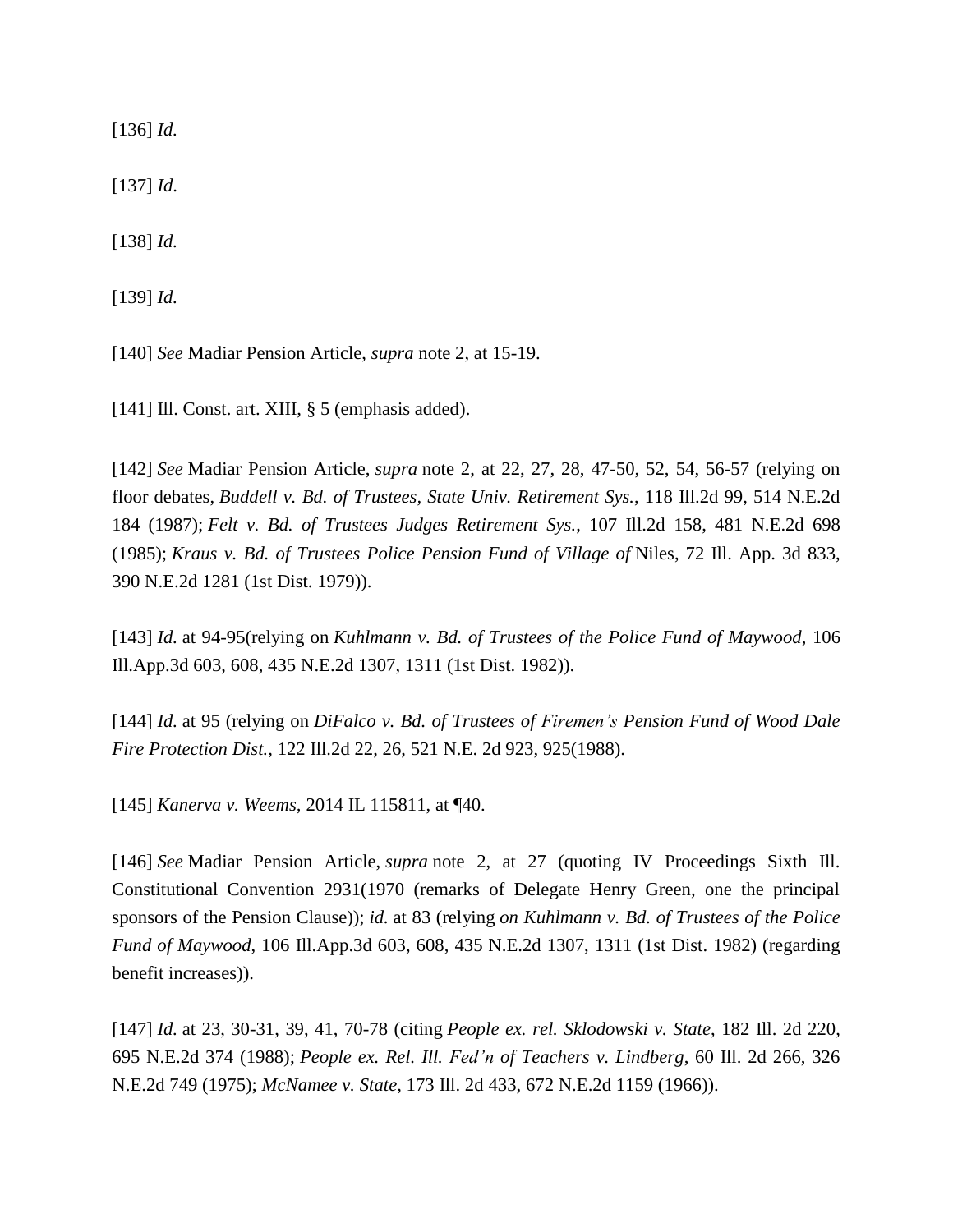[136] *Id.*

[137] *Id*.

[138] *Id.*

[139] *Id.*

[140] *See* Madiar Pension Article, *supra* note 2, at 15-19.

[141] Ill. Const. art. XIII, § 5 (emphasis added).

[142] *See* Madiar Pension Article, *supra* note 2, at 22, 27, 28, 47-50, 52, 54, 56-57 (relying on floor debates, *Buddell v. Bd. of Trustees, State Univ. Retirement Sys.*, 118 Ill.2d 99, 514 N.E.2d 184 (1987); *Felt v. Bd. of Trustees Judges Retirement Sys.*, 107 Ill.2d 158, 481 N.E.2d 698 (1985); *Kraus v. Bd. of Trustees Police Pension Fund of Village of* Niles, 72 Ill. App. 3d 833, 390 N.E.2d 1281 (1st Dist. 1979)).

[143] *Id.* at 94-95(relying on *Kuhlmann v. Bd. of Trustees of the Police Fund of Maywood*, 106 Ill.App.3d 603, 608, 435 N.E.2d 1307, 1311 (1st Dist. 1982)).

[144] *Id.* at 95 (relying on *DiFalco v. Bd. of Trustees of Firemen's Pension Fund of Wood Dale Fire Protection Dist.*, 122 Ill.2d 22, 26, 521 N.E. 2d 923, 925(1988).

[145] *Kanerva v. Weems*, 2014 IL 115811, at ¶40.

[146] *See* Madiar Pension Article, *supra* note 2, at 27 (quoting IV Proceedings Sixth Ill. Constitutional Convention 2931(1970 (remarks of Delegate Henry Green, one the principal sponsors of the Pension Clause)); *id.* at 83 (relying *on Kuhlmann v. Bd. of Trustees of the Police Fund of Maywood*, 106 Ill.App.3d 603, 608, 435 N.E.2d 1307, 1311 (1st Dist. 1982) (regarding benefit increases)).

[147] *Id.* at 23, 30-31, 39, 41, 70-78 (citing *People ex. rel. Sklodowski v. State*, 182 Ill. 2d 220, 695 N.E.2d 374 (1988); *People ex. Rel. Ill. Fed'n of Teachers v. Lindberg*, 60 Ill. 2d 266, 326 N.E.2d 749 (1975); *McNamee v. State*, 173 Ill. 2d 433, 672 N.E.2d 1159 (1966)).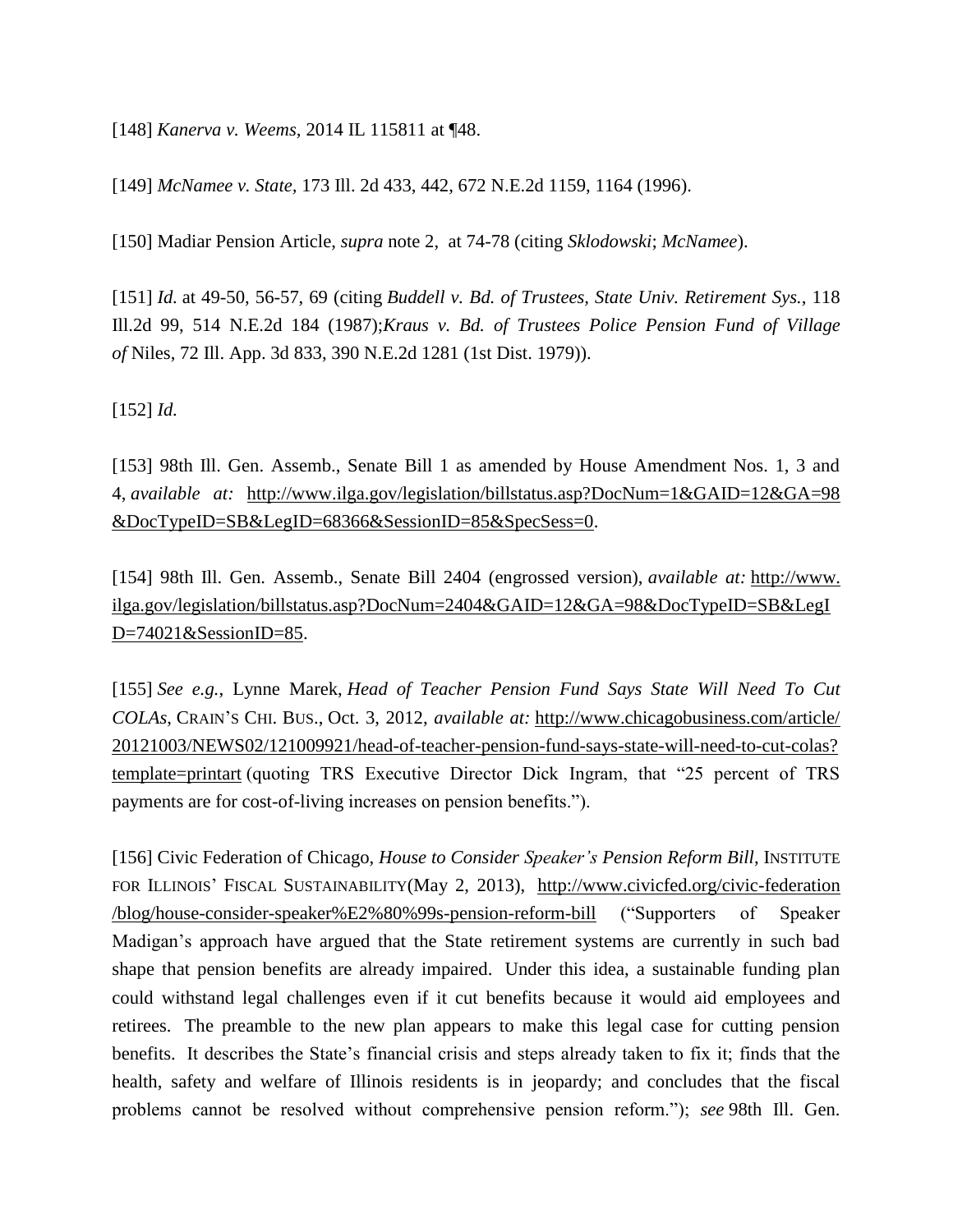[148] *Kanerva v. Weems*, 2014 IL 115811 at ¶48.

[149] *McNamee v. State*, 173 Ill. 2d 433, 442, 672 N.E.2d 1159, 1164 (1996).

[150] Madiar Pension Article, *supra* note 2, at 74-78 (citing *Sklodowski*; *McNamee*).

[151] *Id.* at 49-50, 56-57, 69 (citing *Buddell v. Bd. of Trustees, State Univ. Retirement Sys.*, 118 Ill.2d 99, 514 N.E.2d 184 (1987);*Kraus v. Bd. of Trustees Police Pension Fund of Village of* Niles, 72 Ill. App. 3d 833, 390 N.E.2d 1281 (1st Dist. 1979)).

[152] *Id.*

[153] 98th Ill. Gen. Assemb., Senate Bill 1 as amended by House Amendment Nos. 1, 3 and 4, *available at:* http://www.ilga.gov/legislation/billstatus.asp?DocNum=1&GAID=12&GA=98&DocTypeID=SB&LegID=68366&SessionID=85&SpecSess=0.

[154] 98th Ill. Gen. Assemb., Senate Bill 2404 (engrossed version), *available at:* http://www.ilga.gov/legislation/billstatus.asp?DocNum=2404&GAID=12&GA=98&DocTypeID=SB&LegID=74021&SessionID=85.

[155] *See e.g.*, Lynne Marek, *Head of Teacher Pension Fund Says State Will Need To Cut COLAs*, CRAIN'S CHI. BUS., Oct. 3, 2012, *available at:* http://www.chicagobusiness.com/article/20121003/NEWS02/121009921/head-of-teacher-pension-fund-says-state-will-need-to-cut-colas?template=printart (quoting TRS Executive Director Dick Ingram, that "25 percent of TRS payments are for cost-of-living increases on pension benefits.").

[156] Civic Federation of Chicago, *House to Consider Speaker's Pension Reform Bill*, INSTITUTE FOR ILLINOIS' FISCAL SUSTAINABILITY(May 2, 2013), http://www.civicfed.org/civic-federation/blog/house-consider-speaker%E2%80%99s-pension-reform-bill ("Supporters of Speaker Madigan's approach have argued that the State retirement systems are currently in such bad shape that pension benefits are already impaired. Under this idea, a sustainable funding plan could withstand legal challenges even if it cut benefits because it would aid employees and retirees. The preamble to the new plan appears to make this legal case for cutting pension benefits. It describes the State's financial crisis and steps already taken to fix it; finds that the health, safety and welfare of Illinois residents is in jeopardy; and concludes that the fiscal problems cannot be resolved without comprehensive pension reform."); *see* 98th Ill. Gen.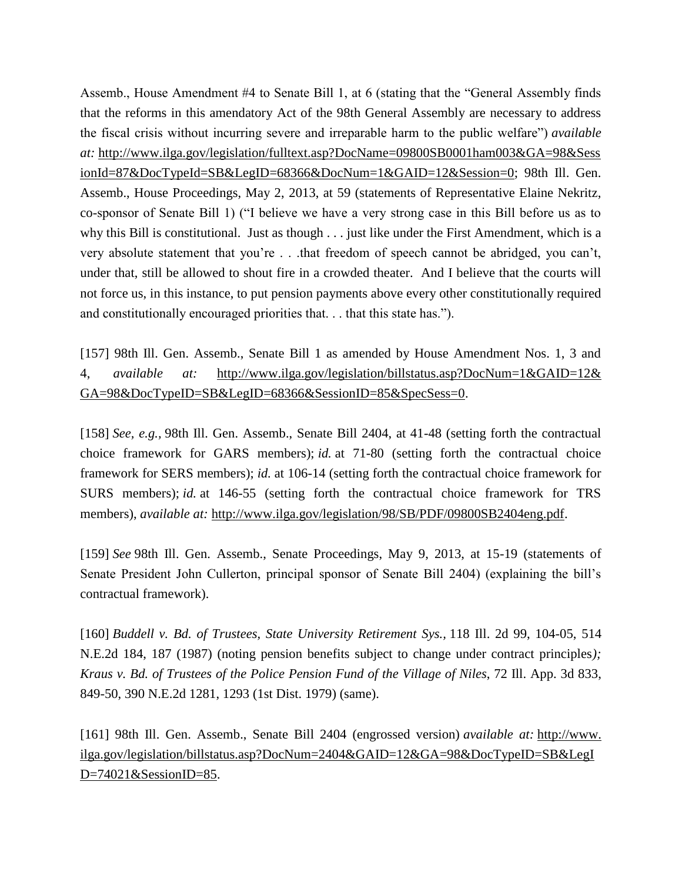Assemb., House Amendment #4 to Senate Bill 1, at 6 (stating that the "General Assembly finds that the reforms in this amendatory Act of the 98th General Assembly are necessary to address the fiscal crisis without incurring severe and irreparable harm to the public welfare") *available at:* http://www.ilga.gov/legislation/fulltext.asp?DocName=09800SB0001ham003&GA=98&SessionId=87&DocTypeId=SB&LegID=68366&DocNum=1&GAID=12&Session=0; 98th Ill. Gen. Assemb., House Proceedings, May 2, 2013, at 59 (statements of Representative Elaine Nekritz, co-sponsor of Senate Bill 1) ("I believe we have a very strong case in this Bill before us as to why this Bill is constitutional. Just as though . . . just like under the First Amendment, which is a very absolute statement that you're . . .that freedom of speech cannot be abridged, you can't, under that, still be allowed to shout fire in a crowded theater. And I believe that the courts will not force us, in this instance, to put pension payments above every other constitutionally required and constitutionally encouraged priorities that. . . that this state has.").

[157] 98th Ill. Gen. Assemb., Senate Bill 1 as amended by House Amendment Nos. 1, 3 and 4, *available at:* http://www.ilga.gov/legislation/billstatus.asp?DocNum=1&GAID=12&GA=98&DocTypeID=SB&LegID=68366&SessionID=85&SpecSess=0.

[158] *See, e.g.,* 98th Ill. Gen. Assemb., Senate Bill 2404, at 41-48 (setting forth the contractual choice framework for GARS members); *id.* at 71-80 (setting forth the contractual choice framework for SERS members); *id.* at 106-14 (setting forth the contractual choice framework for SURS members); *id.* at 146-55 (setting forth the contractual choice framework for TRS members), *available at:* http://www.ilga.gov/legislation/98/SB/PDF/09800SB2404eng.pdf.

[159] *See* 98th Ill. Gen. Assemb., Senate Proceedings, May 9, 2013, at 15-19 (statements of Senate President John Cullerton, principal sponsor of Senate Bill 2404) (explaining the bill's contractual framework).

[160] *Buddell v. Bd. of Trustees, State University Retirement Sys.,* 118 Ill. 2d 99, 104-05, 514 N.E.2d 184, 187 (1987) (noting pension benefits subject to change under contract principles*); Kraus v. Bd. of Trustees of the Police Pension Fund of the Village of Niles*, 72 Ill. App. 3d 833, 849-50, 390 N.E.2d 1281, 1293 (1st Dist. 1979) (same).

[161] 98th Ill. Gen. Assemb., Senate Bill 2404 (engrossed version) *available at:* http://www.ilga.gov/legislation/billstatus.asp?DocNum=2404&GAID=12&GA=98&DocTypeID=SB&LegID=74021&SessionID=85.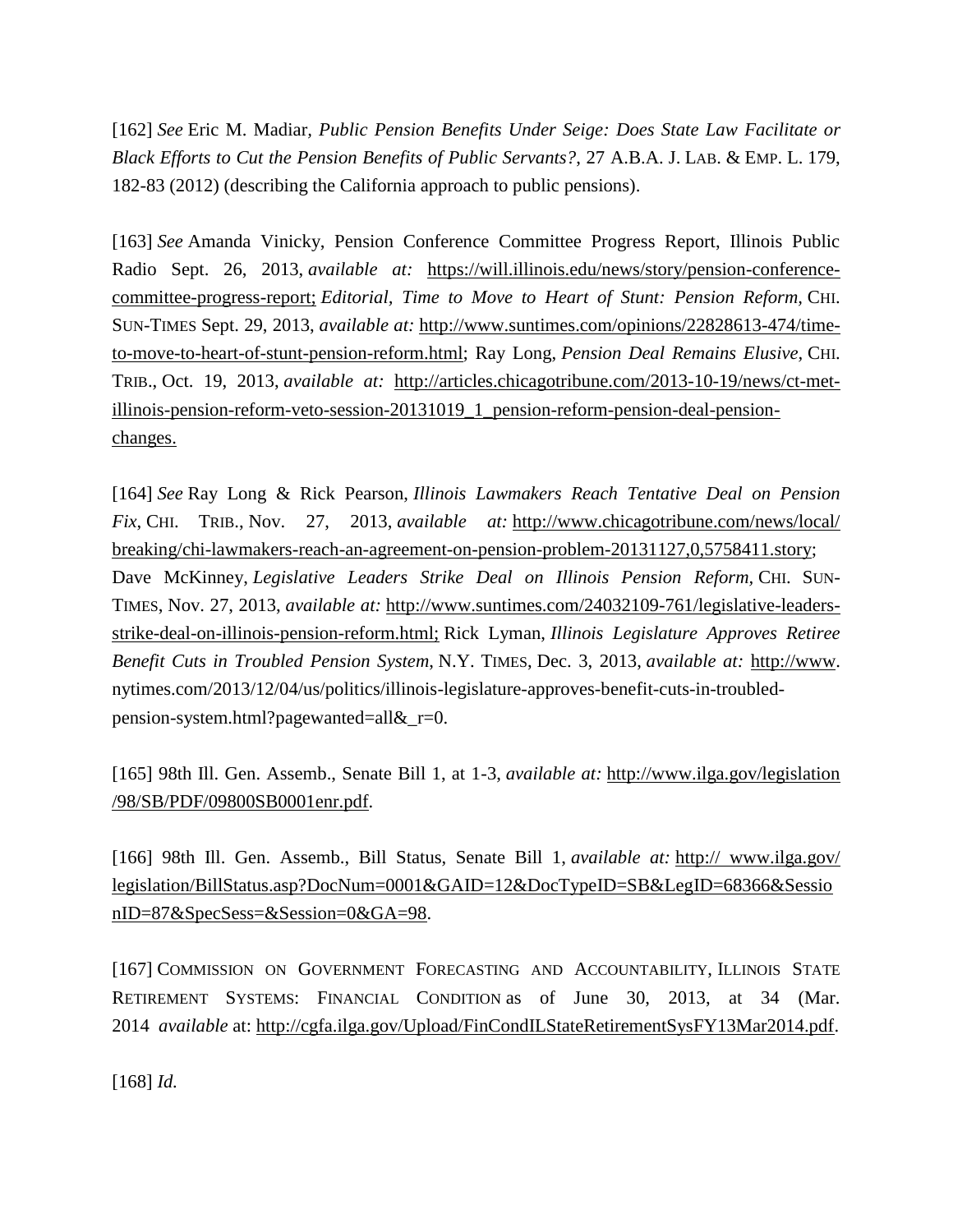[162] *See* Eric M. Madiar, *Public Pension Benefits Under Seige: Does State Law Facilitate or Black Efforts to Cut the Pension Benefits of Public Servants?*, 27 A.B.A. J. LAB. & EMP. L. 179, 182-83 (2012) (describing the California approach to public pensions).

[163] *See* Amanda Vinicky, Pension Conference Committee Progress Report, Illinois Public Radio Sept. 26, 2013, *available at:* https://will.illinois.edu/news/story/pension-conference-committee-progress-report; *Editorial, Time to Move to Heart of Stunt: Pension Reform,* CHI. SUN-TIMES Sept. 29, 2013, *available at:* http://www.suntimes.com/opinions/22828613-474/time-to-move-to-heart-of-stunt-pension-reform.html; Ray Long, *Pension Deal Remains Elusive,* CHI. TRIB., Oct. 19, 2013, *available at:* http://articles.chicagotribune.com/2013-10-19/news/ct-met-illinois-pension-reform-veto-session-20131019_1_pension-reform-pension-deal-pension-changes.

[164] *See* Ray Long & Rick Pearson, *Illinois Lawmakers Reach Tentative Deal on Pension Fix*, CHI. TRIB., Nov. 27, 2013, *available at:* http://www.chicagotribune.com/news/local/breaking/chi-lawmakers-reach-an-agreement-on-pension-problem-20131127,0,5758411.story; Dave McKinney, *Legislative Leaders Strike Deal on Illinois Pension Reform*, CHI. SUN-TIMES, Nov. 27, 2013, *available at:* http://www.suntimes.com/24032109-761/legislative-leaders-strike-deal-on-illinois-pension-reform.html; Rick Lyman, *Illinois Legislature Approves Retiree Benefit Cuts in Troubled Pension System*, N.Y. TIMES, Dec. 3, 2013, *available at:* http://www.nytimes.com/2013/12/04/us/politics/illinois-legislature-approves-benefit-cuts-in-troubled-pension-system.html?pagewanted=all&_r=0.

[165] 98th Ill. Gen. Assemb., Senate Bill 1, at 1-3, *available at:* http://www.ilga.gov/legislation/98/SB/PDF/09800SB0001enr.pdf.

[166] 98th Ill. Gen. Assemb., Bill Status, Senate Bill 1, *available at:* http:// www.ilga.gov/legislation/BillStatus.asp?DocNum=0001&GAID=12&DocTypeID=SB&LegID=68366&SessionID=87&SpecSess=&Session=0&GA=98.

[167] COMMISSION ON GOVERNMENT FORECASTING AND ACCOUNTABILITY, ILLINOIS STATE RETIREMENT SYSTEMS: FINANCIAL CONDITION as of June 30, 2013, at 34 (Mar. 2014 *available* at: http://cgfa.ilga.gov/Upload/FinCondILStateRetirementSysFY13Mar2014.pdf.

[168] *Id.*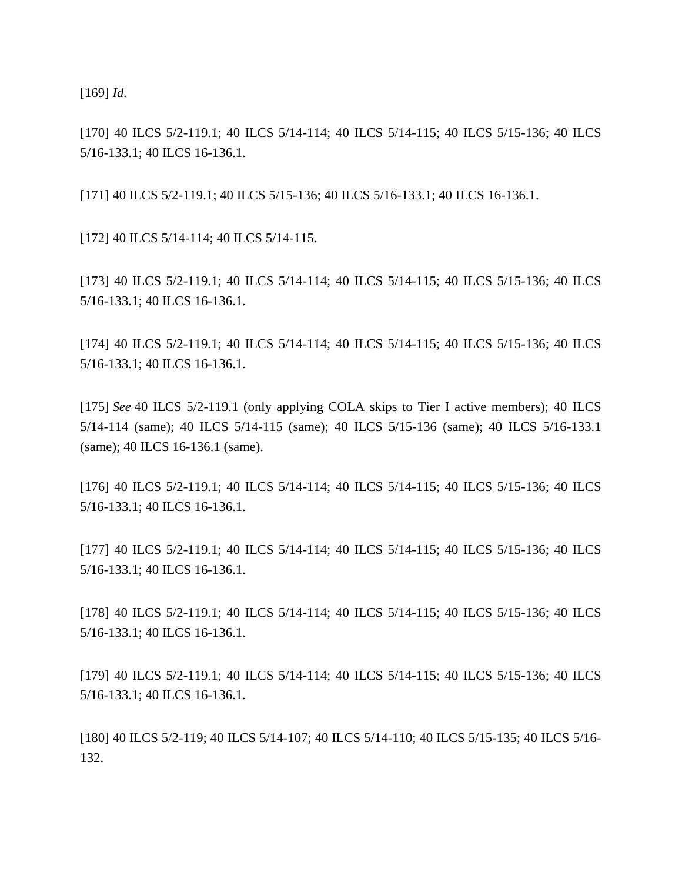[169] *Id.*

[170] 40 ILCS 5/2-119.1; 40 ILCS 5/14-114; 40 ILCS 5/14-115; 40 ILCS 5/15-136; 40 ILCS 5/16-133.1; 40 ILCS 16-136.1.

[171] 40 ILCS 5/2-119.1; 40 ILCS 5/15-136; 40 ILCS 5/16-133.1; 40 ILCS 16-136.1.

[172] 40 ILCS 5/14-114; 40 ILCS 5/14-115.

[173] 40 ILCS 5/2-119.1; 40 ILCS 5/14-114; 40 ILCS 5/14-115; 40 ILCS 5/15-136; 40 ILCS 5/16-133.1; 40 ILCS 16-136.1.

[174] 40 ILCS 5/2-119.1; 40 ILCS 5/14-114; 40 ILCS 5/14-115; 40 ILCS 5/15-136; 40 ILCS 5/16-133.1; 40 ILCS 16-136.1.

[175] *See* 40 ILCS 5/2-119.1 (only applying COLA skips to Tier I active members); 40 ILCS 5/14-114 (same); 40 ILCS 5/14-115 (same); 40 ILCS 5/15-136 (same); 40 ILCS 5/16-133.1 (same); 40 ILCS 16-136.1 (same).

[176] 40 ILCS 5/2-119.1; 40 ILCS 5/14-114; 40 ILCS 5/14-115; 40 ILCS 5/15-136; 40 ILCS 5/16-133.1; 40 ILCS 16-136.1.

[177] 40 ILCS 5/2-119.1; 40 ILCS 5/14-114; 40 ILCS 5/14-115; 40 ILCS 5/15-136; 40 ILCS 5/16-133.1; 40 ILCS 16-136.1.

[178] 40 ILCS 5/2-119.1; 40 ILCS 5/14-114; 40 ILCS 5/14-115; 40 ILCS 5/15-136; 40 ILCS 5/16-133.1; 40 ILCS 16-136.1.

[179] 40 ILCS 5/2-119.1; 40 ILCS 5/14-114; 40 ILCS 5/14-115; 40 ILCS 5/15-136; 40 ILCS 5/16-133.1; 40 ILCS 16-136.1.

[180] 40 ILCS 5/2-119; 40 ILCS 5/14-107; 40 ILCS 5/14-110; 40 ILCS 5/15-135; 40 ILCS 5/16-132.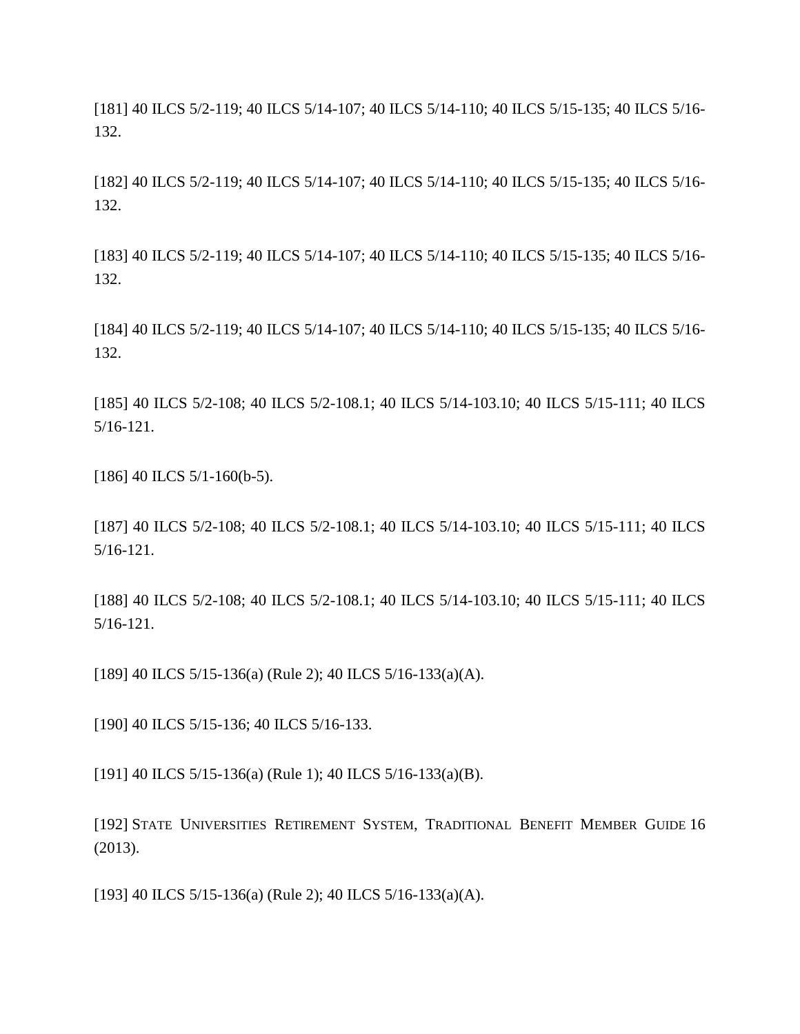[181] 40 ILCS 5/2-119; 40 ILCS 5/14-107; 40 ILCS 5/14-110; 40 ILCS 5/15-135; 40 ILCS 5/16-132.

[182] 40 ILCS 5/2-119; 40 ILCS 5/14-107; 40 ILCS 5/14-110; 40 ILCS 5/15-135; 40 ILCS 5/16-132.

[183] 40 ILCS 5/2-119; 40 ILCS 5/14-107; 40 ILCS 5/14-110; 40 ILCS 5/15-135; 40 ILCS 5/16-132.

[184] 40 ILCS 5/2-119; 40 ILCS 5/14-107; 40 ILCS 5/14-110; 40 ILCS 5/15-135; 40 ILCS 5/16-132.

[185] 40 ILCS 5/2-108; 40 ILCS 5/2-108.1; 40 ILCS 5/14-103.10; 40 ILCS 5/15-111; 40 ILCS 5/16-121.

[186] 40 ILCS 5/1-160(b-5).

[187] 40 ILCS 5/2-108; 40 ILCS 5/2-108.1; 40 ILCS 5/14-103.10; 40 ILCS 5/15-111; 40 ILCS 5/16-121.

[188] 40 ILCS 5/2-108; 40 ILCS 5/2-108.1; 40 ILCS 5/14-103.10; 40 ILCS 5/15-111; 40 ILCS 5/16-121.

[189] 40 ILCS 5/15-136(a) (Rule 2); 40 ILCS 5/16-133(a)(A).

[190] 40 ILCS 5/15-136; 40 ILCS 5/16-133.

[191] 40 ILCS 5/15-136(a) (Rule 1); 40 ILCS 5/16-133(a)(B).

[192] State Universities Retirement System, Traditional Benefit Member Guide 16 (2013).

[193] 40 ILCS 5/15-136(a) (Rule 2); 40 ILCS 5/16-133(a)(A).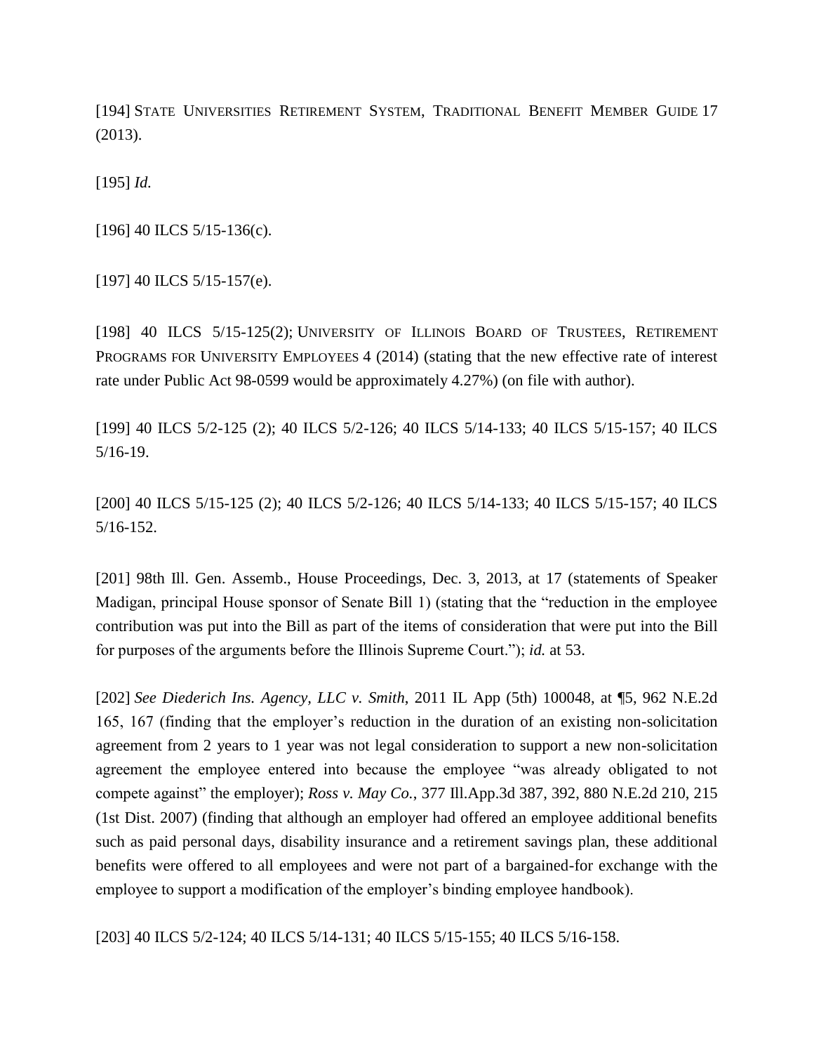[194] State Universities Retirement System, Traditional Benefit Member Guide 17 (2013).

[195] *Id.*

[196] 40 ILCS 5/15-136(c).

[197] 40 ILCS 5/15-157(e).

[198] 40 ILCS 5/15-125(2); University of Illinois Board of Trustees, Retirement Programs for University Employees 4 (2014) (stating that the new effective rate of interest rate under Public Act 98-0599 would be approximately 4.27%) (on file with author).

[199] 40 ILCS 5/2-125 (2); 40 ILCS 5/2-126; 40 ILCS 5/14-133; 40 ILCS 5/15-157; 40 ILCS 5/16-19.

[200] 40 ILCS 5/15-125 (2); 40 ILCS 5/2-126; 40 ILCS 5/14-133; 40 ILCS 5/15-157; 40 ILCS 5/16-152.

[201] 98th Ill. Gen. Assemb., House Proceedings, Dec. 3, 2013, at 17 (statements of Speaker Madigan, principal House sponsor of Senate Bill 1) (stating that the "reduction in the employee contribution was put into the Bill as part of the items of consideration that were put into the Bill for purposes of the arguments before the Illinois Supreme Court."); *id.* at 53.

[202] *See Diederich Ins. Agency, LLC v. Smith*, 2011 IL App (5th) 100048, at ¶5, 962 N.E.2d 165, 167 (finding that the employer's reduction in the duration of an existing non-solicitation agreement from 2 years to 1 year was not legal consideration to support a new non-solicitation agreement the employee entered into because the employee "was already obligated to not compete against" the employer); *Ross v. May Co.*, 377 Ill.App.3d 387, 392, 880 N.E.2d 210, 215 (1st Dist. 2007) (finding that although an employer had offered an employee additional benefits such as paid personal days, disability insurance and a retirement savings plan, these additional benefits were offered to all employees and were not part of a bargained-for exchange with the employee to support a modification of the employer's binding employee handbook).

[203] 40 ILCS 5/2-124; 40 ILCS 5/14-131; 40 ILCS 5/15-155; 40 ILCS 5/16-158.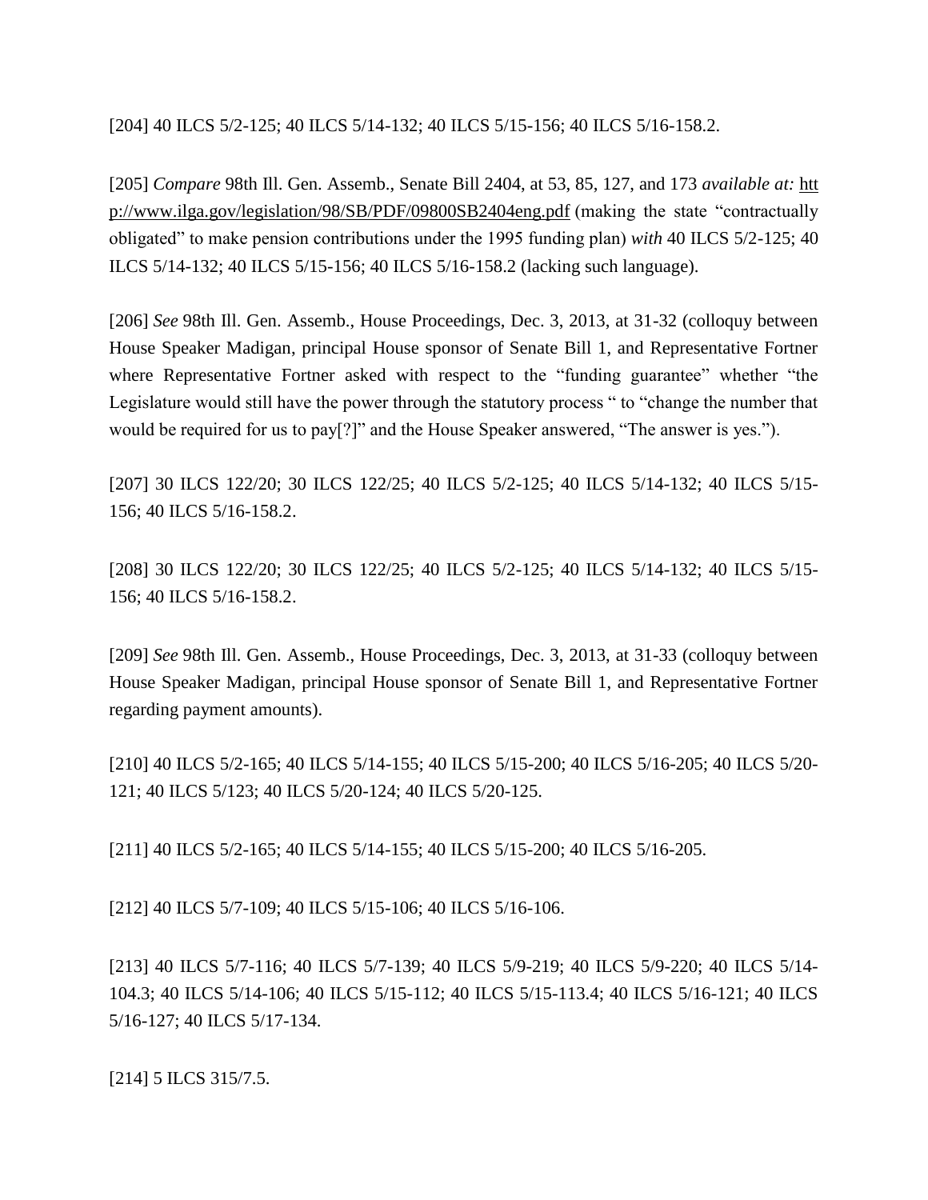[204] 40 ILCS 5/2-125; 40 ILCS 5/14-132; 40 ILCS 5/15-156; 40 ILCS 5/16-158.2.

[205] *Compare* 98th Ill. Gen. Assemb., Senate Bill 2404, at 53, 85, 127, and 173 *available at:* http://www.ilga.gov/legislation/98/SB/PDF/09800SB2404eng.pdf (making the state "contractually obligated" to make pension contributions under the 1995 funding plan) *with* 40 ILCS 5/2-125; 40 ILCS 5/14-132; 40 ILCS 5/15-156; 40 ILCS 5/16-158.2 (lacking such language).

[206] *See* 98th Ill. Gen. Assemb., House Proceedings, Dec. 3, 2013, at 31-32 (colloquy between House Speaker Madigan, principal House sponsor of Senate Bill 1, and Representative Fortner where Representative Fortner asked with respect to the "funding guarantee" whether "the Legislature would still have the power through the statutory process " to "change the number that would be required for us to pay[?]" and the House Speaker answered, "The answer is yes.").

[207] 30 ILCS 122/20; 30 ILCS 122/25; 40 ILCS 5/2-125; 40 ILCS 5/14-132; 40 ILCS 5/15-156; 40 ILCS 5/16-158.2.

[208] 30 ILCS 122/20; 30 ILCS 122/25; 40 ILCS 5/2-125; 40 ILCS 5/14-132; 40 ILCS 5/15-156; 40 ILCS 5/16-158.2.

[209] *See* 98th Ill. Gen. Assemb., House Proceedings, Dec. 3, 2013, at 31-33 (colloquy between House Speaker Madigan, principal House sponsor of Senate Bill 1, and Representative Fortner regarding payment amounts).

[210] 40 ILCS 5/2-165; 40 ILCS 5/14-155; 40 ILCS 5/15-200; 40 ILCS 5/16-205; 40 ILCS 5/20-121; 40 ILCS 5/123; 40 ILCS 5/20-124; 40 ILCS 5/20-125.

[211] 40 ILCS 5/2-165; 40 ILCS 5/14-155; 40 ILCS 5/15-200; 40 ILCS 5/16-205.

[212] 40 ILCS 5/7-109; 40 ILCS 5/15-106; 40 ILCS 5/16-106.

[213] 40 ILCS 5/7-116; 40 ILCS 5/7-139; 40 ILCS 5/9-219; 40 ILCS 5/9-220; 40 ILCS 5/14-104.3; 40 ILCS 5/14-106; 40 ILCS 5/15-112; 40 ILCS 5/15-113.4; 40 ILCS 5/16-121; 40 ILCS 5/16-127; 40 ILCS 5/17-134.

[214] 5 ILCS 315/7.5.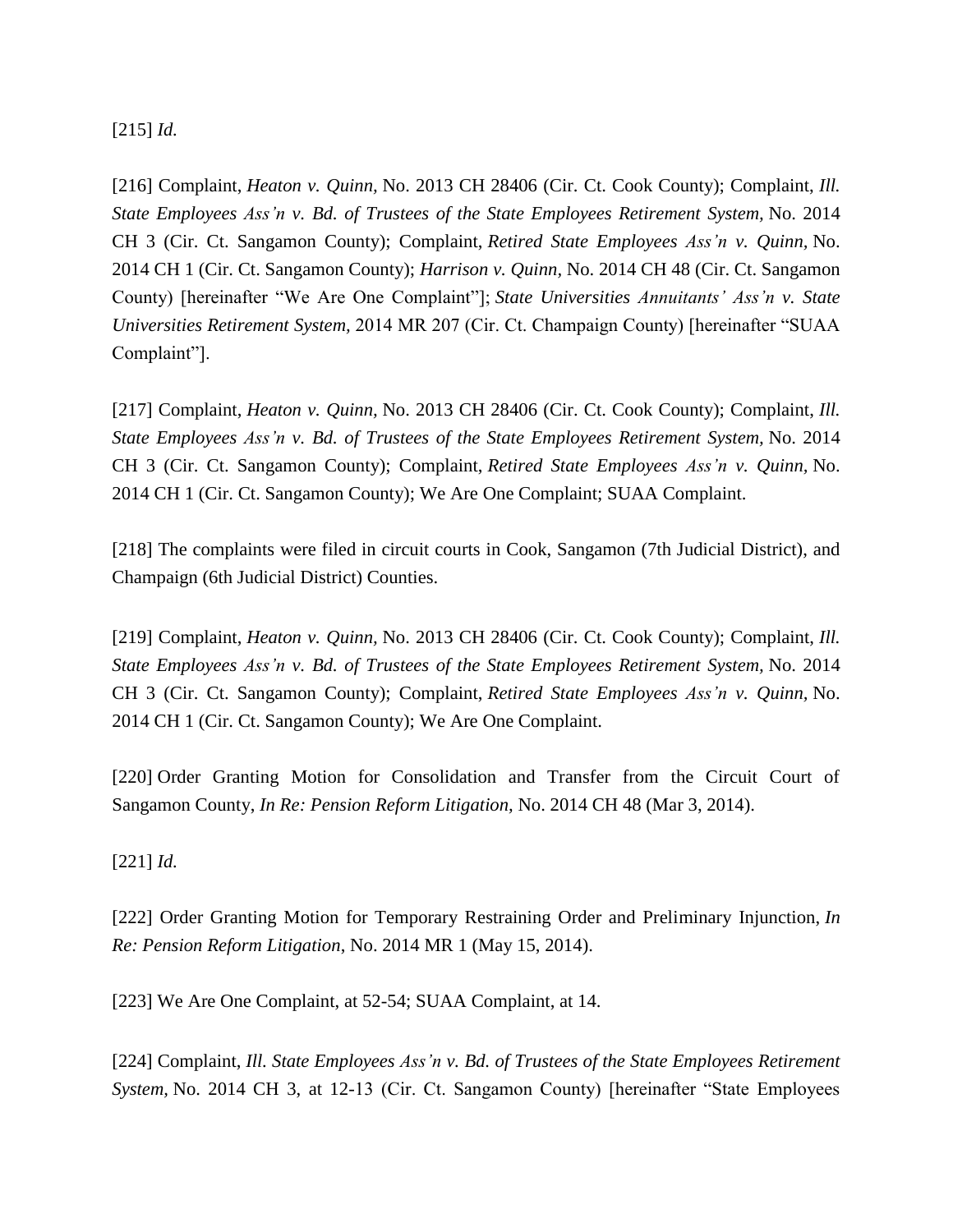[215] *Id.*

[216] Complaint, *Heaton v. Quinn,* No. 2013 CH 28406 (Cir. Ct. Cook County); Complaint, *Ill. State Employees Ass'n v. Bd. of Trustees of the State Employees Retirement System,* No. 2014 CH 3 (Cir. Ct. Sangamon County); Complaint, *Retired State Employees Ass'n v. Quinn,* No. 2014 CH 1 (Cir. Ct. Sangamon County); *Harrison v. Quinn,* No. 2014 CH 48 (Cir. Ct. Sangamon County) [hereinafter "We Are One Complaint"]; *State Universities Annuitants' Ass'n v. State Universities Retirement System,* 2014 MR 207 (Cir. Ct. Champaign County) [hereinafter "SUAA Complaint"].

[217] Complaint, *Heaton v. Quinn,* No. 2013 CH 28406 (Cir. Ct. Cook County); Complaint, *Ill. State Employees Ass'n v. Bd. of Trustees of the State Employees Retirement System,* No. 2014 CH 3 (Cir. Ct. Sangamon County); Complaint, *Retired State Employees Ass'n v. Quinn,* No. 2014 CH 1 (Cir. Ct. Sangamon County); We Are One Complaint; SUAA Complaint.

[218] The complaints were filed in circuit courts in Cook, Sangamon (7th Judicial District), and Champaign (6th Judicial District) Counties.

[219] Complaint, *Heaton v. Quinn,* No. 2013 CH 28406 (Cir. Ct. Cook County); Complaint, *Ill. State Employees Ass'n v. Bd. of Trustees of the State Employees Retirement System,* No. 2014 CH 3 (Cir. Ct. Sangamon County); Complaint, *Retired State Employees Ass'n v. Quinn,* No. 2014 CH 1 (Cir. Ct. Sangamon County); We Are One Complaint.

[220] Order Granting Motion for Consolidation and Transfer from the Circuit Court of Sangamon County, *In Re: Pension Reform Litigation,* No. 2014 CH 48 (Mar 3, 2014).

[221] *Id.*

[222] Order Granting Motion for Temporary Restraining Order and Preliminary Injunction, *In Re: Pension Reform Litigation*, No. 2014 MR 1 (May 15, 2014).

[223] We Are One Complaint, at 52-54; SUAA Complaint, at 14.

[224] Complaint, *Ill. State Employees Ass'n v. Bd. of Trustees of the State Employees Retirement System,* No. 2014 CH 3, at 12-13 (Cir. Ct. Sangamon County) [hereinafter "State Employees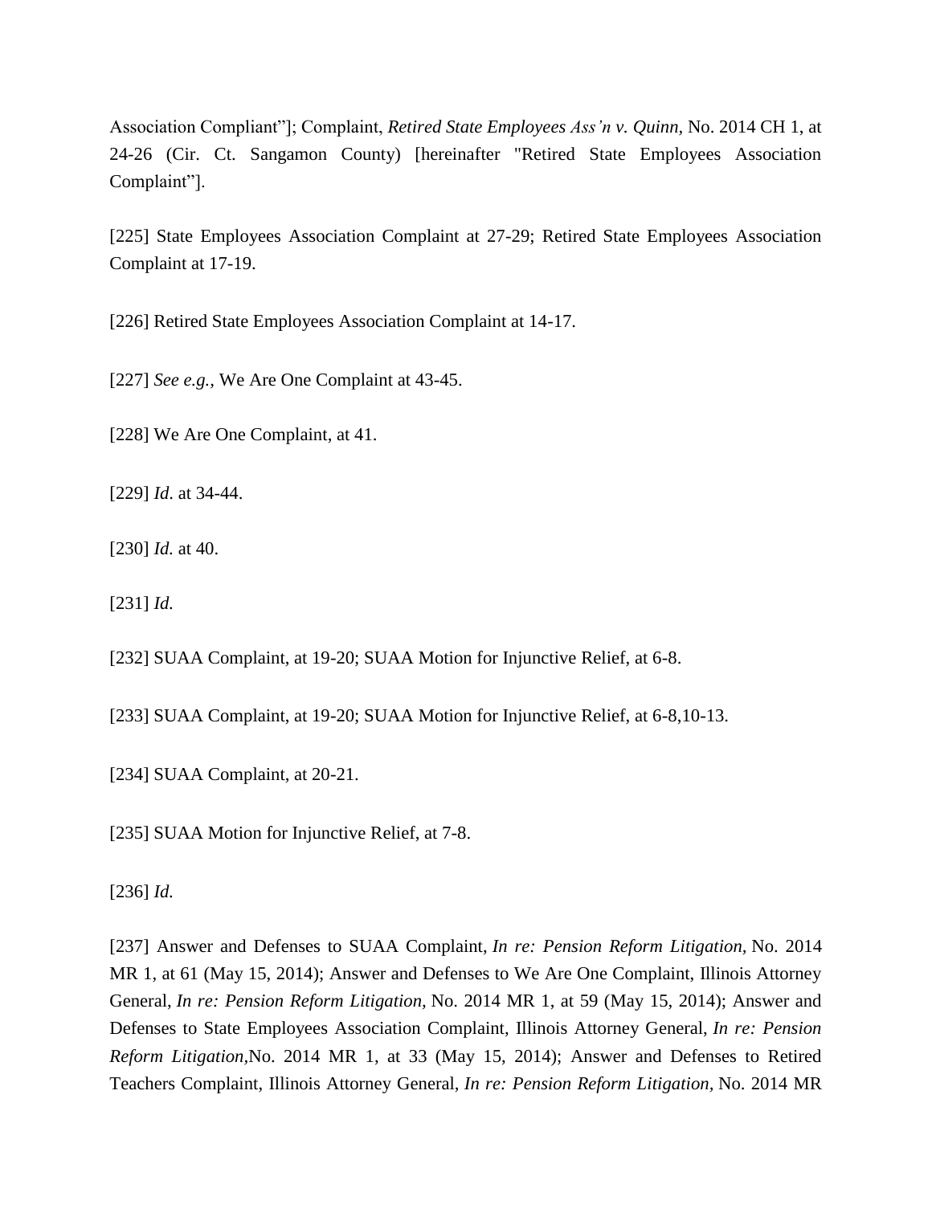Association Compliant"]; Complaint, *Retired State Employees Ass'n v. Quinn,* No. 2014 CH 1, at 24-26 (Cir. Ct. Sangamon County) [hereinafter "Retired State Employees Association Complaint"].

[225] State Employees Association Complaint at 27-29; Retired State Employees Association Complaint at 17-19.

[226] Retired State Employees Association Complaint at 14-17.

[227] *See e.g.,* We Are One Complaint at 43-45.

[228] We Are One Complaint, at 41.

[229] *Id*. at 34-44.

[230] *Id.* at 40.

[231] *Id.*

[232] SUAA Complaint, at 19-20; SUAA Motion for Injunctive Relief, at 6-8.

[233] SUAA Complaint, at 19-20; SUAA Motion for Injunctive Relief, at 6-8,10-13.

[234] SUAA Complaint, at 20-21.

[235] SUAA Motion for Injunctive Relief, at 7-8.

[236] *Id.*

[237] Answer and Defenses to SUAA Complaint, *In re: Pension Reform Litigation,* No. 2014 MR 1, at 61 (May 15, 2014); Answer and Defenses to We Are One Complaint, Illinois Attorney General, *In re: Pension Reform Litigation,* No. 2014 MR 1, at 59 (May 15, 2014); Answer and Defenses to State Employees Association Complaint, Illinois Attorney General, *In re: Pension Reform Litigation,*No. 2014 MR 1, at 33 (May 15, 2014); Answer and Defenses to Retired Teachers Complaint, Illinois Attorney General, *In re: Pension Reform Litigation*, No. 2014 MR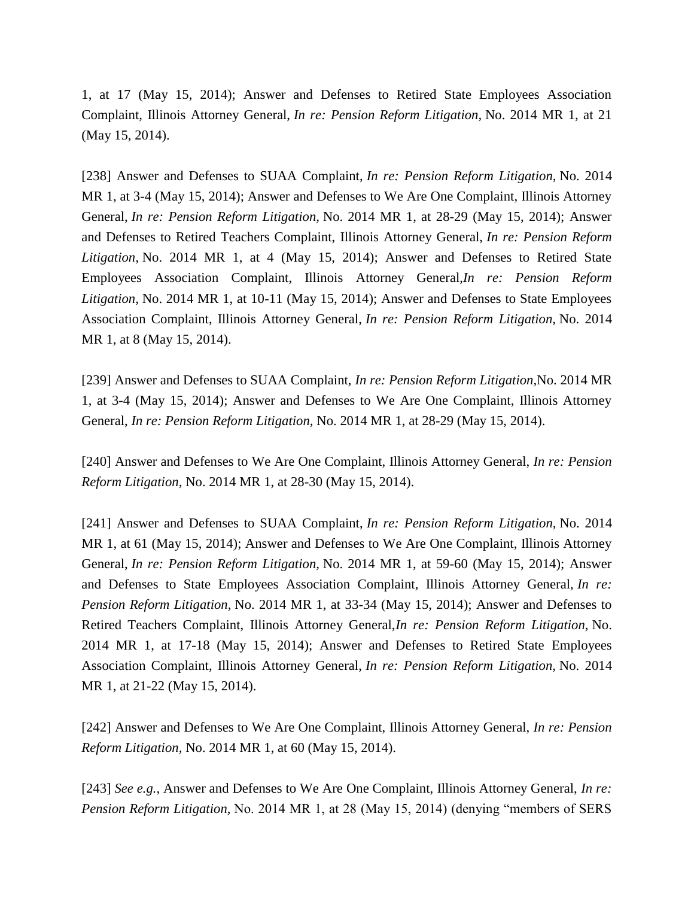1, at 17 (May 15, 2014); Answer and Defenses to Retired State Employees Association Complaint, Illinois Attorney General, *In re: Pension Reform Litigation*, No. 2014 MR 1, at 21 (May 15, 2014).

[238] Answer and Defenses to SUAA Complaint, *In re: Pension Reform Litigation*, No. 2014 MR 1, at 3-4 (May 15, 2014); Answer and Defenses to We Are One Complaint, Illinois Attorney General, *In re: Pension Reform Litigation*, No. 2014 MR 1, at 28-29 (May 15, 2014); Answer and Defenses to Retired Teachers Complaint, Illinois Attorney General, *In re: Pension Reform Litigation*, No. 2014 MR 1, at 4 (May 15, 2014); Answer and Defenses to Retired State Employees Association Complaint, Illinois Attorney General,*In re: Pension Reform Litigation*, No. 2014 MR 1, at 10-11 (May 15, 2014); Answer and Defenses to State Employees Association Complaint, Illinois Attorney General, *In re: Pension Reform Litigation*, No. 2014 MR 1, at 8 (May 15, 2014).

[239] Answer and Defenses to SUAA Complaint, *In re: Pension Reform Litigation*,No. 2014 MR 1, at 3-4 (May 15, 2014); Answer and Defenses to We Are One Complaint, Illinois Attorney General, *In re: Pension Reform Litigation*, No. 2014 MR 1, at 28-29 (May 15, 2014).

[240] Answer and Defenses to We Are One Complaint, Illinois Attorney General, *In re: Pension Reform Litigation*, No. 2014 MR 1, at 28-30 (May 15, 2014).

[241] Answer and Defenses to SUAA Complaint, *In re: Pension Reform Litigation*, No. 2014 MR 1, at 61 (May 15, 2014); Answer and Defenses to We Are One Complaint, Illinois Attorney General, *In re: Pension Reform Litigation*, No. 2014 MR 1, at 59-60 (May 15, 2014); Answer and Defenses to State Employees Association Complaint, Illinois Attorney General, *In re: Pension Reform Litigation*, No. 2014 MR 1, at 33-34 (May 15, 2014); Answer and Defenses to Retired Teachers Complaint, Illinois Attorney General,*In re: Pension Reform Litigation*, No. 2014 MR 1, at 17-18 (May 15, 2014); Answer and Defenses to Retired State Employees Association Complaint, Illinois Attorney General, *In re: Pension Reform Litigation*, No. 2014 MR 1, at 21-22 (May 15, 2014).

[242] Answer and Defenses to We Are One Complaint, Illinois Attorney General, *In re: Pension Reform Litigation*, No. 2014 MR 1, at 60 (May 15, 2014).

[243] *See e.g.*, Answer and Defenses to We Are One Complaint, Illinois Attorney General, *In re: Pension Reform Litigation*, No. 2014 MR 1, at 28 (May 15, 2014) (denying "members of SERS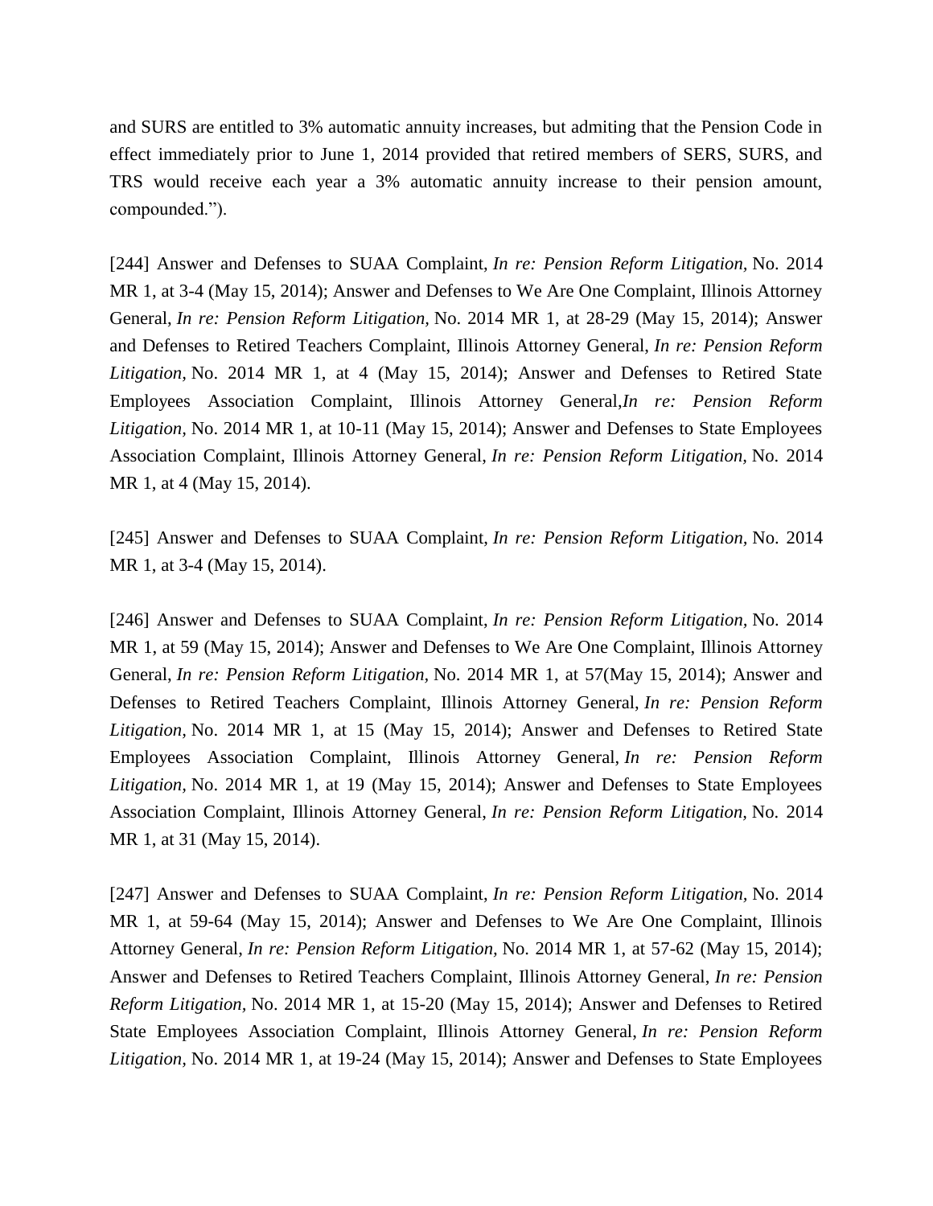and SURS are entitled to 3% automatic annuity increases, but admiting that the Pension Code in effect immediately prior to June 1, 2014 provided that retired members of SERS, SURS, and TRS would receive each year a 3% automatic annuity increase to their pension amount, compounded.").

[244] Answer and Defenses to SUAA Complaint, *In re: Pension Reform Litigation,* No. 2014 MR 1, at 3-4 (May 15, 2014); Answer and Defenses to We Are One Complaint, Illinois Attorney General, *In re: Pension Reform Litigation*, No. 2014 MR 1, at 28-29 (May 15, 2014); Answer and Defenses to Retired Teachers Complaint, Illinois Attorney General, *In re: Pension Reform Litigation,* No. 2014 MR 1, at 4 (May 15, 2014); Answer and Defenses to Retired State Employees Association Complaint, Illinois Attorney General,*In re: Pension Reform Litigation,* No. 2014 MR 1, at 10-11 (May 15, 2014); Answer and Defenses to State Employees Association Complaint, Illinois Attorney General, *In re: Pension Reform Litigation,* No. 2014 MR 1, at 4 (May 15, 2014).

[245] Answer and Defenses to SUAA Complaint, *In re: Pension Reform Litigation,* No. 2014 MR 1, at 3-4 (May 15, 2014).

[246] Answer and Defenses to SUAA Complaint, *In re: Pension Reform Litigation,* No. 2014 MR 1, at 59 (May 15, 2014); Answer and Defenses to We Are One Complaint, Illinois Attorney General, *In re: Pension Reform Litigation*, No. 2014 MR 1, at 57(May 15, 2014); Answer and Defenses to Retired Teachers Complaint, Illinois Attorney General, *In re: Pension Reform Litigation,* No. 2014 MR 1, at 15 (May 15, 2014); Answer and Defenses to Retired State Employees Association Complaint, Illinois Attorney General, *In re: Pension Reform Litigation,* No. 2014 MR 1, at 19 (May 15, 2014); Answer and Defenses to State Employees Association Complaint, Illinois Attorney General, *In re: Pension Reform Litigation,* No. 2014 MR 1, at 31 (May 15, 2014).

[247] Answer and Defenses to SUAA Complaint, *In re: Pension Reform Litigation,* No. 2014 MR 1, at 59-64 (May 15, 2014); Answer and Defenses to We Are One Complaint, Illinois Attorney General, *In re: Pension Reform Litigation,* No. 2014 MR 1, at 57-62 (May 15, 2014); Answer and Defenses to Retired Teachers Complaint, Illinois Attorney General, *In re: Pension Reform Litigation,* No. 2014 MR 1, at 15-20 (May 15, 2014); Answer and Defenses to Retired State Employees Association Complaint, Illinois Attorney General, *In re: Pension Reform Litigation,* No. 2014 MR 1, at 19-24 (May 15, 2014); Answer and Defenses to State Employees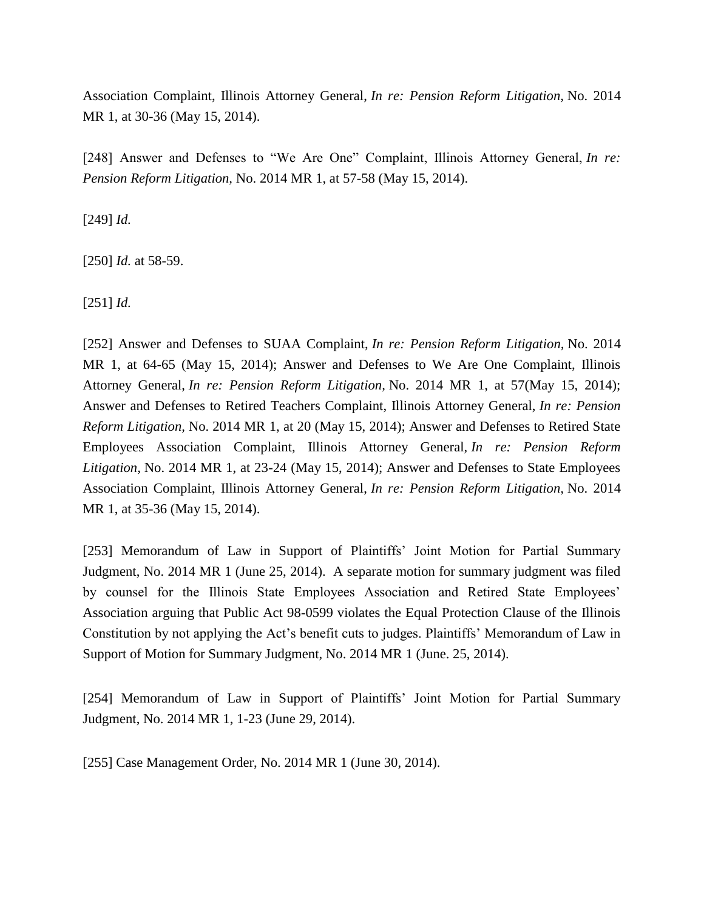Association Complaint, Illinois Attorney General, *In re: Pension Reform Litigation*, No. 2014 MR 1, at 30-36 (May 15, 2014).

[248] Answer and Defenses to "We Are One" Complaint, Illinois Attorney General, *In re: Pension Reform Litigation,* No. 2014 MR 1, at 57-58 (May 15, 2014).

[249] *Id.*

[250] *Id.* at 58-59.

[251] *Id.*

[252] Answer and Defenses to SUAA Complaint, *In re: Pension Reform Litigation,* No. 2014 MR 1, at 64-65 (May 15, 2014); Answer and Defenses to We Are One Complaint, Illinois Attorney General, *In re: Pension Reform Litigation,* No. 2014 MR 1, at 57(May 15, 2014); Answer and Defenses to Retired Teachers Complaint, Illinois Attorney General, *In re: Pension Reform Litigation,* No. 2014 MR 1, at 20 (May 15, 2014); Answer and Defenses to Retired State Employees Association Complaint, Illinois Attorney General, *In re: Pension Reform Litigation,* No. 2014 MR 1, at 23-24 (May 15, 2014); Answer and Defenses to State Employees Association Complaint, Illinois Attorney General, *In re: Pension Reform Litigation,* No. 2014 MR 1, at 35-36 (May 15, 2014).

[253] Memorandum of Law in Support of Plaintiffs' Joint Motion for Partial Summary Judgment, No. 2014 MR 1 (June 25, 2014). A separate motion for summary judgment was filed by counsel for the Illinois State Employees Association and Retired State Employees' Association arguing that Public Act 98-0599 violates the Equal Protection Clause of the Illinois Constitution by not applying the Act's benefit cuts to judges. Plaintiffs' Memorandum of Law in Support of Motion for Summary Judgment, No. 2014 MR 1 (June. 25, 2014).

[254] Memorandum of Law in Support of Plaintiffs' Joint Motion for Partial Summary Judgment, No. 2014 MR 1, 1-23 (June 29, 2014).

[255] Case Management Order, No. 2014 MR 1 (June 30, 2014).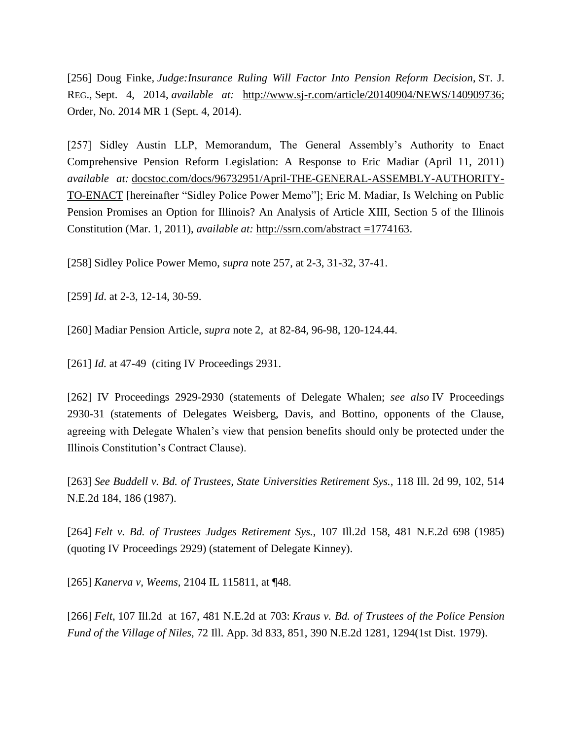[256] Doug Finke, *Judge:Insurance Ruling Will Factor Into Pension Reform Decision*, ST. J. REG., Sept. 4, 2014, *available at:* http://www.sj-r.com/article/20140904/NEWS/140909736; Order, No. 2014 MR 1 (Sept. 4, 2014).

[257] Sidley Austin LLP, Memorandum, The General Assembly's Authority to Enact Comprehensive Pension Reform Legislation: A Response to Eric Madiar (April 11, 2011) *available at:* docstoc.com/docs/96732951/April-THE-GENERAL-ASSEMBLY-AUTHORITY-TO-ENACT [hereinafter "Sidley Police Power Memo"]; Eric M. Madiar, Is Welching on Public Pension Promises an Option for Illinois? An Analysis of Article XIII, Section 5 of the Illinois Constitution (Mar. 1, 2011), *available at:* http://ssrn.com/abstract =1774163.

[258] Sidley Police Power Memo, *supra* note 257, at 2-3, 31-32, 37-41.

[259] *Id*. at 2-3, 12-14, 30-59.

[260] Madiar Pension Article, *supra* note 2, at 82-84, 96-98, 120-124.44.

[261] *Id.* at 47-49 (citing IV Proceedings 2931.

[262] IV Proceedings 2929-2930 (statements of Delegate Whalen; *see also* IV Proceedings 2930-31 (statements of Delegates Weisberg, Davis, and Bottino, opponents of the Clause, agreeing with Delegate Whalen's view that pension benefits should only be protected under the Illinois Constitution's Contract Clause).

[263] *See Buddell v. Bd. of Trustees, State Universities Retirement Sys.*, 118 Ill. 2d 99, 102, 514 N.E.2d 184, 186 (1987).

[264] *Felt v. Bd. of Trustees Judges Retirement Sys.*, 107 Ill.2d 158, 481 N.E.2d 698 (1985) (quoting IV Proceedings 2929) (statement of Delegate Kinney).

[265] *Kanerva v, Weems*, 2104 IL 115811, at ¶48.

[266] *Felt*, 107 Ill.2d at 167, 481 N.E.2d at 703: *Kraus v. Bd. of Trustees of the Police Pension Fund of the Village of Niles*, 72 Ill. App. 3d 833, 851, 390 N.E.2d 1281, 1294(1st Dist. 1979).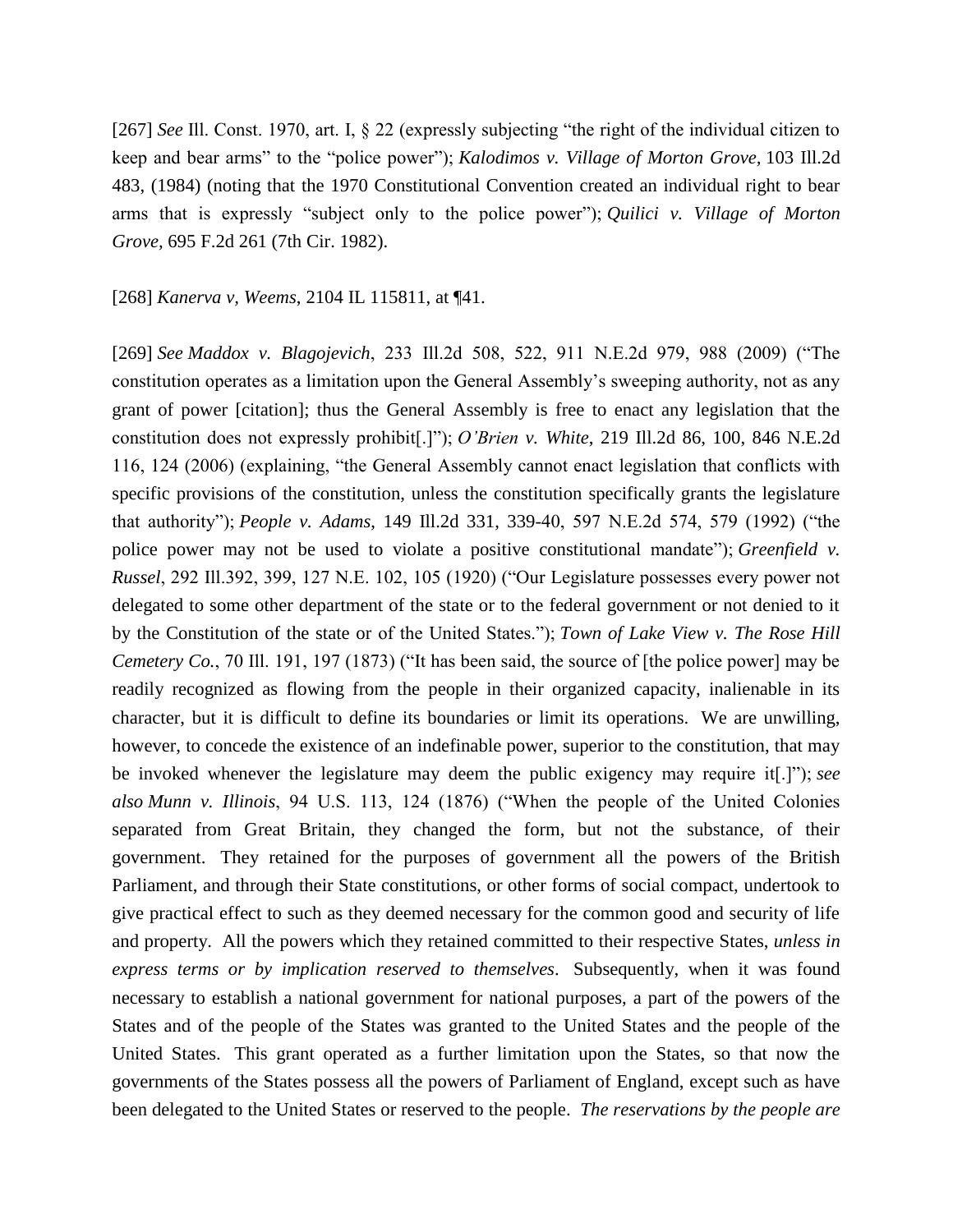[267] *See* Ill. Const. 1970, art. I, § 22 (expressly subjecting "the right of the individual citizen to keep and bear arms" to the "police power"); *Kalodimos v. Village of Morton Grove,* 103 Ill.2d 483, (1984) (noting that the 1970 Constitutional Convention created an individual right to bear arms that is expressly "subject only to the police power"); *Quilici v. Village of Morton Grove,* 695 F.2d 261 (7th Cir. 1982).

[268] *Kanerva v, Weems*, 2104 IL 115811, at ¶41.

[269] *See Maddox v. Blagojevich*, 233 Ill.2d 508, 522, 911 N.E.2d 979, 988 (2009) ("The constitution operates as a limitation upon the General Assembly's sweeping authority, not as any grant of power [citation]; thus the General Assembly is free to enact any legislation that the constitution does not expressly prohibit[.]"); *O'Brien v. White*, 219 Ill.2d 86, 100, 846 N.E.2d 116, 124 (2006) (explaining, "the General Assembly cannot enact legislation that conflicts with specific provisions of the constitution, unless the constitution specifically grants the legislature that authority"); *People v. Adams*, 149 Ill.2d 331, 339-40, 597 N.E.2d 574, 579 (1992) ("the police power may not be used to violate a positive constitutional mandate"); *Greenfield v. Russel*, 292 Ill.392, 399, 127 N.E. 102, 105 (1920) ("Our Legislature possesses every power not delegated to some other department of the state or to the federal government or not denied to it by the Constitution of the state or of the United States."); *Town of Lake View v. The Rose Hill Cemetery Co.*, 70 Ill. 191, 197 (1873) ("It has been said, the source of [the police power] may be readily recognized as flowing from the people in their organized capacity, inalienable in its character, but it is difficult to define its boundaries or limit its operations. We are unwilling, however, to concede the existence of an indefinable power, superior to the constitution, that may be invoked whenever the legislature may deem the public exigency may require it[.]"); *see also Munn v. Illinois*, 94 U.S. 113, 124 (1876) ("When the people of the United Colonies separated from Great Britain, they changed the form, but not the substance, of their government. They retained for the purposes of government all the powers of the British Parliament, and through their State constitutions, or other forms of social compact, undertook to give practical effect to such as they deemed necessary for the common good and security of life and property. All the powers which they retained committed to their respective States, *unless in express terms or by implication reserved to themselves*. Subsequently, when it was found necessary to establish a national government for national purposes, a part of the powers of the States and of the people of the States was granted to the United States and the people of the United States. This grant operated as a further limitation upon the States, so that now the governments of the States possess all the powers of Parliament of England, except such as have been delegated to the United States or reserved to the people. *The reservations by the people are*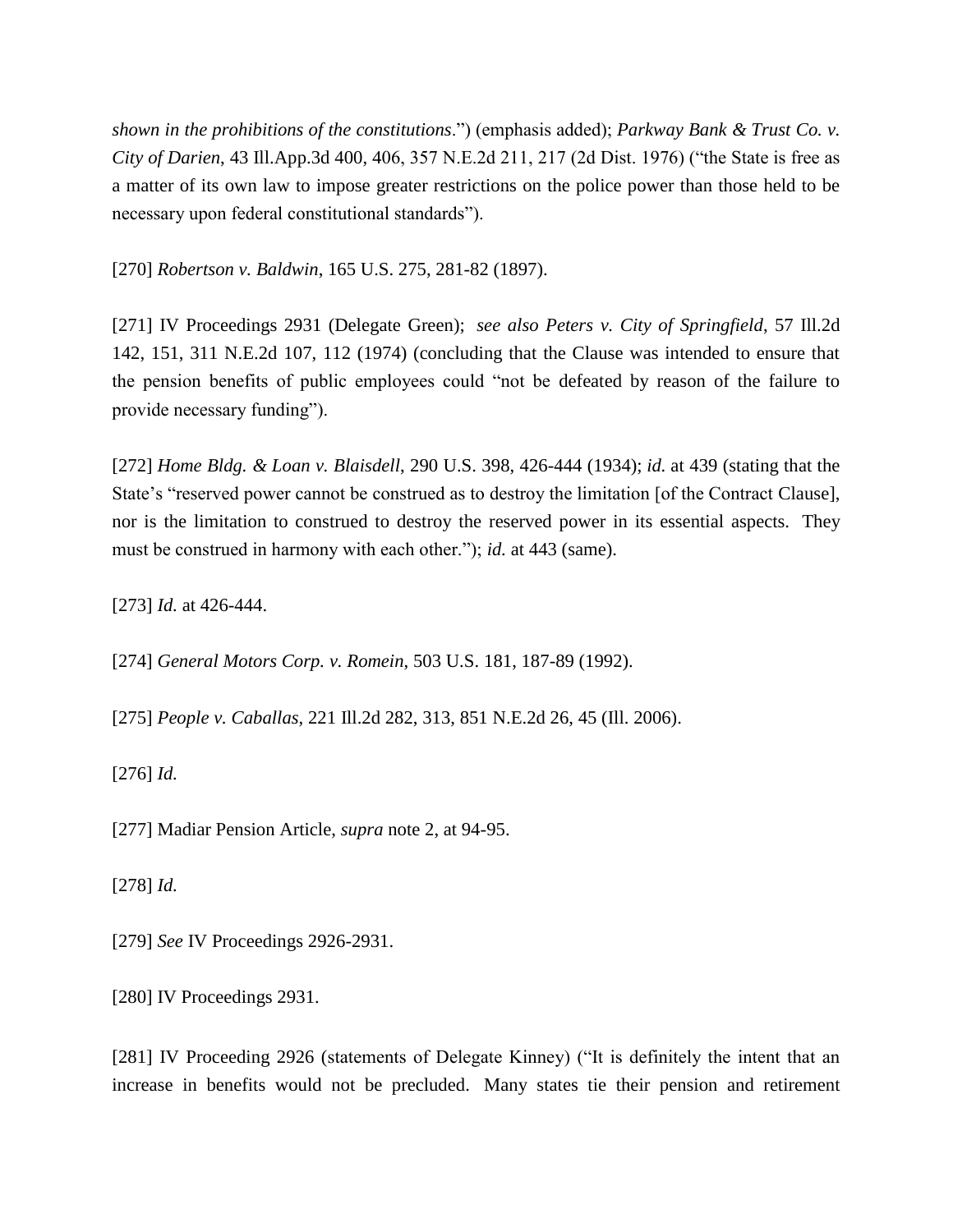*shown in the prohibitions of the constitutions*.") (emphasis added); *Parkway Bank & Trust Co. v. City of Darien*, 43 Ill.App.3d 400, 406, 357 N.E.2d 211, 217 (2d Dist. 1976) ("the State is free as a matter of its own law to impose greater restrictions on the police power than those held to be necessary upon federal constitutional standards").

[270] *Robertson v. Baldwin*, 165 U.S. 275, 281-82 (1897).

[271] IV Proceedings 2931 (Delegate Green); *see also Peters v. City of Springfield*, 57 Ill.2d 142, 151, 311 N.E.2d 107, 112 (1974) (concluding that the Clause was intended to ensure that the pension benefits of public employees could "not be defeated by reason of the failure to provide necessary funding").

[272] *Home Bldg. & Loan v. Blaisdell*, 290 U.S. 398, 426-444 (1934); *id.* at 439 (stating that the State's "reserved power cannot be construed as to destroy the limitation [of the Contract Clause], nor is the limitation to construed to destroy the reserved power in its essential aspects. They must be construed in harmony with each other."); *id.* at 443 (same).

[273] *Id.* at 426-444.

[274] *General Motors Corp. v. Romein*, 503 U.S. 181, 187-89 (1992).

[275] *People v. Caballas*, 221 Ill.2d 282, 313, 851 N.E.2d 26, 45 (Ill. 2006).

[276] *Id.*

[277] Madiar Pension Article, *supra* note 2, at 94-95.

[278] *Id.*

[279] *See* IV Proceedings 2926-2931.

[280] IV Proceedings 2931.

[281] IV Proceeding 2926 (statements of Delegate Kinney) ("It is definitely the intent that an increase in benefits would not be precluded. Many states tie their pension and retirement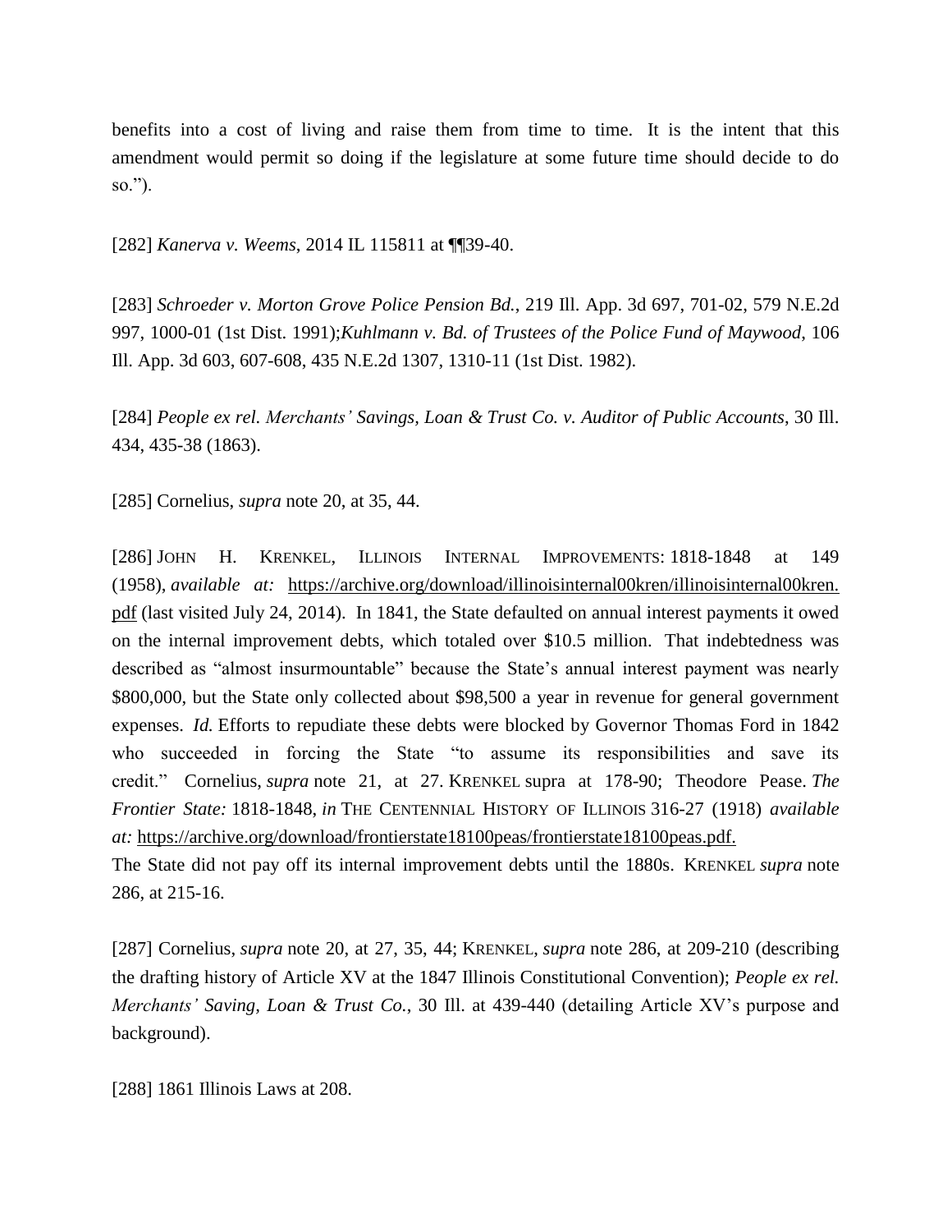benefits into a cost of living and raise them from time to time. It is the intent that this amendment would permit so doing if the legislature at some future time should decide to do so.").

[282] *Kanerva v. Weems*, 2014 IL 115811 at ¶¶39-40.

[283] *Schroeder v. Morton Grove Police Pension Bd.*, 219 Ill. App. 3d 697, 701-02, 579 N.E.2d 997, 1000-01 (1st Dist. 1991);*Kuhlmann v. Bd. of Trustees of the Police Fund of Maywood*, 106 Ill. App. 3d 603, 607-608, 435 N.E.2d 1307, 1310-11 (1st Dist. 1982).

[284] *People ex rel. Merchants' Savings, Loan & Trust Co. v. Auditor of Public Accounts*, 30 Ill. 434, 435-38 (1863).

[285] Cornelius, *supra* note 20, at 35, 44.

[286] JOHN H. KRENKEL, ILLINOIS INTERNAL IMPROVEMENTS: 1818-1848 at 149 (1958), *available at:* https://archive.org/download/illinoisinternal00kren/illinoisinternal00kren.pdf (last visited July 24, 2014). In 1841, the State defaulted on annual interest payments it owed on the internal improvement debts, which totaled over $10.5 million. That indebtedness was described as "almost insurmountable" because the State's annual interest payment was nearly $800,000, but the State only collected about $98,500 a year in revenue for general government expenses. *Id.* Efforts to repudiate these debts were blocked by Governor Thomas Ford in 1842 who succeeded in forcing the State "to assume its responsibilities and save its credit." Cornelius, *supra* note 21, at 27. KRENKEL supra at 178-90; Theodore Pease. *The Frontier State:* 1818-1848, *in* THE CENTENNIAL HISTORY OF ILLINOIS 316-27 (1918) *available at:* https://archive.org/download/frontierstate18100peas/frontierstate18100peas.pdf.
The State did not pay off its internal improvement debts until the 1880s. KRENKEL *supra* note 286, at 215-16.

[287] Cornelius, *supra* note 20, at 27, 35, 44; KRENKEL, *supra* note 286, at 209-210 (describing the drafting history of Article XV at the 1847 Illinois Constitutional Convention); *People ex rel. Merchants' Saving, Loan & Trust Co.*, 30 Ill. at 439-440 (detailing Article XV's purpose and background).

[288] 1861 Illinois Laws at 208.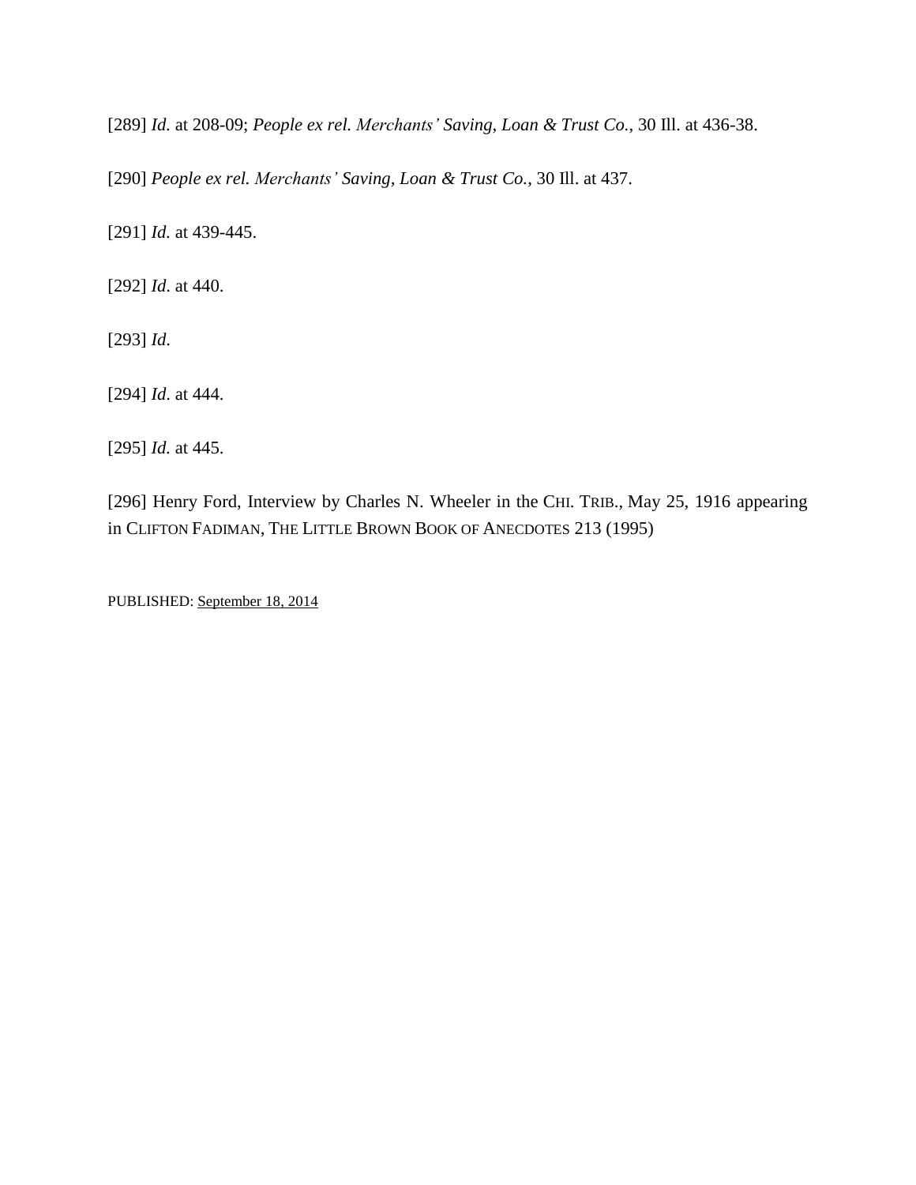[289] *Id.* at 208-09; *People ex rel. Merchants' Saving, Loan & Trust Co.*, 30 Ill. at 436-38.

[290] *People ex rel. Merchants' Saving, Loan & Trust Co.*, 30 Ill. at 437.

[291] *Id.* at 439-445.

[292] *Id*. at 440.

[293] *Id*.

[294] *Id*. at 444.

[295] *Id.* at 445.

[296] Henry Ford, Interview by Charles N. Wheeler in the CHI. TRIB., May 25, 1916 appearing in CLIFTON FADIMAN, THE LITTLE BROWN BOOK OF ANECDOTES 213 (1995)

PUBLISHED: September 18, 2014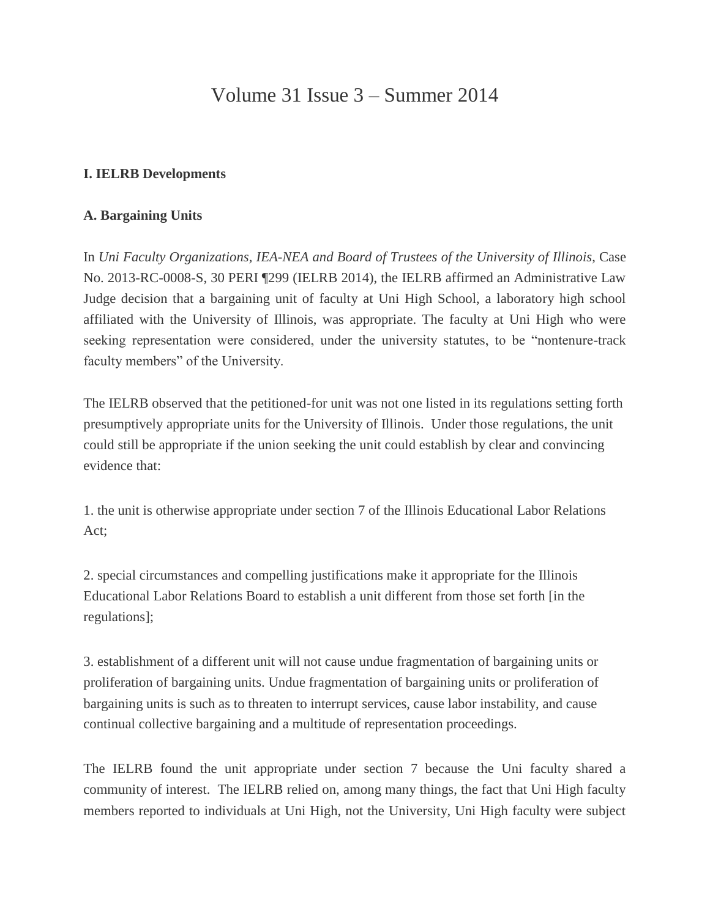# Volume 31 Issue 3 – Summer 2014

**I. IELRB Developments**

**A. Bargaining Units**

In *Uni Faculty Organizations, IEA-NEA and Board of Trustees of the University of Illinois*, Case No. 2013-RC-0008-S, 30 PERI ¶299 (IELRB 2014), the IELRB affirmed an Administrative Law Judge decision that a bargaining unit of faculty at Uni High School, a laboratory high school affiliated with the University of Illinois, was appropriate. The faculty at Uni High who were seeking representation were considered, under the university statutes, to be "nontenure-track faculty members" of the University.

The IELRB observed that the petitioned-for unit was not one listed in its regulations setting forth presumptively appropriate units for the University of Illinois. Under those regulations, the unit could still be appropriate if the union seeking the unit could establish by clear and convincing evidence that:

1. the unit is otherwise appropriate under section 7 of the Illinois Educational Labor Relations Act;

2. special circumstances and compelling justifications make it appropriate for the Illinois Educational Labor Relations Board to establish a unit different from those set forth [in the regulations];

3. establishment of a different unit will not cause undue fragmentation of bargaining units or proliferation of bargaining units. Undue fragmentation of bargaining units or proliferation of bargaining units is such as to threaten to interrupt services, cause labor instability, and cause continual collective bargaining and a multitude of representation proceedings.

The IELRB found the unit appropriate under section 7 because the Uni faculty shared a community of interest. The IELRB relied on, among many things, the fact that Uni High faculty members reported to individuals at Uni High, not the University, Uni High faculty were subject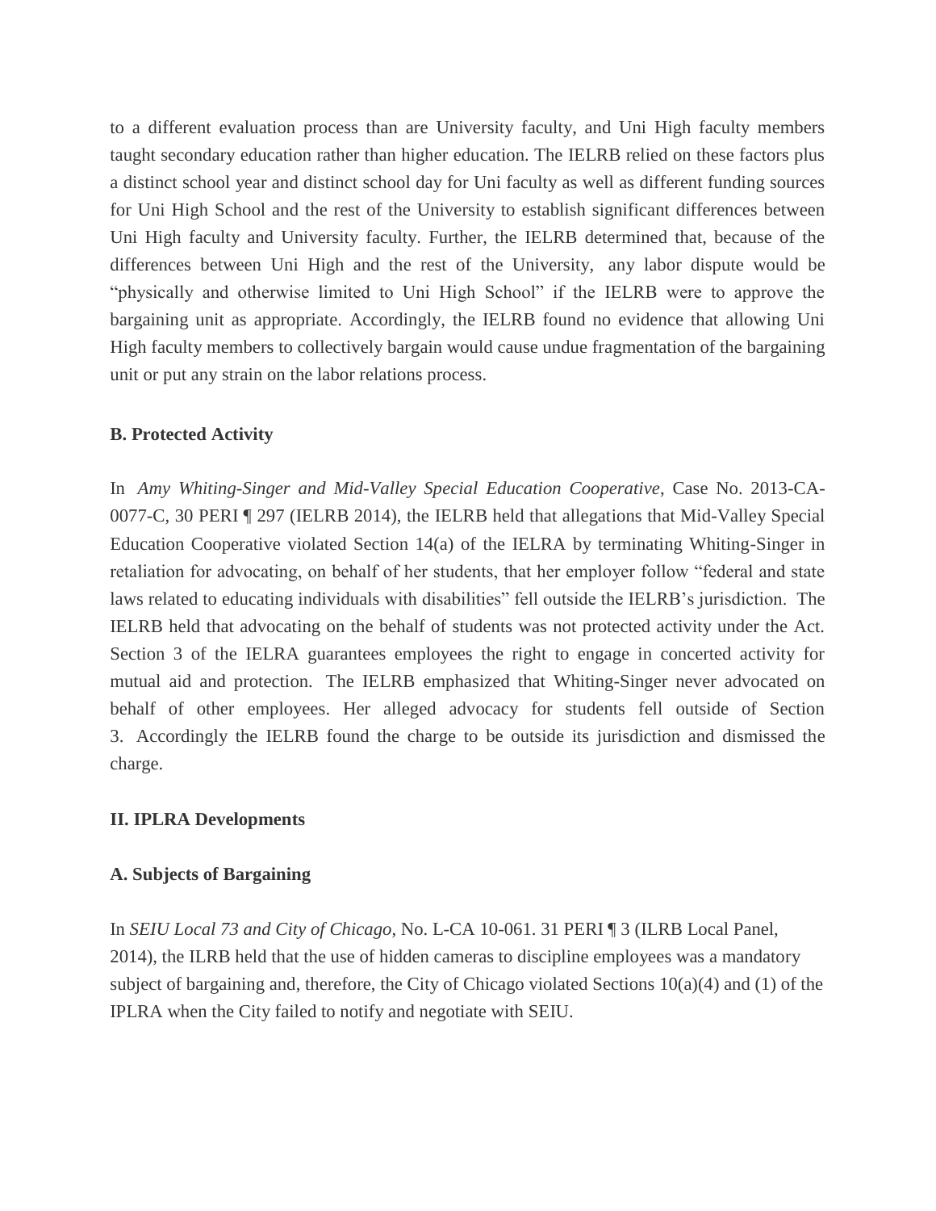to a different evaluation process than are University faculty, and Uni High faculty members taught secondary education rather than higher education. The IELRB relied on these factors plus a distinct school year and distinct school day for Uni faculty as well as different funding sources for Uni High School and the rest of the University to establish significant differences between Uni High faculty and University faculty. Further, the IELRB determined that, because of the differences between Uni High and the rest of the University, any labor dispute would be "physically and otherwise limited to Uni High School" if the IELRB were to approve the bargaining unit as appropriate. Accordingly, the IELRB found no evidence that allowing Uni High faculty members to collectively bargain would cause undue fragmentation of the bargaining unit or put any strain on the labor relations process.

**B. Protected Activity**

In *Amy Whiting-Singer and Mid-Valley Special Education Cooperative*, Case No. 2013-CA-0077-C, 30 PERI ¶ 297 (IELRB 2014), the IELRB held that allegations that Mid-Valley Special Education Cooperative violated Section 14(a) of the IELRA by terminating Whiting-Singer in retaliation for advocating, on behalf of her students, that her employer follow "federal and state laws related to educating individuals with disabilities" fell outside the IELRB's jurisdiction. The IELRB held that advocating on the behalf of students was not protected activity under the Act. Section 3 of the IELRA guarantees employees the right to engage in concerted activity for mutual aid and protection. The IELRB emphasized that Whiting-Singer never advocated on behalf of other employees. Her alleged advocacy for students fell outside of Section 3. Accordingly the IELRB found the charge to be outside its jurisdiction and dismissed the charge.

**II. IPLRA Developments**

**A. Subjects of Bargaining**

In *SEIU Local 73 and City of Chicago*, No. L-CA 10-061. 31 PERI ¶ 3 (ILRB Local Panel, 2014), the ILRB held that the use of hidden cameras to discipline employees was a mandatory subject of bargaining and, therefore, the City of Chicago violated Sections 10(a)(4) and (1) of the IPLRA when the City failed to notify and negotiate with SEIU.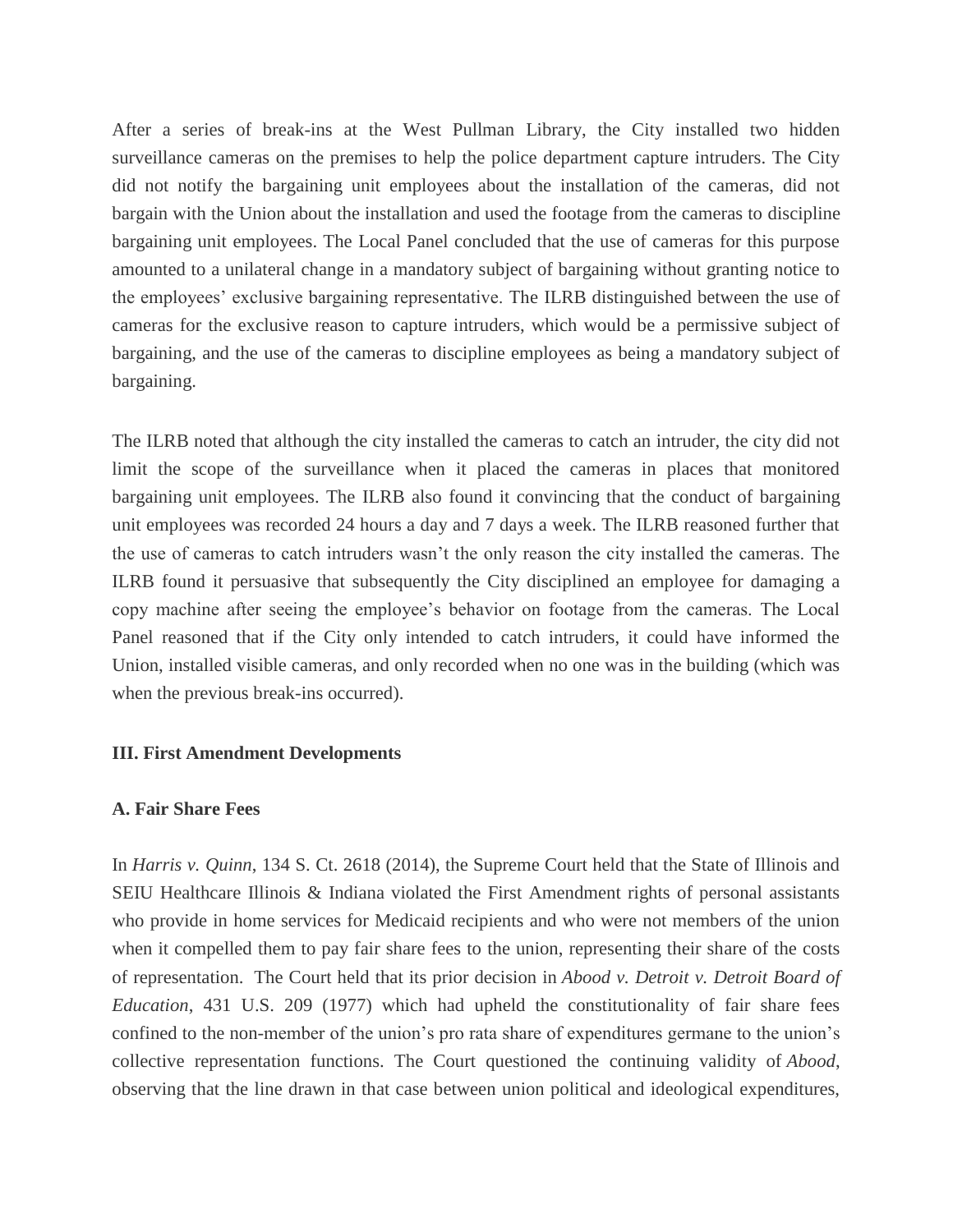After a series of break-ins at the West Pullman Library, the City installed two hidden surveillance cameras on the premises to help the police department capture intruders. The City did not notify the bargaining unit employees about the installation of the cameras, did not bargain with the Union about the installation and used the footage from the cameras to discipline bargaining unit employees. The Local Panel concluded that the use of cameras for this purpose amounted to a unilateral change in a mandatory subject of bargaining without granting notice to the employees' exclusive bargaining representative. The ILRB distinguished between the use of cameras for the exclusive reason to capture intruders, which would be a permissive subject of bargaining, and the use of the cameras to discipline employees as being a mandatory subject of bargaining.

The ILRB noted that although the city installed the cameras to catch an intruder, the city did not limit the scope of the surveillance when it placed the cameras in places that monitored bargaining unit employees. The ILRB also found it convincing that the conduct of bargaining unit employees was recorded 24 hours a day and 7 days a week. The ILRB reasoned further that the use of cameras to catch intruders wasn't the only reason the city installed the cameras. The ILRB found it persuasive that subsequently the City disciplined an employee for damaging a copy machine after seeing the employee's behavior on footage from the cameras. The Local Panel reasoned that if the City only intended to catch intruders, it could have informed the Union, installed visible cameras, and only recorded when no one was in the building (which was when the previous break-ins occurred).

### III. First Amendment Developments

#### A. Fair Share Fees

In *Harris v. Quinn*, 134 S. Ct. 2618 (2014), the Supreme Court held that the State of Illinois and SEIU Healthcare Illinois & Indiana violated the First Amendment rights of personal assistants who provide in home services for Medicaid recipients and who were not members of the union when it compelled them to pay fair share fees to the union, representing their share of the costs of representation. The Court held that its prior decision in *Abood v. Detroit v. Detroit Board of Education*, 431 U.S. 209 (1977) which had upheld the constitutionality of fair share fees confined to the non-member of the union's pro rata share of expenditures germane to the union's collective representation functions. The Court questioned the continuing validity of *Abood*, observing that the line drawn in that case between union political and ideological expenditures,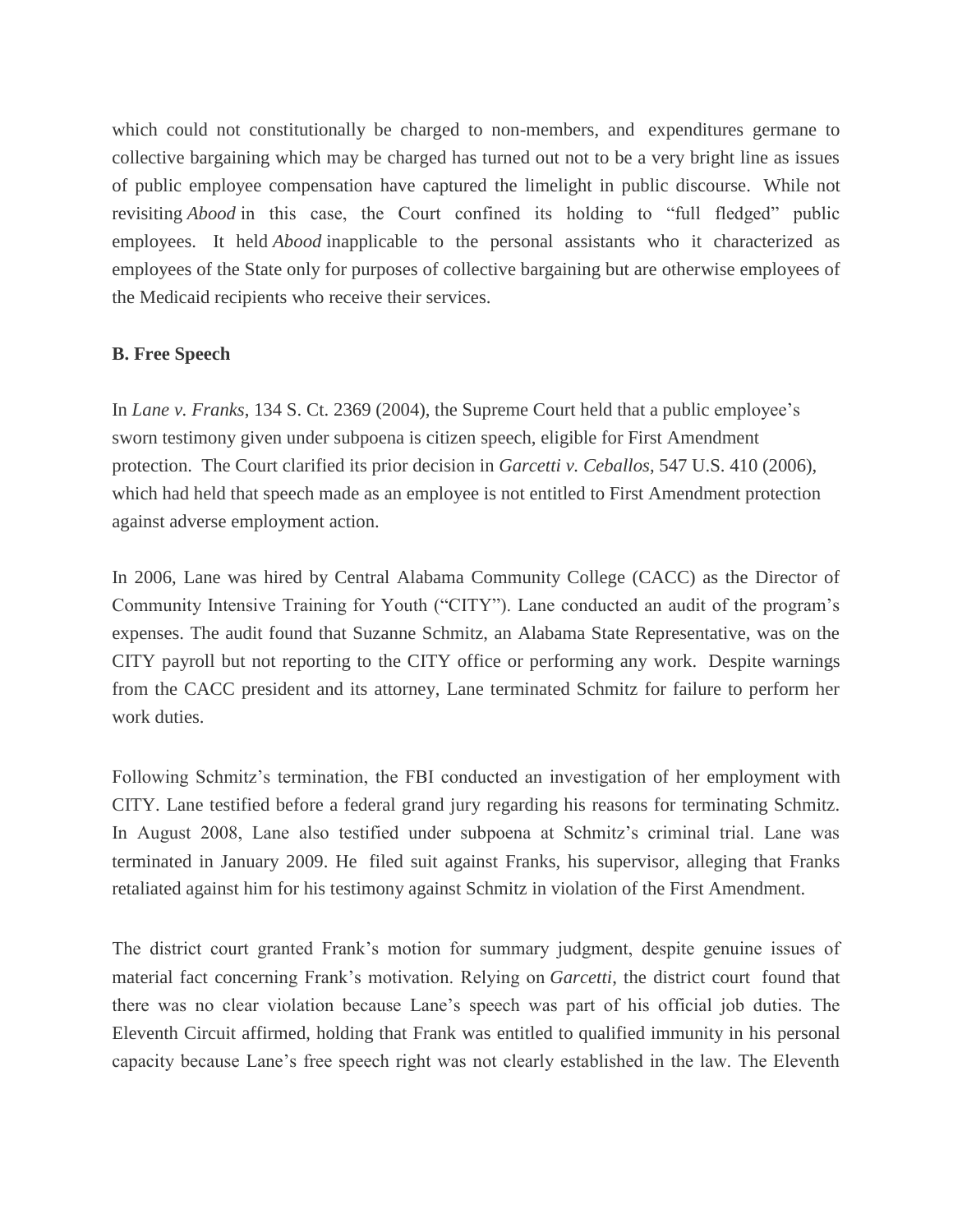which could not constitutionally be charged to non-members, and expenditures germane to collective bargaining which may be charged has turned out not to be a very bright line as issues of public employee compensation have captured the limelight in public discourse. While not revisiting *Abood* in this case, the Court confined its holding to "full fledged" public employees. It held *Abood* inapplicable to the personal assistants who it characterized as employees of the State only for purposes of collective bargaining but are otherwise employees of the Medicaid recipients who receive their services.

**B. Free Speech**

In *Lane v. Franks*, 134 S. Ct. 2369 (2004), the Supreme Court held that a public employee's sworn testimony given under subpoena is citizen speech, eligible for First Amendment protection. The Court clarified its prior decision in *Garcetti v. Ceballos,* 547 U.S. 410 (2006), which had held that speech made as an employee is not entitled to First Amendment protection against adverse employment action.

In 2006, Lane was hired by Central Alabama Community College (CACC) as the Director of Community Intensive Training for Youth ("CITY"). Lane conducted an audit of the program's expenses. The audit found that Suzanne Schmitz, an Alabama State Representative, was on the CITY payroll but not reporting to the CITY office or performing any work. Despite warnings from the CACC president and its attorney, Lane terminated Schmitz for failure to perform her work duties.

Following Schmitz's termination, the FBI conducted an investigation of her employment with CITY. Lane testified before a federal grand jury regarding his reasons for terminating Schmitz. In August 2008, Lane also testified under subpoena at Schmitz's criminal trial. Lane was terminated in January 2009. He filed suit against Franks, his supervisor, alleging that Franks retaliated against him for his testimony against Schmitz in violation of the First Amendment.

The district court granted Frank's motion for summary judgment, despite genuine issues of material fact concerning Frank's motivation. Relying on *Garcetti*, the district court found that there was no clear violation because Lane's speech was part of his official job duties. The Eleventh Circuit affirmed, holding that Frank was entitled to qualified immunity in his personal capacity because Lane's free speech right was not clearly established in the law. The Eleventh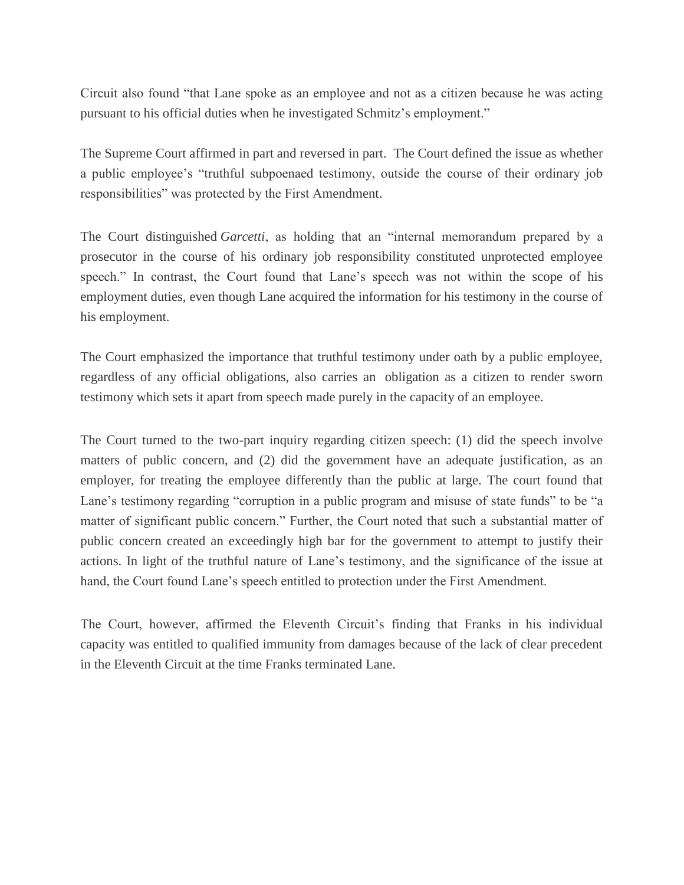Circuit also found "that Lane spoke as an employee and not as a citizen because he was acting pursuant to his official duties when he investigated Schmitz's employment."

The Supreme Court affirmed in part and reversed in part. The Court defined the issue as whether a public employee's "truthful subpoenaed testimony, outside the course of their ordinary job responsibilities" was protected by the First Amendment.

The Court distinguished *Garcetti*, as holding that an "internal memorandum prepared by a prosecutor in the course of his ordinary job responsibility constituted unprotected employee speech." In contrast, the Court found that Lane's speech was not within the scope of his employment duties, even though Lane acquired the information for his testimony in the course of his employment.

The Court emphasized the importance that truthful testimony under oath by a public employee, regardless of any official obligations, also carries an obligation as a citizen to render sworn testimony which sets it apart from speech made purely in the capacity of an employee.

The Court turned to the two-part inquiry regarding citizen speech: (1) did the speech involve matters of public concern, and (2) did the government have an adequate justification, as an employer, for treating the employee differently than the public at large. The court found that Lane's testimony regarding "corruption in a public program and misuse of state funds" to be "a matter of significant public concern." Further, the Court noted that such a substantial matter of public concern created an exceedingly high bar for the government to attempt to justify their actions. In light of the truthful nature of Lane's testimony, and the significance of the issue at hand, the Court found Lane's speech entitled to protection under the First Amendment.

The Court, however, affirmed the Eleventh Circuit's finding that Franks in his individual capacity was entitled to qualified immunity from damages because of the lack of clear precedent in the Eleventh Circuit at the time Franks terminated Lane.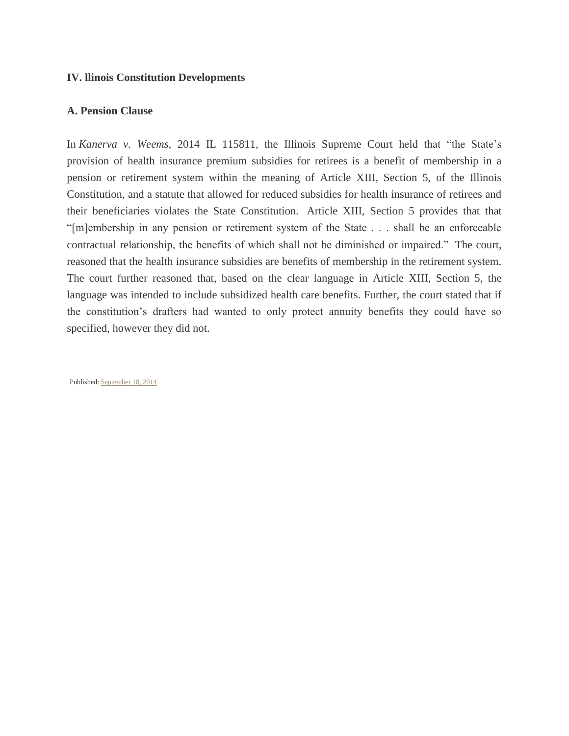## IV. llinois Constitution Developments

### A. Pension Clause

In *Kanerva v. Weems*, 2014 IL 115811, the Illinois Supreme Court held that "the State's provision of health insurance premium subsidies for retirees is a benefit of membership in a pension or retirement system within the meaning of Article XIII, Section 5, of the Illinois Constitution, and a statute that allowed for reduced subsidies for health insurance of retirees and their beneficiaries violates the State Constitution. Article XIII, Section 5 provides that that "[m]embership in any pension or retirement system of the State . . . shall be an enforceable contractual relationship, the benefits of which shall not be diminished or impaired." The court, reasoned that the health insurance subsidies are benefits of membership in the retirement system. The court further reasoned that, based on the clear language in Article XIII, Section 5, the language was intended to include subsidized health care benefits. Further, the court stated that if the constitution's drafters had wanted to only protect annuity benefits they could have so specified, however they did not.

Published: September 18, 2014